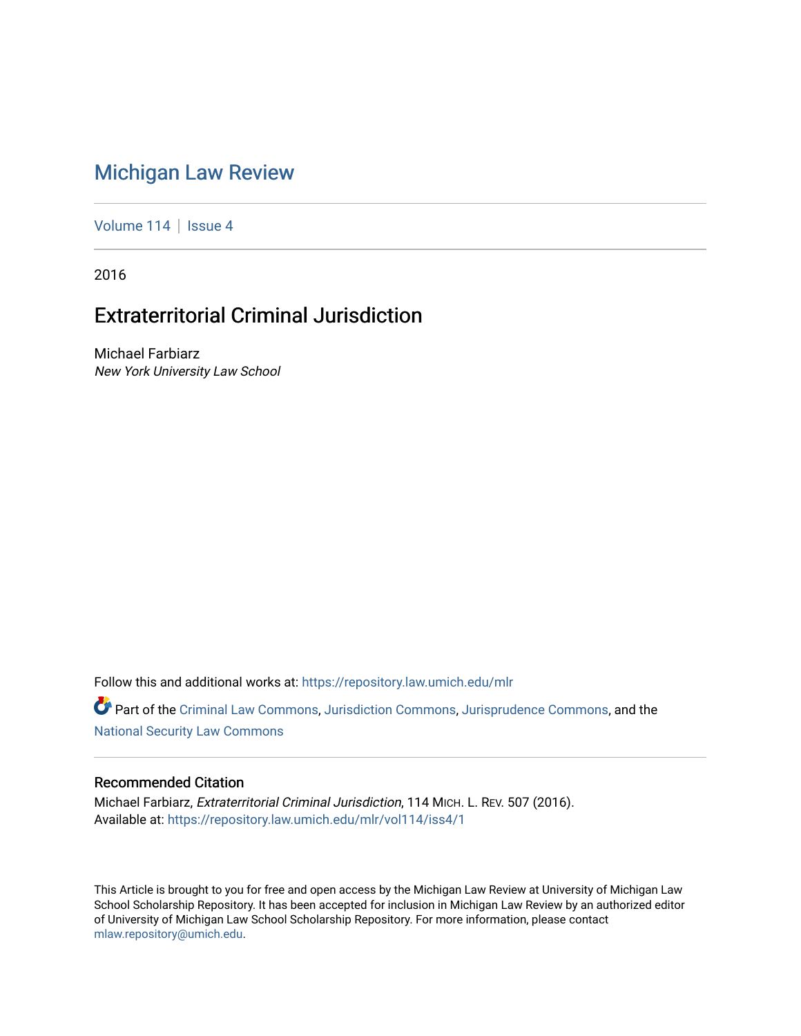# Michigan Law Review

Volume 114 | Issue 4

2016

## Extraterritorial Criminal Jurisdiction

Michael Farbiarz
*New York University Law School*

Follow this and additional works at: https://repository.law.umich.edu/mlr

Part of the Criminal Law Commons, Jurisdiction Commons, Jurisprudence Commons, and the National Security Law Commons

### Recommended Citation

Michael Farbiarz, *Extraterritorial Criminal Jurisdiction*, 114 MICH. L. REV. 507 (2016).
Available at: https://repository.law.umich.edu/mlr/vol114/iss4/1

This Article is brought to you for free and open access by the Michigan Law Review at University of Michigan Law School Scholarship Repository. It has been accepted for inclusion in Michigan Law Review by an authorized editor of University of Michigan Law School Scholarship Repository. For more information, please contact mlaw.repository@umich.edu.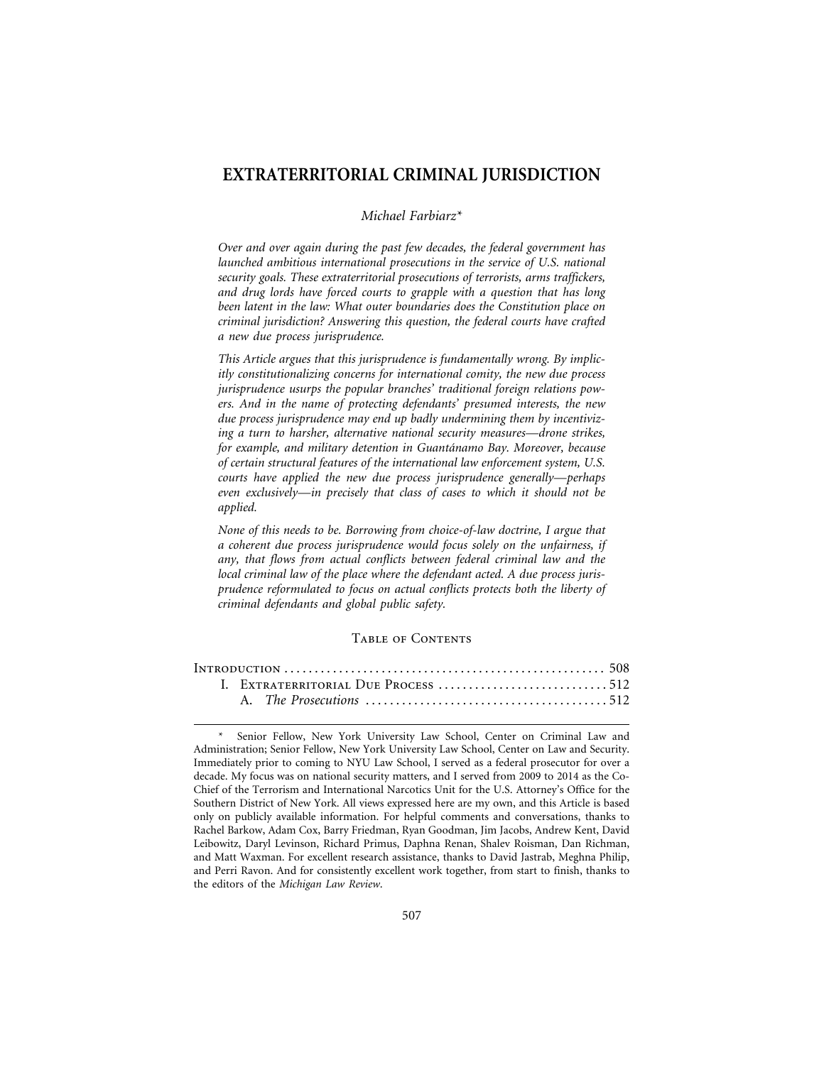# EXTRATERRITORIAL CRIMINAL JURISDICTION

*Michael Farbiarz**

*Over and over again during the past few decades, the federal government has launched ambitious international prosecutions in the service of U.S. national security goals. These extraterritorial prosecutions of terrorists, arms traffickers, and drug lords have forced courts to grapple with a question that has long been latent in the law: What outer boundaries does the Constitution place on criminal jurisdiction? Answering this question, the federal courts have crafted a new due process jurisprudence.*

*This Article argues that this jurisprudence is fundamentally wrong. By implicitly constitutionalizing concerns for international comity, the new due process jurisprudence usurps the popular branches' traditional foreign relations powers. And in the name of protecting defendants' presumed interests, the new due process jurisprudence may end up badly undermining them by incentivizing a turn to harsher, alternative national security measures—drone strikes, for example, and military detention in Guantánamo Bay. Moreover, because of certain structural features of the international law enforcement system, U.S. courts have applied the new due process jurisprudence generally—perhaps even exclusively—in precisely that class of cases to which it should not be applied.*

*None of this needs to be. Borrowing from choice-of-law doctrine, I argue that a coherent due process jurisprudence would focus solely on the unfairness, if any, that flows from actual conflicts between federal criminal law and the local criminal law of the place where the defendant acted. A due process jurisprudence reformulated to focus on actual conflicts protects both the liberty of criminal defendants and global public safety.*

## Table of Contents

| | |
|---|---|
| Introduction | 508 |
| I. Extraterritorial Due Process | 512 |
| A. *The Prosecutions* | 512 |

\* Senior Fellow, New York University Law School, Center on Criminal Law and Administration; Senior Fellow, New York University Law School, Center on Law and Security. Immediately prior to coming to NYU Law School, I served as a federal prosecutor for over a decade. My focus was on national security matters, and I served from 2009 to 2014 as the Co-Chief of the Terrorism and International Narcotics Unit for the U.S. Attorney's Office for the Southern District of New York. All views expressed here are my own, and this Article is based only on publicly available information. For helpful comments and conversations, thanks to Rachel Barkow, Adam Cox, Barry Friedman, Ryan Goodman, Jim Jacobs, Andrew Kent, David Leibowitz, Daryl Levinson, Richard Primus, Daphna Renan, Shalev Roisman, Dan Richman, and Matt Waxman. For excellent research assistance, thanks to David Jastrab, Meghna Philip, and Perri Ravon. And for consistently excellent work together, from start to finish, thanks to the editors of the *Michigan Law Review*.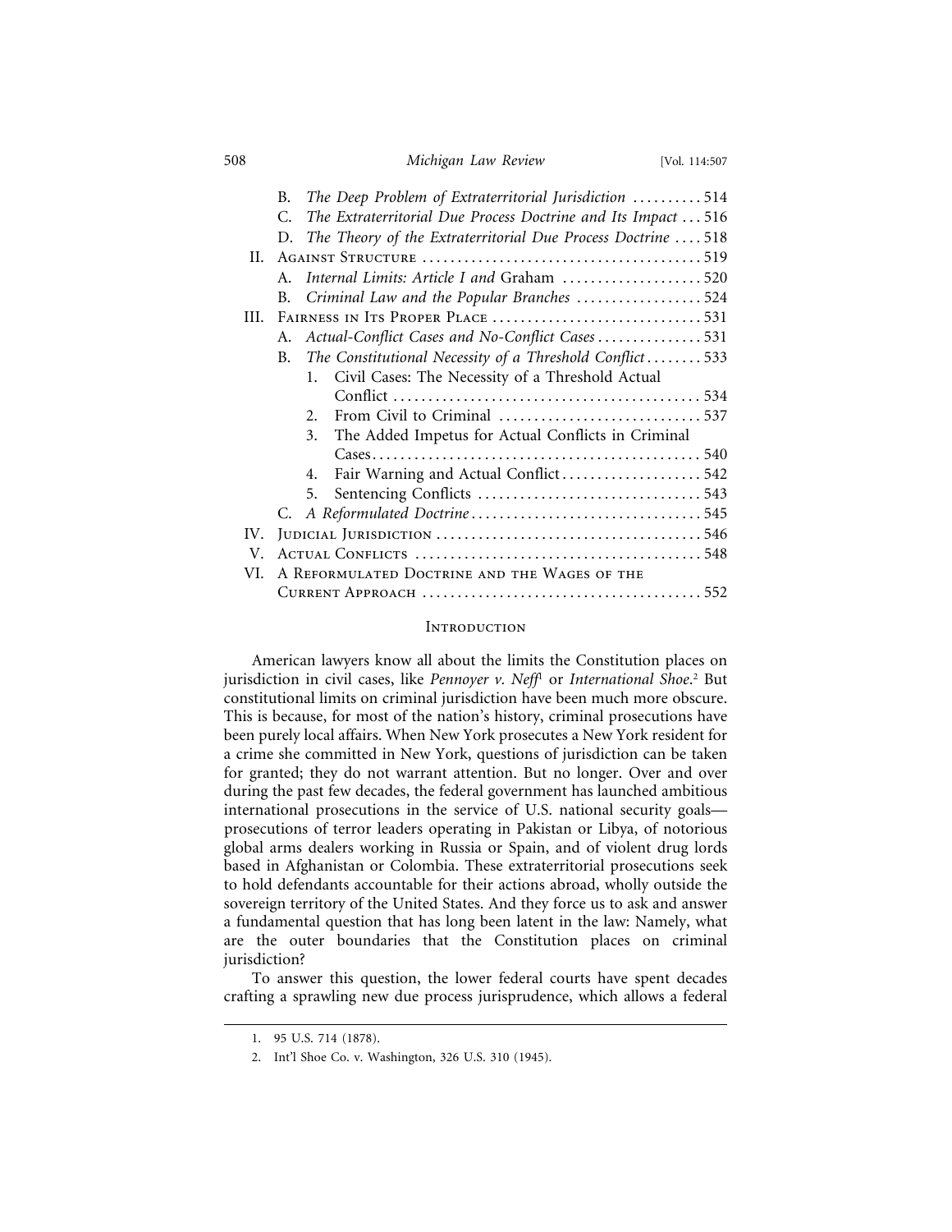B. *The Deep Problem of Extraterritorial Jurisdiction* .......... 514
C. *The Extraterritorial Due Process Doctrine and Its Impact* ... 516
D. *The Theory of the Extraterritorial Due Process Doctrine* .... 518

II. Against Structure ........................................ 519
A. *Internal Limits: Article I and* Graham .................... 520
B. *Criminal Law and the Popular Branches* .................. 524

III. Fairness in Its Proper Place ............................. 531
A. *Actual-Conflict Cases and No-Conflict Cases* ............... 531
B. *The Constitutional Necessity of a Threshold Conflict* ........ 533
1. Civil Cases: The Necessity of a Threshold Actual Conflict ............................................ 534
2. From Civil to Criminal ............................ 537
3. The Added Impetus for Actual Conflicts in Criminal Cases............................................... 540
4. Fair Warning and Actual Conflict.................... 542
5. Sentencing Conflicts ............................... 543
C. *A Reformulated Doctrine*................................ 545

IV. Judicial Jurisdiction ..................................... 546

V. Actual Conflicts ......................................... 548

VI. A Reformulated Doctrine and the Wages of the Current Approach ....................................... 552

## Introduction

American lawyers know all about the limits the Constitution places on jurisdiction in civil cases, like *Pennoyer v. Neff*[1] or *International Shoe*.[2] But constitutional limits on criminal jurisdiction have been much more obscure. This is because, for most of the nation's history, criminal prosecutions have been purely local affairs. When New York prosecutes a New York resident for a crime she committed in New York, questions of jurisdiction can be taken for granted; they do not warrant attention. But no longer. Over and over during the past few decades, the federal government has launched ambitious international prosecutions in the service of U.S. national security goals—prosecutions of terror leaders operating in Pakistan or Libya, of notorious global arms dealers working in Russia or Spain, and of violent drug lords based in Afghanistan or Colombia. These extraterritorial prosecutions seek to hold defendants accountable for their actions abroad, wholly outside the sovereign territory of the United States. And they force us to ask and answer a fundamental question that has long been latent in the law: Namely, what are the outer boundaries that the Constitution places on criminal jurisdiction?

To answer this question, the lower federal courts have spent decades crafting a sprawling new due process jurisprudence, which allows a federal

1. 95 U.S. 714 (1878).

2. Int'l Shoe Co. v. Washington, 326 U.S. 310 (1945).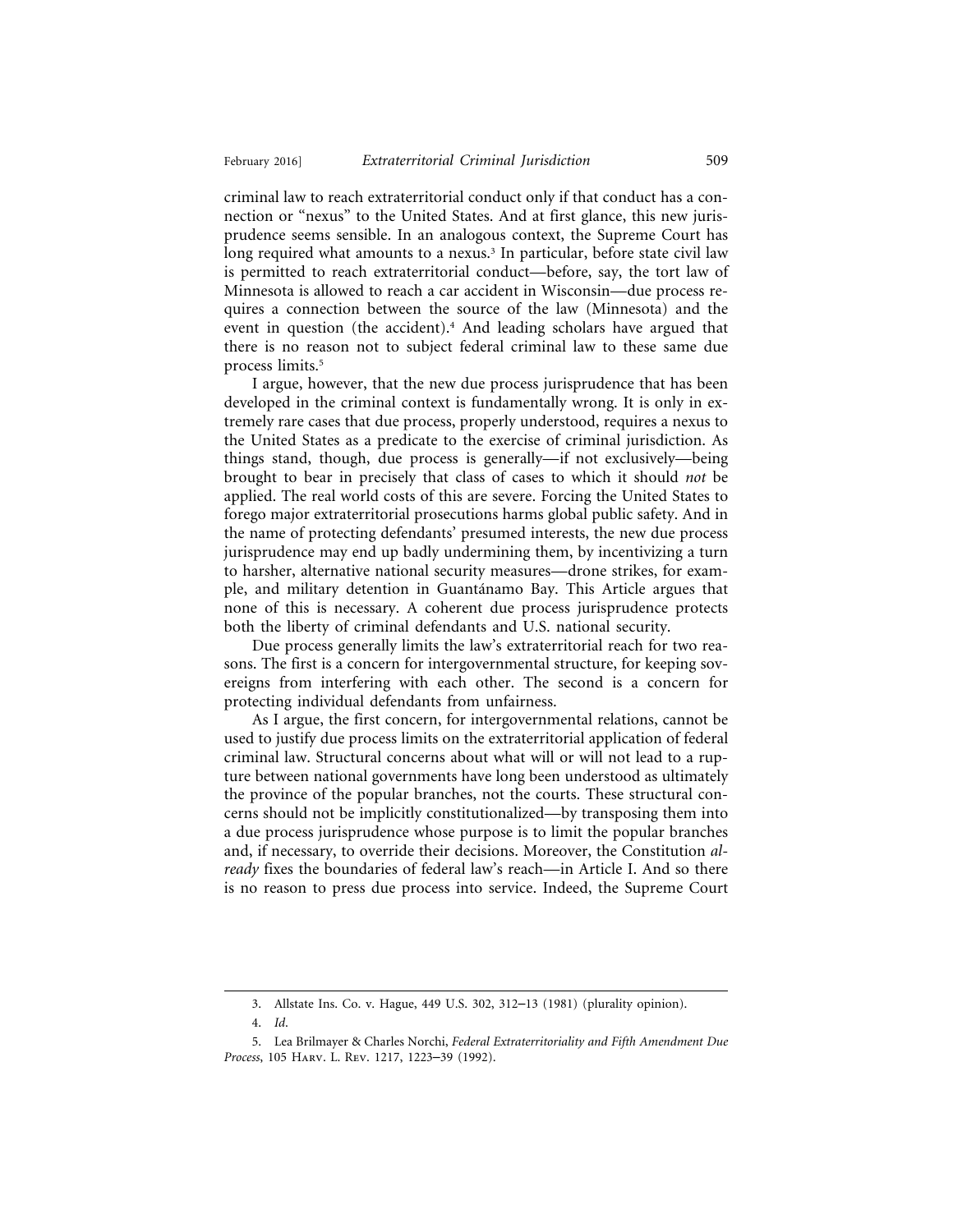criminal law to reach extraterritorial conduct only if that conduct has a connection or "nexus" to the United States. And at first glance, this new jurisprudence seems sensible. In an analogous context, the Supreme Court has long required what amounts to a nexus.[3] In particular, before state civil law is permitted to reach extraterritorial conduct—before, say, the tort law of Minnesota is allowed to reach a car accident in Wisconsin—due process requires a connection between the source of the law (Minnesota) and the event in question (the accident).[4] And leading scholars have argued that there is no reason not to subject federal criminal law to these same due process limits.[5]

I argue, however, that the new due process jurisprudence that has been developed in the criminal context is fundamentally wrong. It is only in extremely rare cases that due process, properly understood, requires a nexus to the United States as a predicate to the exercise of criminal jurisdiction. As things stand, though, due process is generally—if not exclusively—being brought to bear in precisely that class of cases to which it should *not* be applied. The real world costs of this are severe. Forcing the United States to forego major extraterritorial prosecutions harms global public safety. And in the name of protecting defendants' presumed interests, the new due process jurisprudence may end up badly undermining them, by incentivizing a turn to harsher, alternative national security measures—drone strikes, for example, and military detention in Guantánamo Bay. This Article argues that none of this is necessary. A coherent due process jurisprudence protects both the liberty of criminal defendants and U.S. national security.

Due process generally limits the law's extraterritorial reach for two reasons. The first is a concern for intergovernmental structure, for keeping sovereigns from interfering with each other. The second is a concern for protecting individual defendants from unfairness.

As I argue, the first concern, for intergovernmental relations, cannot be used to justify due process limits on the extraterritorial application of federal criminal law. Structural concerns about what will or will not lead to a rupture between national governments have long been understood as ultimately the province of the popular branches, not the courts. These structural concerns should not be implicitly constitutionalized—by transposing them into a due process jurisprudence whose purpose is to limit the popular branches and, if necessary, to override their decisions. Moreover, the Constitution *already* fixes the boundaries of federal law's reach—in Article I. And so there is no reason to press due process into service. Indeed, the Supreme Court

---

3. Allstate Ins. Co. v. Hague, 449 U.S. 302, 312–13 (1981) (plurality opinion).

4. *Id.*

5. Lea Brilmayer & Charles Norchi, *Federal Extraterritoriality and Fifth Amendment Due Process*, 105 Harv. L. Rev. 1217, 1223–39 (1992).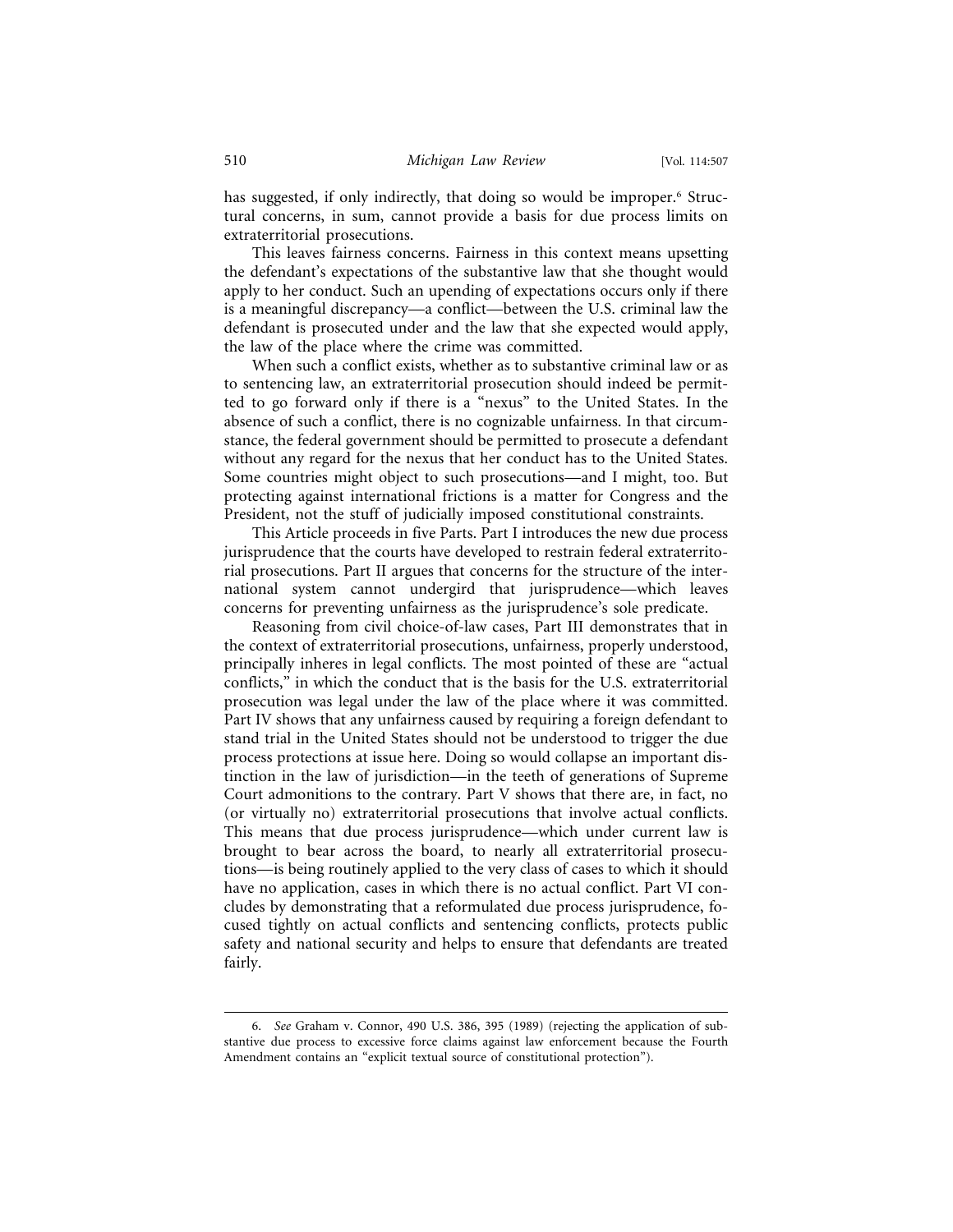has suggested, if only indirectly, that doing so would be improper.[6] Structural concerns, in sum, cannot provide a basis for due process limits on extraterritorial prosecutions.

This leaves fairness concerns. Fairness in this context means upsetting the defendant's expectations of the substantive law that she thought would apply to her conduct. Such an upending of expectations occurs only if there is a meaningful discrepancy—a conflict—between the U.S. criminal law the defendant is prosecuted under and the law that she expected would apply, the law of the place where the crime was committed.

When such a conflict exists, whether as to substantive criminal law or as to sentencing law, an extraterritorial prosecution should indeed be permitted to go forward only if there is a "nexus" to the United States. In the absence of such a conflict, there is no cognizable unfairness. In that circumstance, the federal government should be permitted to prosecute a defendant without any regard for the nexus that her conduct has to the United States. Some countries might object to such prosecutions—and I might, too. But protecting against international frictions is a matter for Congress and the President, not the stuff of judicially imposed constitutional constraints.

This Article proceeds in five Parts. Part I introduces the new due process jurisprudence that the courts have developed to restrain federal extraterritorial prosecutions. Part II argues that concerns for the structure of the international system cannot undergird that jurisprudence—which leaves concerns for preventing unfairness as the jurisprudence's sole predicate.

Reasoning from civil choice-of-law cases, Part III demonstrates that in the context of extraterritorial prosecutions, unfairness, properly understood, principally inheres in legal conflicts. The most pointed of these are "actual conflicts," in which the conduct that is the basis for the U.S. extraterritorial prosecution was legal under the law of the place where it was committed. Part IV shows that any unfairness caused by requiring a foreign defendant to stand trial in the United States should not be understood to trigger the due process protections at issue here. Doing so would collapse an important distinction in the law of jurisdiction—in the teeth of generations of Supreme Court admonitions to the contrary. Part V shows that there are, in fact, no (or virtually no) extraterritorial prosecutions that involve actual conflicts. This means that due process jurisprudence—which under current law is brought to bear across the board, to nearly all extraterritorial prosecutions—is being routinely applied to the very class of cases to which it should have no application, cases in which there is no actual conflict. Part VI concludes by demonstrating that a reformulated due process jurisprudence, focused tightly on actual conflicts and sentencing conflicts, protects public safety and national security and helps to ensure that defendants are treated fairly.

---

6. *See* Graham v. Connor, 490 U.S. 386, 395 (1989) (rejecting the application of substantive due process to excessive force claims against law enforcement because the Fourth Amendment contains an "explicit textual source of constitutional protection").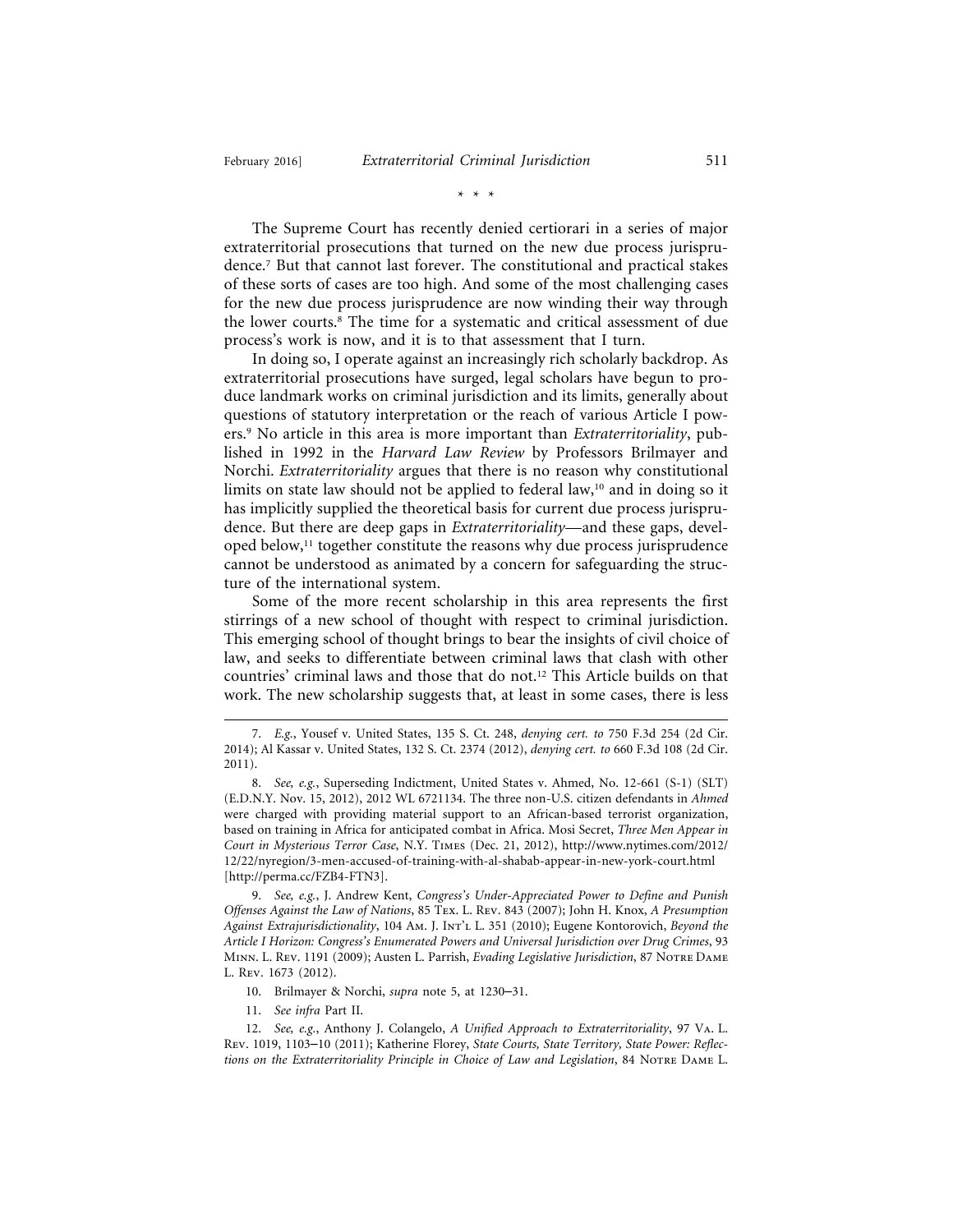\* \* \*

The Supreme Court has recently denied certiorari in a series of major extraterritorial prosecutions that turned on the new due process jurisprudence.[7] But that cannot last forever. The constitutional and practical stakes of these sorts of cases are too high. And some of the most challenging cases for the new due process jurisprudence are now winding their way through the lower courts.[8] The time for a systematic and critical assessment of due process's work is now, and it is to that assessment that I turn.

In doing so, I operate against an increasingly rich scholarly backdrop. As extraterritorial prosecutions have surged, legal scholars have begun to produce landmark works on criminal jurisdiction and its limits, generally about questions of statutory interpretation or the reach of various Article I powers.[9] No article in this area is more important than *Extraterritoriality*, published in 1992 in the *Harvard Law Review* by Professors Brilmayer and Norchi. *Extraterritoriality* argues that there is no reason why constitutional limits on state law should not be applied to federal law,[10] and in doing so it has implicitly supplied the theoretical basis for current due process jurisprudence. But there are deep gaps in *Extraterritoriality*—and these gaps, developed below,[11] together constitute the reasons why due process jurisprudence cannot be understood as animated by a concern for safeguarding the structure of the international system.

Some of the more recent scholarship in this area represents the first stirrings of a new school of thought with respect to criminal jurisdiction. This emerging school of thought brings to bear the insights of civil choice of law, and seeks to differentiate between criminal laws that clash with other countries' criminal laws and those that do not.[12] This Article builds on that work. The new scholarship suggests that, at least in some cases, there is less

---

7. *E.g.*, Yousef v. United States, 135 S. Ct. 248, *denying cert. to* 750 F.3d 254 (2d Cir. 2014); Al Kassar v. United States, 132 S. Ct. 2374 (2012), *denying cert. to* 660 F.3d 108 (2d Cir. 2011).

8. *See, e.g.*, Superseding Indictment, United States v. Ahmed, No. 12-661 (S-1) (SLT) (E.D.N.Y. Nov. 15, 2012), 2012 WL 6721134. The three non-U.S. citizen defendants in *Ahmed* were charged with providing material support to an African-based terrorist organization, based on training in Africa for anticipated combat in Africa. Mosi Secret, *Three Men Appear in Court in Mysterious Terror Case*, N.Y. Times (Dec. 21, 2012), http://www.nytimes.com/2012/12/22/nyregion/3-men-accused-of-training-with-al-shabab-appear-in-new-york-court.html [http://perma.cc/FZB4-FTN3].

9. *See, e.g.*, J. Andrew Kent, *Congress's Under-Appreciated Power to Define and Punish Offenses Against the Law of Nations*, 85 Tex. L. Rev. 843 (2007); John H. Knox, *A Presumption Against Extrajurisdictionality*, 104 Am. J. Int'l L. 351 (2010); Eugene Kontorovich, *Beyond the Article I Horizon: Congress's Enumerated Powers and Universal Jurisdiction over Drug Crimes*, 93 Minn. L. Rev. 1191 (2009); Austen L. Parrish, *Evading Legislative Jurisdiction*, 87 Notre Dame L. Rev. 1673 (2012).

10. Brilmayer & Norchi, *supra* note 5, at 1230–31.

11. *See infra* Part II.

12. *See, e.g.*, Anthony J. Colangelo, *A Unified Approach to Extraterritoriality*, 97 Va. L. Rev. 1019, 1103–10 (2011); Katherine Florey, *State Courts, State Territory, State Power: Reflections on the Extraterritoriality Principle in Choice of Law and Legislation*, 84 Notre Dame L.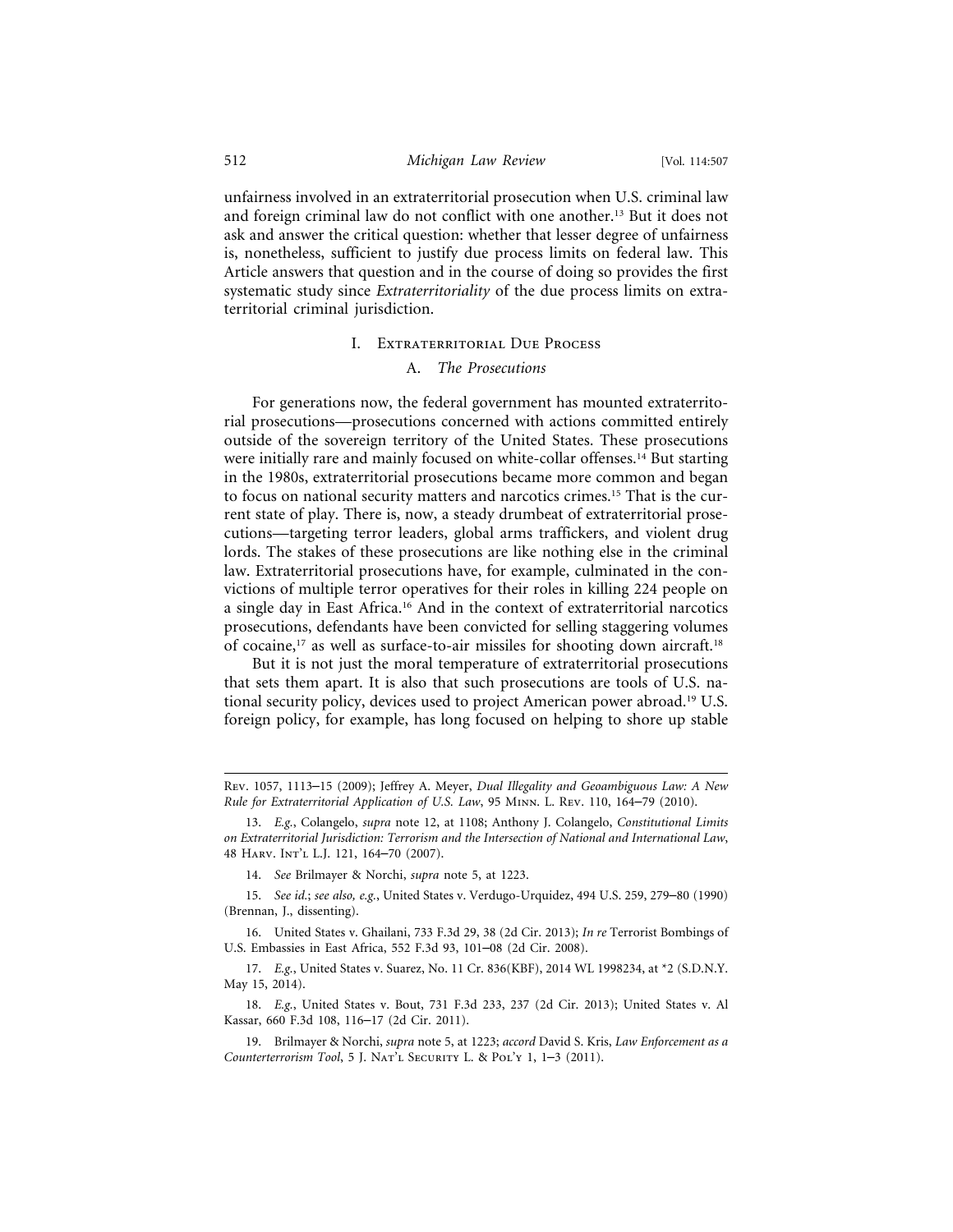unfairness involved in an extraterritorial prosecution when U.S. criminal law and foreign criminal law do not conflict with one another.[13] But it does not ask and answer the critical question: whether that lesser degree of unfairness is, nonetheless, sufficient to justify due process limits on federal law. This Article answers that question and in the course of doing so provides the first systematic study since *Extraterritoriality* of the due process limits on extraterritorial criminal jurisdiction.

## I. Extraterritorial Due Process

### A. *The Prosecutions*

For generations now, the federal government has mounted extraterritorial prosecutions—prosecutions concerned with actions committed entirely outside of the sovereign territory of the United States. These prosecutions were initially rare and mainly focused on white-collar offenses.[14] But starting in the 1980s, extraterritorial prosecutions became more common and began to focus on national security matters and narcotics crimes.[15] That is the current state of play. There is, now, a steady drumbeat of extraterritorial prosecutions—targeting terror leaders, global arms traffickers, and violent drug lords. The stakes of these prosecutions are like nothing else in the criminal law. Extraterritorial prosecutions have, for example, culminated in the convictions of multiple terror operatives for their roles in killing 224 people on a single day in East Africa.[16] And in the context of extraterritorial narcotics prosecutions, defendants have been convicted for selling staggering volumes of cocaine,[17] as well as surface-to-air missiles for shooting down aircraft.[18]

But it is not just the moral temperature of extraterritorial prosecutions that sets them apart. It is also that such prosecutions are tools of U.S. national security policy, devices used to project American power abroad.[19] U.S. foreign policy, for example, has long focused on helping to shore up stable

---

Rev. 1057, 1113–15 (2009); Jeffrey A. Meyer, *Dual Illegality and Geoambiguous Law: A New Rule for Extraterritorial Application of U.S. Law*, 95 Minn. L. Rev. 110, 164–79 (2010).

13. *E.g.*, Colangelo, *supra* note 12, at 1108; Anthony J. Colangelo, *Constitutional Limits on Extraterritorial Jurisdiction: Terrorism and the Intersection of National and International Law*, 48 Harv. Int'l L.J. 121, 164–70 (2007).

14. *See* Brilmayer & Norchi, *supra* note 5, at 1223.

15. *See id.*; *see also, e.g.*, United States v. Verdugo-Urquidez, 494 U.S. 259, 279–80 (1990) (Brennan, J., dissenting).

16. United States v. Ghailani, 733 F.3d 29, 38 (2d Cir. 2013); *In re* Terrorist Bombings of U.S. Embassies in East Africa, 552 F.3d 93, 101–08 (2d Cir. 2008).

17. *E.g.*, United States v. Suarez, No. 11 Cr. 836(KBF), 2014 WL 1998234, at *2 (S.D.N.Y. May 15, 2014).

18. *E.g.*, United States v. Bout, 731 F.3d 233, 237 (2d Cir. 2013); United States v. Al Kassar, 660 F.3d 108, 116–17 (2d Cir. 2011).

19. Brilmayer & Norchi, *supra* note 5, at 1223; *accord* David S. Kris, *Law Enforcement as a Counterterrorism Tool*, 5 J. Nat'l Security L. & Pol'y 1, 1–3 (2011).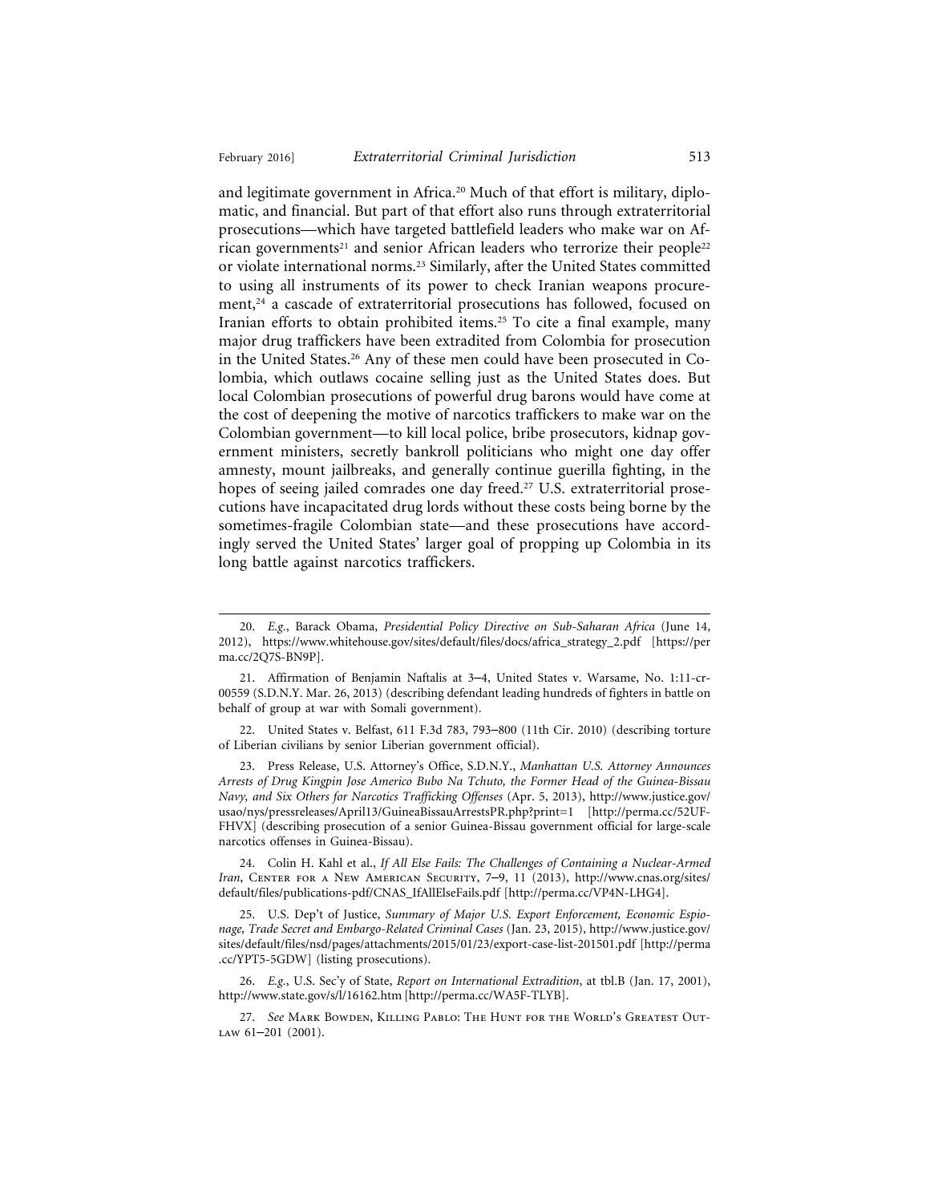and legitimate government in Africa.[20] Much of that effort is military, diplomatic, and financial. But part of that effort also runs through extraterritorial prosecutions—which have targeted battlefield leaders who make war on African governments[21] and senior African leaders who terrorize their people[22] or violate international norms.[23] Similarly, after the United States committed to using all instruments of its power to check Iranian weapons procurement,[24] a cascade of extraterritorial prosecutions has followed, focused on Iranian efforts to obtain prohibited items.[25] To cite a final example, many major drug traffickers have been extradited from Colombia for prosecution in the United States.[26] Any of these men could have been prosecuted in Colombia, which outlaws cocaine selling just as the United States does. But local Colombian prosecutions of powerful drug barons would have come at the cost of deepening the motive of narcotics traffickers to make war on the Colombian government—to kill local police, bribe prosecutors, kidnap government ministers, secretly bankroll politicians who might one day offer amnesty, mount jailbreaks, and generally continue guerilla fighting, in the hopes of seeing jailed comrades one day freed.[27] U.S. extraterritorial prosecutions have incapacitated drug lords without these costs being borne by the sometimes-fragile Colombian state—and these prosecutions have accordingly served the United States' larger goal of propping up Colombia in its long battle against narcotics traffickers.

---

20. *E.g.*, Barack Obama, *Presidential Policy Directive on Sub-Saharan Africa* (June 14, 2012), https://www.whitehouse.gov/sites/default/files/docs/africa_strategy_2.pdf [https://perma.cc/2Q7S-BN9P].

21. Affirmation of Benjamin Naftalis at 3–4, United States v. Warsame, No. 1:11-cr-00559 (S.D.N.Y. Mar. 26, 2013) (describing defendant leading hundreds of fighters in battle on behalf of group at war with Somali government).

22. United States v. Belfast, 611 F.3d 783, 793–800 (11th Cir. 2010) (describing torture of Liberian civilians by senior Liberian government official).

23. Press Release, U.S. Attorney's Office, S.D.N.Y., *Manhattan U.S. Attorney Announces Arrests of Drug Kingpin Jose Americo Bubo Na Tchuto, the Former Head of the Guinea-Bissau Navy, and Six Others for Narcotics Trafficking Offenses* (Apr. 5, 2013), http://www.justice.gov/usao/nys/pressreleases/April13/GuineaBissauArrestsPR.php?print=1 [http://perma.cc/52UF-FHVX] (describing prosecution of a senior Guinea-Bissau government official for large-scale narcotics offenses in Guinea-Bissau).

24. Colin H. Kahl et al., *If All Else Fails: The Challenges of Containing a Nuclear-Armed Iran*, Center for a New American Security, 7–9, 11 (2013), http://www.cnas.org/sites/default/files/publications-pdf/CNAS_IfAllElseFails.pdf [http://perma.cc/VP4N-LHG4].

25. U.S. Dep't of Justice, *Summary of Major U.S. Export Enforcement, Economic Espionage, Trade Secret and Embargo-Related Criminal Cases* (Jan. 23, 2015), http://www.justice.gov/sites/default/files/nsd/pages/attachments/2015/01/23/export-case-list-201501.pdf [http://perma.cc/YPT5-5GDW] (listing prosecutions).

26. *E.g.*, U.S. Sec'y of State, *Report on International Extradition*, at tbl.B (Jan. 17, 2001), http://www.state.gov/s/l/16162.htm [http://perma.cc/WA5F-TLYB].

27. *See* Mark Bowden, Killing Pablo: The Hunt for the World's Greatest Outlaw 61–201 (2001).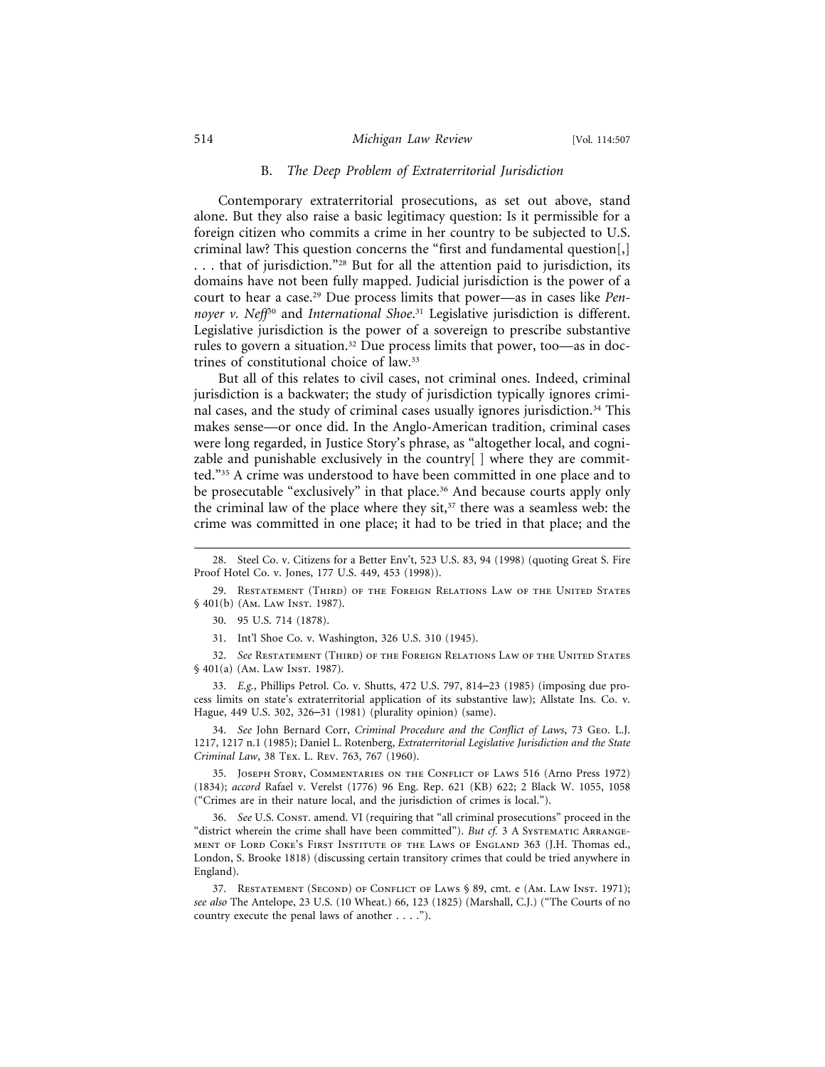### B. *The Deep Problem of Extraterritorial Jurisdiction*

Contemporary extraterritorial prosecutions, as set out above, stand alone. But they also raise a basic legitimacy question: Is it permissible for a foreign citizen who commits a crime in her country to be subjected to U.S. criminal law? This question concerns the "first and fundamental question[,] . . . that of jurisdiction."[28] But for all the attention paid to jurisdiction, its domains have not been fully mapped. Judicial jurisdiction is the power of a court to hear a case.[29] Due process limits that power—as in cases like *Pennoyer v. Neff*[30] and *International Shoe*.[31] Legislative jurisdiction is different. Legislative jurisdiction is the power of a sovereign to prescribe substantive rules to govern a situation.[32] Due process limits that power, too—as in doctrines of constitutional choice of law.[33]

But all of this relates to civil cases, not criminal ones. Indeed, criminal jurisdiction is a backwater; the study of jurisdiction typically ignores criminal cases, and the study of criminal cases usually ignores jurisdiction.[34] This makes sense—or once did. In the Anglo-American tradition, criminal cases were long regarded, in Justice Story's phrase, as "altogether local, and cognizable and punishable exclusively in the country[ ] where they are committed."[35] A crime was understood to have been committed in one place and to be prosecutable "exclusively" in that place.[36] And because courts apply only the criminal law of the place where they sit,[37] there was a seamless web: the crime was committed in one place; it had to be tried in that place; and the

---

28. Steel Co. v. Citizens for a Better Env't, 523 U.S. 83, 94 (1998) (quoting Great S. Fire Proof Hotel Co. v. Jones, 177 U.S. 449, 453 (1998)).

29. Restatement (Third) of the Foreign Relations Law of the United States § 401(b) (Am. Law Inst. 1987).

30. 95 U.S. 714 (1878).

31. Int'l Shoe Co. v. Washington, 326 U.S. 310 (1945).

32. *See* Restatement (Third) of the Foreign Relations Law of the United States § 401(a) (Am. Law Inst. 1987).

33. *E.g.*, Phillips Petrol. Co. v. Shutts, 472 U.S. 797, 814–23 (1985) (imposing due process limits on state's extraterritorial application of its substantive law); Allstate Ins. Co. v. Hague, 449 U.S. 302, 326–31 (1981) (plurality opinion) (same).

34. *See* John Bernard Corr, *Criminal Procedure and the Conflict of Laws*, 73 Geo. L.J. 1217, 1217 n.1 (1985); Daniel L. Rotenberg, *Extraterritorial Legislative Jurisdiction and the State Criminal Law*, 38 Tex. L. Rev. 763, 767 (1960).

35. Joseph Story, Commentaries on the Conflict of Laws 516 (Arno Press 1972) (1834); *accord* Rafael v. Verelst (1776) 96 Eng. Rep. 621 (KB) 622; 2 Black W. 1055, 1058 ("Crimes are in their nature local, and the jurisdiction of crimes is local.").

36. *See* U.S. Const. amend. VI (requiring that "all criminal prosecutions" proceed in the "district wherein the crime shall have been committed"). *But cf.* 3 A Systematic Arrangement of Lord Coke's First Institute of the Laws of England 363 (J.H. Thomas ed., London, S. Brooke 1818) (discussing certain transitory crimes that could be tried anywhere in England).

37. Restatement (Second) of Conflict of Laws § 89, cmt. e (Am. Law Inst. 1971); *see also* The Antelope, 23 U.S. (10 Wheat.) 66, 123 (1825) (Marshall, C.J.) ("The Courts of no country execute the penal laws of another . . . .").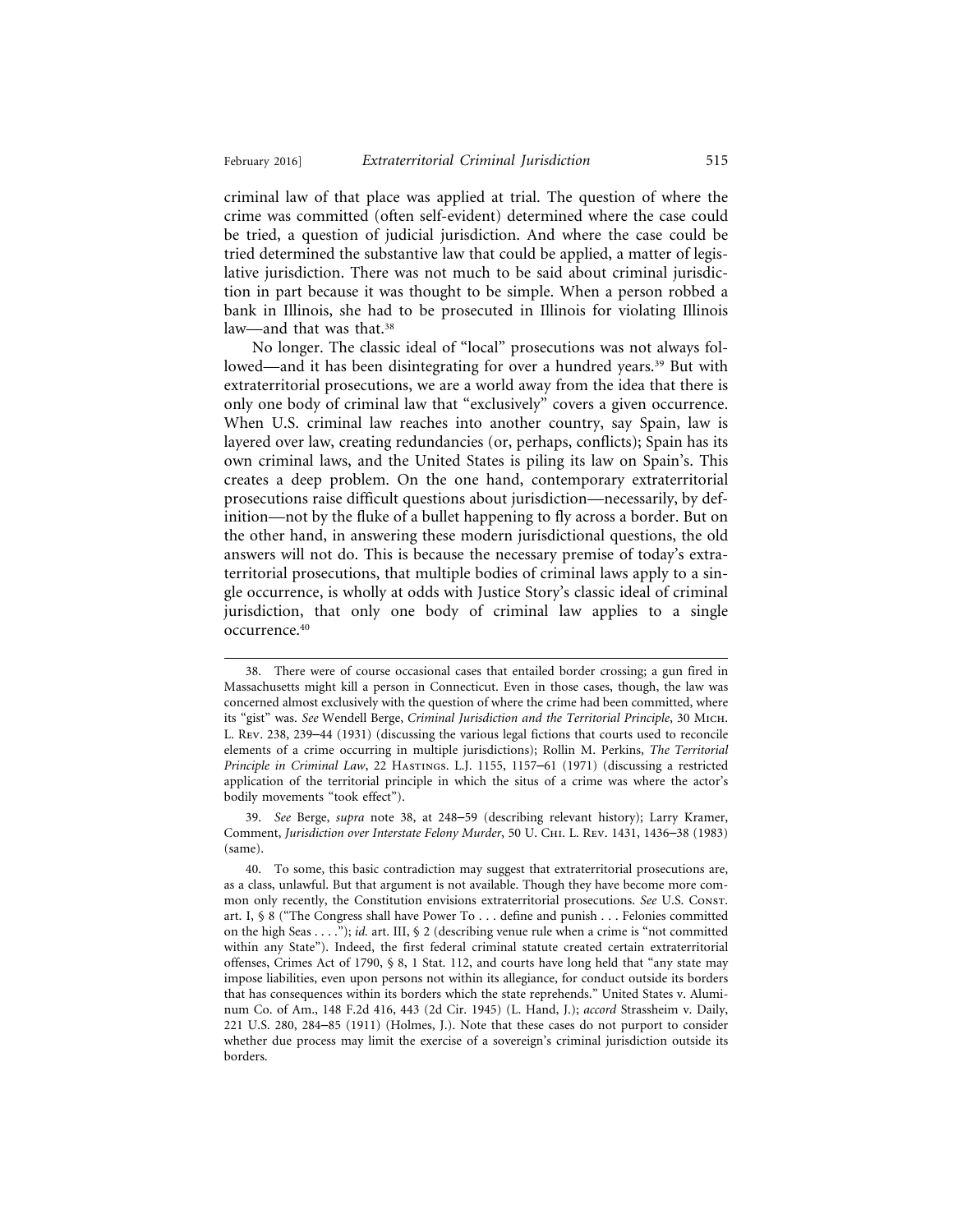criminal law of that place was applied at trial. The question of where the crime was committed (often self-evident) determined where the case could be tried, a question of judicial jurisdiction. And where the case could be tried determined the substantive law that could be applied, a matter of legislative jurisdiction. There was not much to be said about criminal jurisdiction in part because it was thought to be simple. When a person robbed a bank in Illinois, she had to be prosecuted in Illinois for violating Illinois law—and that was that.[38]

No longer. The classic ideal of "local" prosecutions was not always followed—and it has been disintegrating for over a hundred years.[39] But with extraterritorial prosecutions, we are a world away from the idea that there is only one body of criminal law that "exclusively" covers a given occurrence. When U.S. criminal law reaches into another country, say Spain, law is layered over law, creating redundancies (or, perhaps, conflicts); Spain has its own criminal laws, and the United States is piling its law on Spain's. This creates a deep problem. On the one hand, contemporary extraterritorial prosecutions raise difficult questions about jurisdiction—necessarily, by definition—not by the fluke of a bullet happening to fly across a border. But on the other hand, in answering these modern jurisdictional questions, the old answers will not do. This is because the necessary premise of today's extraterritorial prosecutions, that multiple bodies of criminal laws apply to a single occurrence, is wholly at odds with Justice Story's classic ideal of criminal jurisdiction, that only one body of criminal law applies to a single occurrence.[40]

---

38. There were of course occasional cases that entailed border crossing; a gun fired in Massachusetts might kill a person in Connecticut. Even in those cases, though, the law was concerned almost exclusively with the question of where the crime had been committed, where its "gist" was. *See* Wendell Berge, *Criminal Jurisdiction and the Territorial Principle*, 30 MICH. L. REV. 238, 239–44 (1931) (discussing the various legal fictions that courts used to reconcile elements of a crime occurring in multiple jurisdictions); Rollin M. Perkins, *The Territorial Principle in Criminal Law*, 22 HASTINGS. L.J. 1155, 1157–61 (1971) (discussing a restricted application of the territorial principle in which the situs of a crime was where the actor's bodily movements "took effect").

39. *See* Berge, *supra* note 38, at 248–59 (describing relevant history); Larry Kramer, Comment, *Jurisdiction over Interstate Felony Murder*, 50 U. CHI. L. REV. 1431, 1436–38 (1983) (same).

40. To some, this basic contradiction may suggest that extraterritorial prosecutions are, as a class, unlawful. But that argument is not available. Though they have become more common only recently, the Constitution envisions extraterritorial prosecutions. *See* U.S. CONST. art. I, § 8 ("The Congress shall have Power To . . . define and punish . . . Felonies committed on the high Seas . . . ."); *id.* art. III, § 2 (describing venue rule when a crime is "not committed within any State"). Indeed, the first federal criminal statute created certain extraterritorial offenses, Crimes Act of 1790, § 8, 1 Stat. 112, and courts have long held that "any state may impose liabilities, even upon persons not within its allegiance, for conduct outside its borders that has consequences within its borders which the state reprehends." United States v. Aluminum Co. of Am., 148 F.2d 416, 443 (2d Cir. 1945) (L. Hand, J.); *accord* Strassheim v. Daily, 221 U.S. 280, 284–85 (1911) (Holmes, J.). Note that these cases do not purport to consider whether due process may limit the exercise of a sovereign's criminal jurisdiction outside its borders.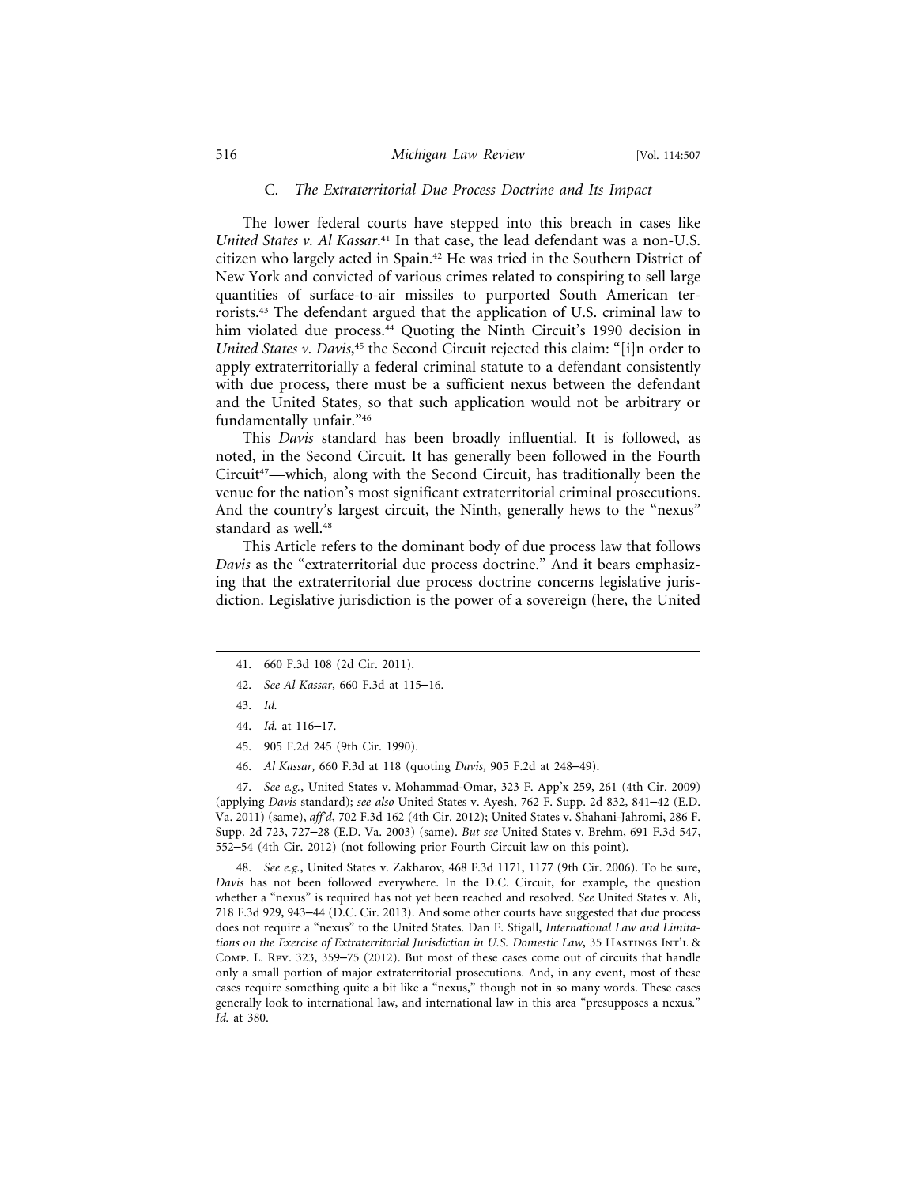### C. *The Extraterritorial Due Process Doctrine and Its Impact*

The lower federal courts have stepped into this breach in cases like *United States v. Al Kassar*.[41] In that case, the lead defendant was a non-U.S. citizen who largely acted in Spain.[42] He was tried in the Southern District of New York and convicted of various crimes related to conspiring to sell large quantities of surface-to-air missiles to purported South American terrorists.[43] The defendant argued that the application of U.S. criminal law to him violated due process.[44] Quoting the Ninth Circuit's 1990 decision in *United States v. Davis*,[45] the Second Circuit rejected this claim: "[i]n order to apply extraterritorially a federal criminal statute to a defendant consistently with due process, there must be a sufficient nexus between the defendant and the United States, so that such application would not be arbitrary or fundamentally unfair."[46]

This *Davis* standard has been broadly influential. It is followed, as noted, in the Second Circuit. It has generally been followed in the Fourth Circuit[47]—which, along with the Second Circuit, has traditionally been the venue for the nation's most significant extraterritorial criminal prosecutions. And the country's largest circuit, the Ninth, generally hews to the "nexus" standard as well.[48]

This Article refers to the dominant body of due process law that follows *Davis* as the "extraterritorial due process doctrine." And it bears emphasizing that the extraterritorial due process doctrine concerns legislative jurisdiction. Legislative jurisdiction is the power of a sovereign (here, the United

---

41. 660 F.3d 108 (2d Cir. 2011).

42. *See Al Kassar*, 660 F.3d at 115–16.

43. *Id.*

44. *Id.* at 116–17.

45. 905 F.2d 245 (9th Cir. 1990).

46. *Al Kassar*, 660 F.3d at 118 (quoting *Davis*, 905 F.2d at 248–49).

47. *See e.g.*, United States v. Mohammad-Omar, 323 F. App'x 259, 261 (4th Cir. 2009) (applying *Davis* standard); *see also* United States v. Ayesh, 762 F. Supp. 2d 832, 841–42 (E.D. Va. 2011) (same), *aff'd*, 702 F.3d 162 (4th Cir. 2012); United States v. Shahani-Jahromi, 286 F. Supp. 2d 723, 727–28 (E.D. Va. 2003) (same). *But see* United States v. Brehm, 691 F.3d 547, 552–54 (4th Cir. 2012) (not following prior Fourth Circuit law on this point).

48. *See e.g.*, United States v. Zakharov, 468 F.3d 1171, 1177 (9th Cir. 2006). To be sure, *Davis* has not been followed everywhere. In the D.C. Circuit, for example, the question whether a "nexus" is required has not yet been reached and resolved. *See* United States v. Ali, 718 F.3d 929, 943–44 (D.C. Cir. 2013). And some other courts have suggested that due process does not require a "nexus" to the United States. Dan E. Stigall, *International Law and Limitations on the Exercise of Extraterritorial Jurisdiction in U.S. Domestic Law*, 35 Hastings Int'l & Comp. L. Rev. 323, 359–75 (2012). But most of these cases come out of circuits that handle only a small portion of major extraterritorial prosecutions. And, in any event, most of these cases require something quite a bit like a "nexus," though not in so many words. These cases generally look to international law, and international law in this area "presupposes a nexus." *Id.* at 380.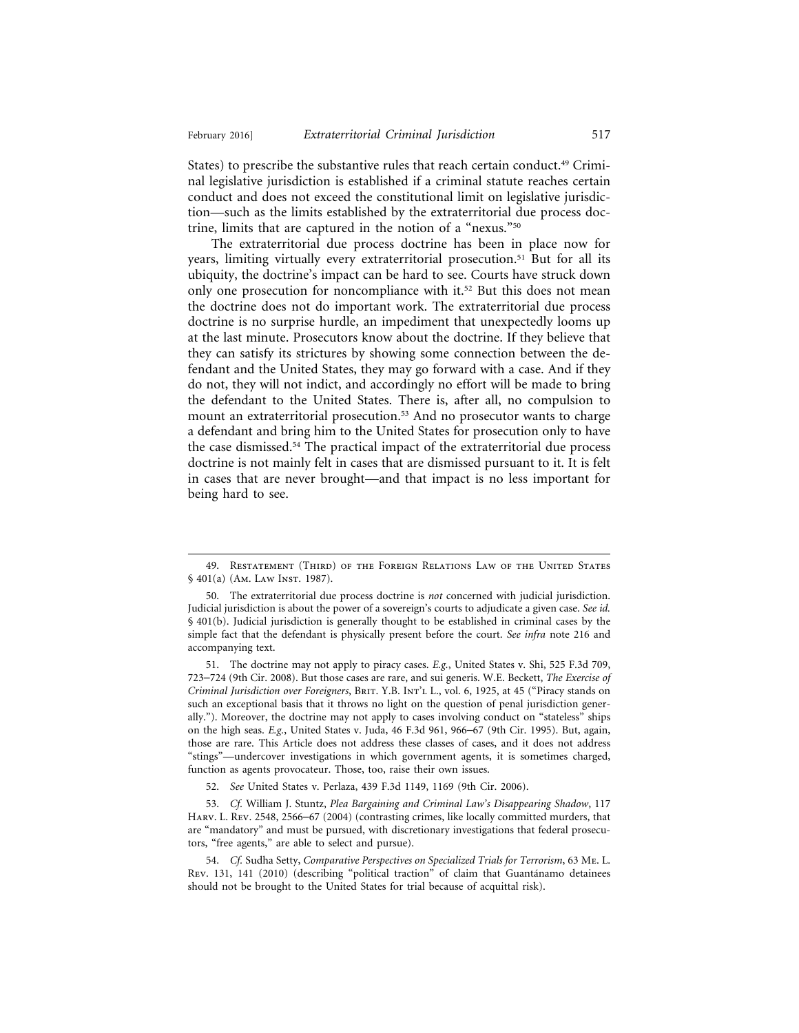States) to prescribe the substantive rules that reach certain conduct.[49] Criminal legislative jurisdiction is established if a criminal statute reaches certain conduct and does not exceed the constitutional limit on legislative jurisdiction—such as the limits established by the extraterritorial due process doctrine, limits that are captured in the notion of a "nexus."[50]

The extraterritorial due process doctrine has been in place now for years, limiting virtually every extraterritorial prosecution.[51] But for all its ubiquity, the doctrine's impact can be hard to see. Courts have struck down only one prosecution for noncompliance with it.[52] But this does not mean the doctrine does not do important work. The extraterritorial due process doctrine is no surprise hurdle, an impediment that unexpectedly looms up at the last minute. Prosecutors know about the doctrine. If they believe that they can satisfy its strictures by showing some connection between the defendant and the United States, they may go forward with a case. And if they do not, they will not indict, and accordingly no effort will be made to bring the defendant to the United States. There is, after all, no compulsion to mount an extraterritorial prosecution.[53] And no prosecutor wants to charge a defendant and bring him to the United States for prosecution only to have the case dismissed.[54] The practical impact of the extraterritorial due process doctrine is not mainly felt in cases that are dismissed pursuant to it. It is felt in cases that are never brought—and that impact is no less important for being hard to see.

---

49. Restatement (Third) of the Foreign Relations Law of the United States § 401(a) (Am. Law Inst. 1987).

50. The extraterritorial due process doctrine is *not* concerned with judicial jurisdiction. Judicial jurisdiction is about the power of a sovereign's courts to adjudicate a given case. *See id.* § 401(b). Judicial jurisdiction is generally thought to be established in criminal cases by the simple fact that the defendant is physically present before the court. *See infra* note 216 and accompanying text.

51. The doctrine may not apply to piracy cases. *E.g.*, United States v. Shi, 525 F.3d 709, 723–724 (9th Cir. 2008). But those cases are rare, and sui generis. W.E. Beckett, *The Exercise of Criminal Jurisdiction over Foreigners*, Brit. Y.B. Int'l L., vol. 6, 1925, at 45 ("Piracy stands on such an exceptional basis that it throws no light on the question of penal jurisdiction generally."). Moreover, the doctrine may not apply to cases involving conduct on "stateless" ships on the high seas. *E.g.*, United States v. Juda, 46 F.3d 961, 966–67 (9th Cir. 1995). But, again, those are rare. This Article does not address these classes of cases, and it does not address "stings"—undercover investigations in which government agents, it is sometimes charged, function as agents provocateur. Those, too, raise their own issues.

52. *See* United States v. Perlaza, 439 F.3d 1149, 1169 (9th Cir. 2006).

53. *Cf.* William J. Stuntz, *Plea Bargaining and Criminal Law's Disappearing Shadow*, 117 Harv. L. Rev. 2548, 2566–67 (2004) (contrasting crimes, like locally committed murders, that are "mandatory" and must be pursued, with discretionary investigations that federal prosecutors, "free agents," are able to select and pursue).

54. *Cf.* Sudha Setty, *Comparative Perspectives on Specialized Trials for Terrorism*, 63 Me. L. Rev. 131, 141 (2010) (describing "political traction" of claim that Guantánamo detainees should not be brought to the United States for trial because of acquittal risk).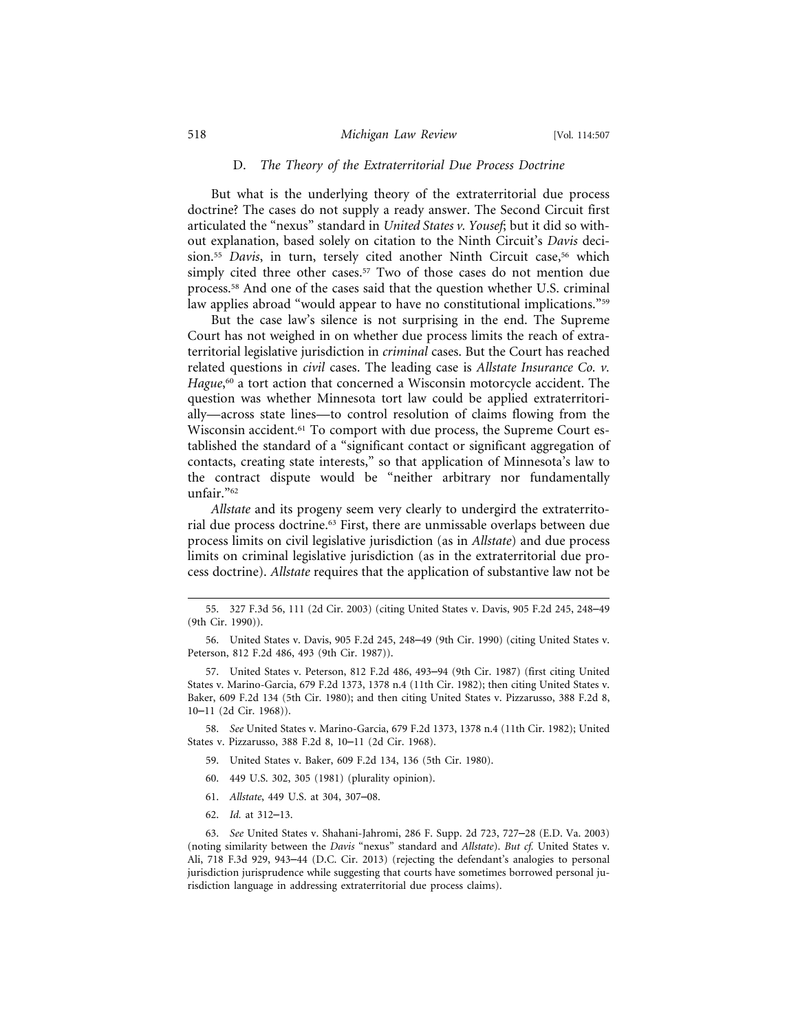### D. *The Theory of the Extraterritorial Due Process Doctrine*

But what is the underlying theory of the extraterritorial due process doctrine? The cases do not supply a ready answer. The Second Circuit first articulated the "nexus" standard in *United States v. Yousef*; but it did so without explanation, based solely on citation to the Ninth Circuit's *Davis* decision.[55] *Davis*, in turn, tersely cited another Ninth Circuit case,[56] which simply cited three other cases.[57] Two of those cases do not mention due process.[58] And one of the cases said that the question whether U.S. criminal law applies abroad "would appear to have no constitutional implications."[59]

But the case law's silence is not surprising in the end. The Supreme Court has not weighed in on whether due process limits the reach of extraterritorial legislative jurisdiction in *criminal* cases. But the Court has reached related questions in *civil* cases. The leading case is *Allstate Insurance Co. v. Hague*,[60] a tort action that concerned a Wisconsin motorcycle accident. The question was whether Minnesota tort law could be applied extraterritorially—across state lines—to control resolution of claims flowing from the Wisconsin accident.[61] To comport with due process, the Supreme Court established the standard of a "significant contact or significant aggregation of contacts, creating state interests," so that application of Minnesota's law to the contract dispute would be "neither arbitrary nor fundamentally unfair."[62]

*Allstate* and its progeny seem very clearly to undergird the extraterritorial due process doctrine.[63] First, there are unmissable overlaps between due process limits on civil legislative jurisdiction (as in *Allstate*) and due process limits on criminal legislative jurisdiction (as in the extraterritorial due process doctrine). *Allstate* requires that the application of substantive law not be

---

55. 327 F.3d 56, 111 (2d Cir. 2003) (citing United States v. Davis, 905 F.2d 245, 248–49 (9th Cir. 1990)).

56. United States v. Davis, 905 F.2d 245, 248–49 (9th Cir. 1990) (citing United States v. Peterson, 812 F.2d 486, 493 (9th Cir. 1987)).

57. United States v. Peterson, 812 F.2d 486, 493–94 (9th Cir. 1987) (first citing United States v. Marino-Garcia, 679 F.2d 1373, 1378 n.4 (11th Cir. 1982); then citing United States v. Baker, 609 F.2d 134 (5th Cir. 1980); and then citing United States v. Pizzarusso, 388 F.2d 8, 10–11 (2d Cir. 1968)).

58. *See* United States v. Marino-Garcia, 679 F.2d 1373, 1378 n.4 (11th Cir. 1982); United States v. Pizzarusso, 388 F.2d 8, 10–11 (2d Cir. 1968).

59. United States v. Baker, 609 F.2d 134, 136 (5th Cir. 1980).

60. 449 U.S. 302, 305 (1981) (plurality opinion).

61. *Allstate*, 449 U.S. at 304, 307–08.

62. *Id.* at 312–13.

63. *See* United States v. Shahani-Jahromi, 286 F. Supp. 2d 723, 727–28 (E.D. Va. 2003) (noting similarity between the *Davis* "nexus" standard and *Allstate*). *But cf.* United States v. Ali, 718 F.3d 929, 943–44 (D.C. Cir. 2013) (rejecting the defendant's analogies to personal jurisdiction jurisprudence while suggesting that courts have sometimes borrowed personal jurisdiction language in addressing extraterritorial due process claims).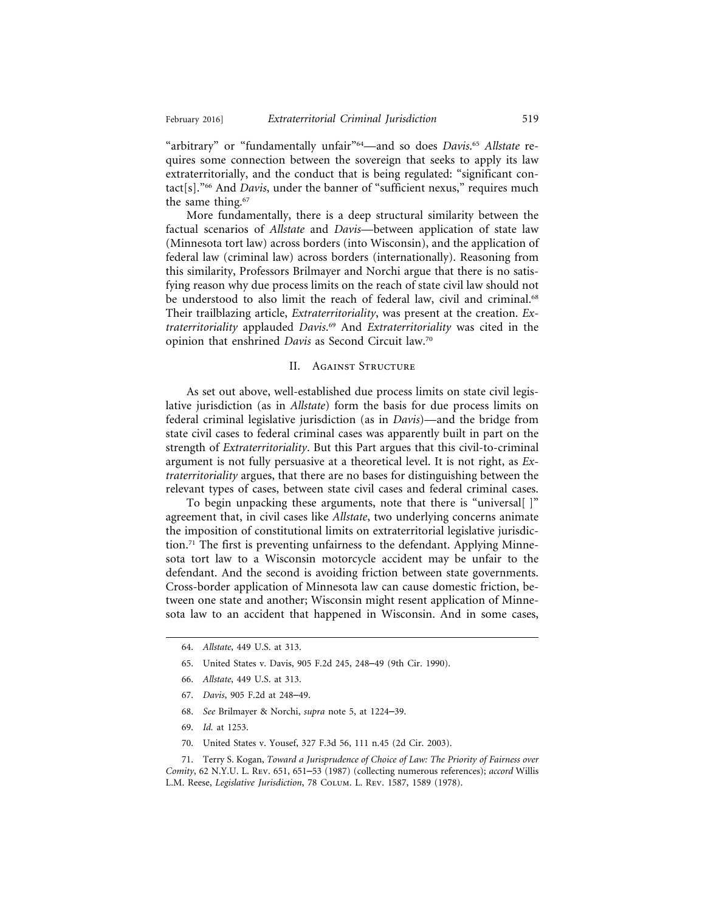"arbitrary" or "fundamentally unfair"[64]—and so does *Davis*.[65] *Allstate* requires some connection between the sovereign that seeks to apply its law extraterritorially, and the conduct that is being regulated: "significant contact[s]."[66] And *Davis*, under the banner of "sufficient nexus," requires much the same thing.[67]

More fundamentally, there is a deep structural similarity between the factual scenarios of *Allstate* and *Davis*—between application of state law (Minnesota tort law) across borders (into Wisconsin), and the application of federal law (criminal law) across borders (internationally). Reasoning from this similarity, Professors Brilmayer and Norchi argue that there is no satisfying reason why due process limits on the reach of state civil law should not be understood to also limit the reach of federal law, civil and criminal.[68] Their trailblazing article, *Extraterritoriality*, was present at the creation. *Extraterritoriality* applauded *Davis*.[69] And *Extraterritoriality* was cited in the opinion that enshrined *Davis* as Second Circuit law.[70]

## II. Against Structure

As set out above, well-established due process limits on state civil legislative jurisdiction (as in *Allstate*) form the basis for due process limits on federal criminal legislative jurisdiction (as in *Davis*)—and the bridge from state civil cases to federal criminal cases was apparently built in part on the strength of *Extraterritoriality*. But this Part argues that this civil-to-criminal argument is not fully persuasive at a theoretical level. It is not right, as *Extraterritoriality* argues, that there are no bases for distinguishing between the relevant types of cases, between state civil cases and federal criminal cases.

To begin unpacking these arguments, note that there is "universal[ ]" agreement that, in civil cases like *Allstate*, two underlying concerns animate the imposition of constitutional limits on extraterritorial legislative jurisdiction.[71] The first is preventing unfairness to the defendant. Applying Minnesota tort law to a Wisconsin motorcycle accident may be unfair to the defendant. And the second is avoiding friction between state governments. Cross-border application of Minnesota law can cause domestic friction, between one state and another; Wisconsin might resent application of Minnesota law to an accident that happened in Wisconsin. And in some cases,

---

64. *Allstate*, 449 U.S. at 313.

65. United States v. Davis, 905 F.2d 245, 248–49 (9th Cir. 1990).

66. *Allstate*, 449 U.S. at 313.

67. *Davis*, 905 F.2d at 248–49.

68. *See* Brilmayer & Norchi, *supra* note 5, at 1224–39.

69. *Id.* at 1253.

70. United States v. Yousef, 327 F.3d 56, 111 n.45 (2d Cir. 2003).

71. Terry S. Kogan, *Toward a Jurisprudence of Choice of Law: The Priority of Fairness over Comity*, 62 N.Y.U. L. Rev. 651, 651–53 (1987) (collecting numerous references); *accord* Willis L.M. Reese, *Legislative Jurisdiction*, 78 Colum. L. Rev. 1587, 1589 (1978).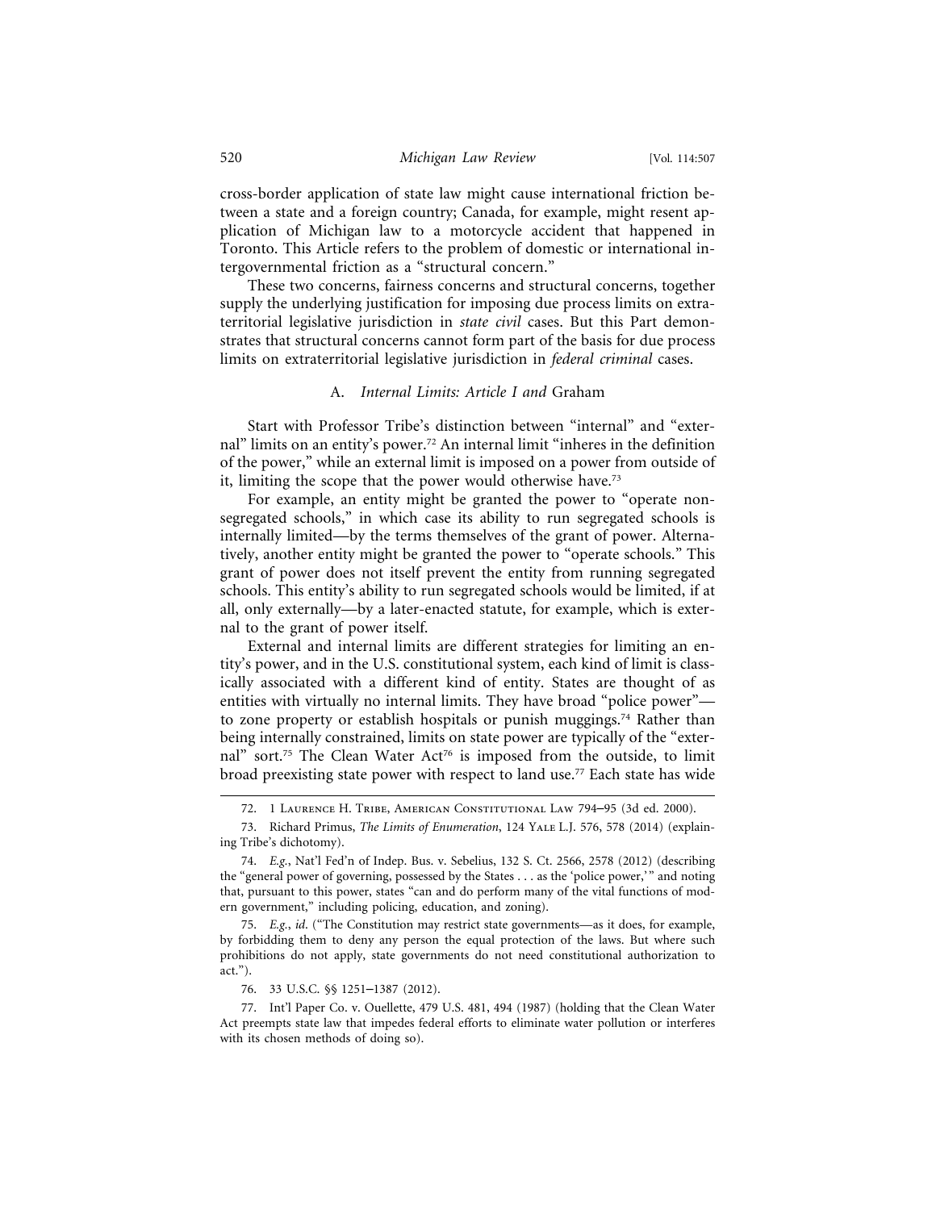cross-border application of state law might cause international friction between a state and a foreign country; Canada, for example, might resent application of Michigan law to a motorcycle accident that happened in Toronto. This Article refers to the problem of domestic or international intergovernmental friction as a "structural concern."

These two concerns, fairness concerns and structural concerns, together supply the underlying justification for imposing due process limits on extraterritorial legislative jurisdiction in *state civil* cases. But this Part demonstrates that structural concerns cannot form part of the basis for due process limits on extraterritorial legislative jurisdiction in *federal criminal* cases.

### A. *Internal Limits: Article I and* Graham

Start with Professor Tribe's distinction between "internal" and "external" limits on an entity's power.[72] An internal limit "inheres in the definition of the power," while an external limit is imposed on a power from outside of it, limiting the scope that the power would otherwise have.[73]

For example, an entity might be granted the power to "operate nonsegregated schools," in which case its ability to run segregated schools is internally limited—by the terms themselves of the grant of power. Alternatively, another entity might be granted the power to "operate schools." This grant of power does not itself prevent the entity from running segregated schools. This entity's ability to run segregated schools would be limited, if at all, only externally—by a later-enacted statute, for example, which is external to the grant of power itself.

External and internal limits are different strategies for limiting an entity's power, and in the U.S. constitutional system, each kind of limit is classically associated with a different kind of entity. States are thought of as entities with virtually no internal limits. They have broad "police power"—to zone property or establish hospitals or punish muggings.[74] Rather than being internally constrained, limits on state power are typically of the "external" sort.[75] The Clean Water Act[76] is imposed from the outside, to limit broad preexisting state power with respect to land use.[77] Each state has wide

---

72. 1 Laurence H. Tribe, American Constitutional Law 794–95 (3d ed. 2000).

73. Richard Primus, *The Limits of Enumeration*, 124 Yale L.J. 576, 578 (2014) (explaining Tribe's dichotomy).

74. *E.g.*, Nat'l Fed'n of Indep. Bus. v. Sebelius, 132 S. Ct. 2566, 2578 (2012) (describing the "general power of governing, possessed by the States . . . as the 'police power,'" and noting that, pursuant to this power, states "can and do perform many of the vital functions of modern government," including policing, education, and zoning).

75. *E.g.*, *id.* ("The Constitution may restrict state governments—as it does, for example, by forbidding them to deny any person the equal protection of the laws. But where such prohibitions do not apply, state governments do not need constitutional authorization to act.").

76. 33 U.S.C. §§ 1251–1387 (2012).

77. Int'l Paper Co. v. Ouellette, 479 U.S. 481, 494 (1987) (holding that the Clean Water Act preempts state law that impedes federal efforts to eliminate water pollution or interferes with its chosen methods of doing so).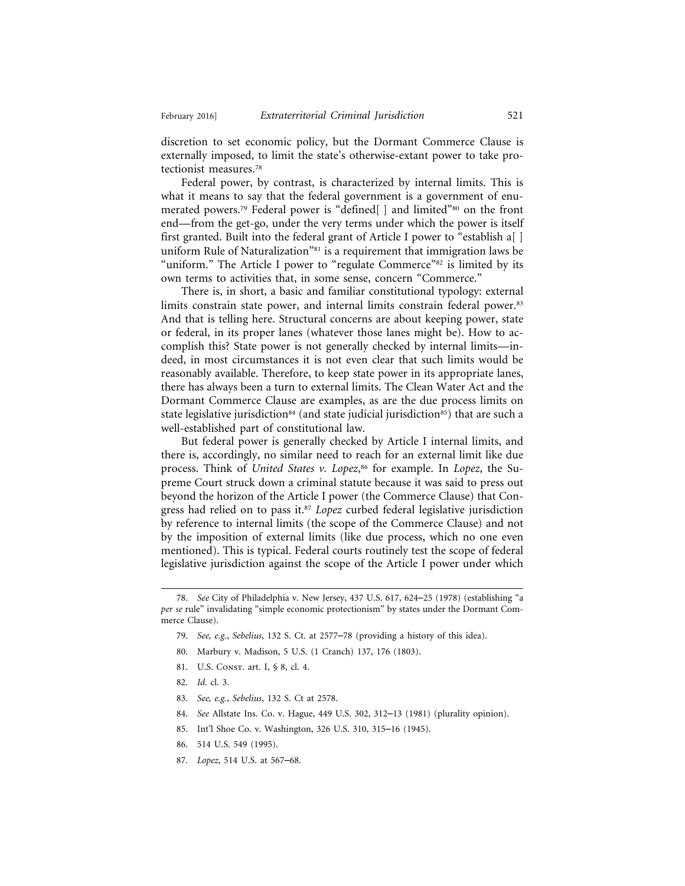discretion to set economic policy, but the Dormant Commerce Clause is externally imposed, to limit the state's otherwise-extant power to take protectionist measures.[78]

Federal power, by contrast, is characterized by internal limits. This is what it means to say that the federal government is a government of enumerated powers.[79] Federal power is "defined[ ] and limited"[80] on the front end—from the get-go, under the very terms under which the power is itself first granted. Built into the federal grant of Article I power to "establish a[ ] uniform Rule of Naturalization"[81] is a requirement that immigration laws be "uniform." The Article I power to "regulate Commerce"[82] is limited by its own terms to activities that, in some sense, concern "Commerce."

There is, in short, a basic and familiar constitutional typology: external limits constrain state power, and internal limits constrain federal power.[83] And that is telling here. Structural concerns are about keeping power, state or federal, in its proper lanes (whatever those lanes might be). How to accomplish this? State power is not generally checked by internal limits—indeed, in most circumstances it is not even clear that such limits would be reasonably available. Therefore, to keep state power in its appropriate lanes, there has always been a turn to external limits. The Clean Water Act and the Dormant Commerce Clause are examples, as are the due process limits on state legislative jurisdiction[84] (and state judicial jurisdiction[85]) that are such a well-established part of constitutional law.

But federal power is generally checked by Article I internal limits, and there is, accordingly, no similar need to reach for an external limit like due process. Think of *United States v. Lopez*,[86] for example. In *Lopez*, the Supreme Court struck down a criminal statute because it was said to press out beyond the horizon of the Article I power (the Commerce Clause) that Congress had relied on to pass it.[87] *Lopez* curbed federal legislative jurisdiction by reference to internal limits (the scope of the Commerce Clause) and not by the imposition of external limits (like due process, which no one even mentioned). This is typical. Federal courts routinely test the scope of federal legislative jurisdiction against the scope of the Article I power under which

---

78. *See* City of Philadelphia v. New Jersey, 437 U.S. 617, 624–25 (1978) (establishing "a *per se* rule" invalidating "simple economic protectionism" by states under the Dormant Commerce Clause).

79. *See, e.g.*, *Sebelius*, 132 S. Ct. at 2577–78 (providing a history of this idea).

80. Marbury v. Madison, 5 U.S. (1 Cranch) 137, 176 (1803).

81. U.S. Const. art. I, § 8, cl. 4.

82. *Id.* cl. 3.

83. *See, e.g.*, *Sebelius*, 132 S. Ct at 2578.

84. *See* Allstate Ins. Co. v. Hague, 449 U.S. 302, 312–13 (1981) (plurality opinion).

85. Int'l Shoe Co. v. Washington, 326 U.S. 310, 315–16 (1945).

86. 514 U.S. 549 (1995).

87. *Lopez*, 514 U.S. at 567–68.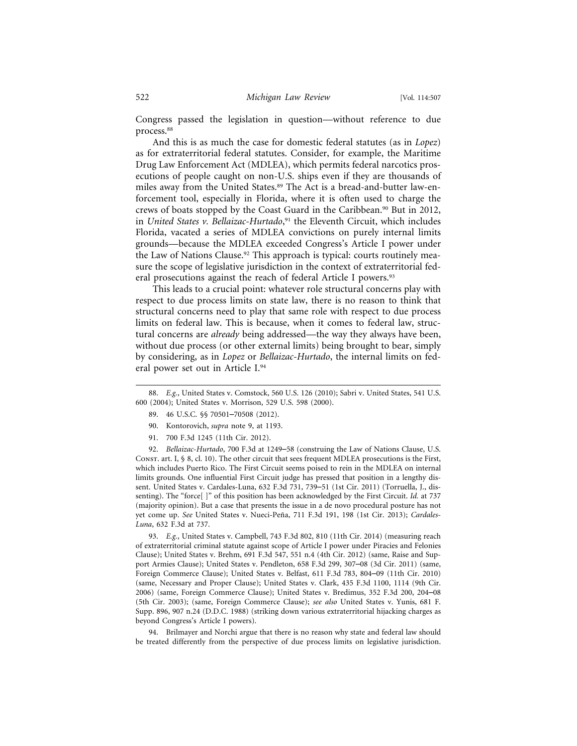Congress passed the legislation in question—without reference to due process.[88]

And this is as much the case for domestic federal statutes (as in *Lopez*) as for extraterritorial federal statutes. Consider, for example, the Maritime Drug Law Enforcement Act (MDLEA), which permits federal narcotics prosecutions of people caught on non-U.S. ships even if they are thousands of miles away from the United States.[89] The Act is a bread-and-butter law-enforcement tool, especially in Florida, where it is often used to charge the crews of boats stopped by the Coast Guard in the Caribbean.[90] But in 2012, in *United States v. Bellaizac-Hurtado*,[91] the Eleventh Circuit, which includes Florida, vacated a series of MDLEA convictions on purely internal limits grounds—because the MDLEA exceeded Congress's Article I power under the Law of Nations Clause.[92] This approach is typical: courts routinely measure the scope of legislative jurisdiction in the context of extraterritorial federal prosecutions against the reach of federal Article I powers.[93]

This leads to a crucial point: whatever role structural concerns play with respect to due process limits on state law, there is no reason to think that structural concerns need to play that same role with respect to due process limits on federal law. This is because, when it comes to federal law, structural concerns are *already* being addressed—the way they always have been, without due process (or other external limits) being brought to bear, simply by considering, as in *Lopez* or *Bellaizac-Hurtado*, the internal limits on federal power set out in Article I.[94]

---

88. *E.g.*, United States v. Comstock, 560 U.S. 126 (2010); Sabri v. United States, 541 U.S. 600 (2004); United States v. Morrison, 529 U.S. 598 (2000).

89. 46 U.S.C. §§ 70501–70508 (2012).

90. Kontorovich, *supra* note 9, at 1193.

91. 700 F.3d 1245 (11th Cir. 2012).

92. *Bellaizac-Hurtado*, 700 F.3d at 1249–58 (construing the Law of Nations Clause, U.S. Const. art. I, § 8, cl. 10). The other circuit that sees frequent MDLEA prosecutions is the First, which includes Puerto Rico. The First Circuit seems poised to rein in the MDLEA on internal limits grounds. One influential First Circuit judge has pressed that position in a lengthy dissent. United States v. Cardales-Luna, 632 F.3d 731, 739–51 (1st Cir. 2011) (Torruella, J., dissenting). The "force[ ]" of this position has been acknowledged by the First Circuit. *Id.* at 737 (majority opinion). But a case that presents the issue in a de novo procedural posture has not yet come up. *See* United States v. Nueci-Peña, 711 F.3d 191, 198 (1st Cir. 2013); *Cardales-Luna*, 632 F.3d at 737.

93. *E.g.*, United States v. Campbell, 743 F.3d 802, 810 (11th Cir. 2014) (measuring reach of extraterritorial criminal statute against scope of Article I power under Piracies and Felonies Clause); United States v. Brehm, 691 F.3d 547, 551 n.4 (4th Cir. 2012) (same, Raise and Support Armies Clause); United States v. Pendleton, 658 F.3d 299, 307–08 (3d Cir. 2011) (same, Foreign Commerce Clause); United States v. Belfast, 611 F.3d 783, 804–09 (11th Cir. 2010) (same, Necessary and Proper Clause); United States v. Clark, 435 F.3d 1100, 1114 (9th Cir. 2006) (same, Foreign Commerce Clause); United States v. Bredimus, 352 F.3d 200, 204–08 (5th Cir. 2003); (same, Foreign Commerce Clause); *see also* United States v. Yunis, 681 F. Supp. 896, 907 n.24 (D.D.C. 1988) (striking down various extraterritorial hijacking charges as beyond Congress's Article I powers).

94. Brilmayer and Norchi argue that there is no reason why state and federal law should be treated differently from the perspective of due process limits on legislative jurisdiction.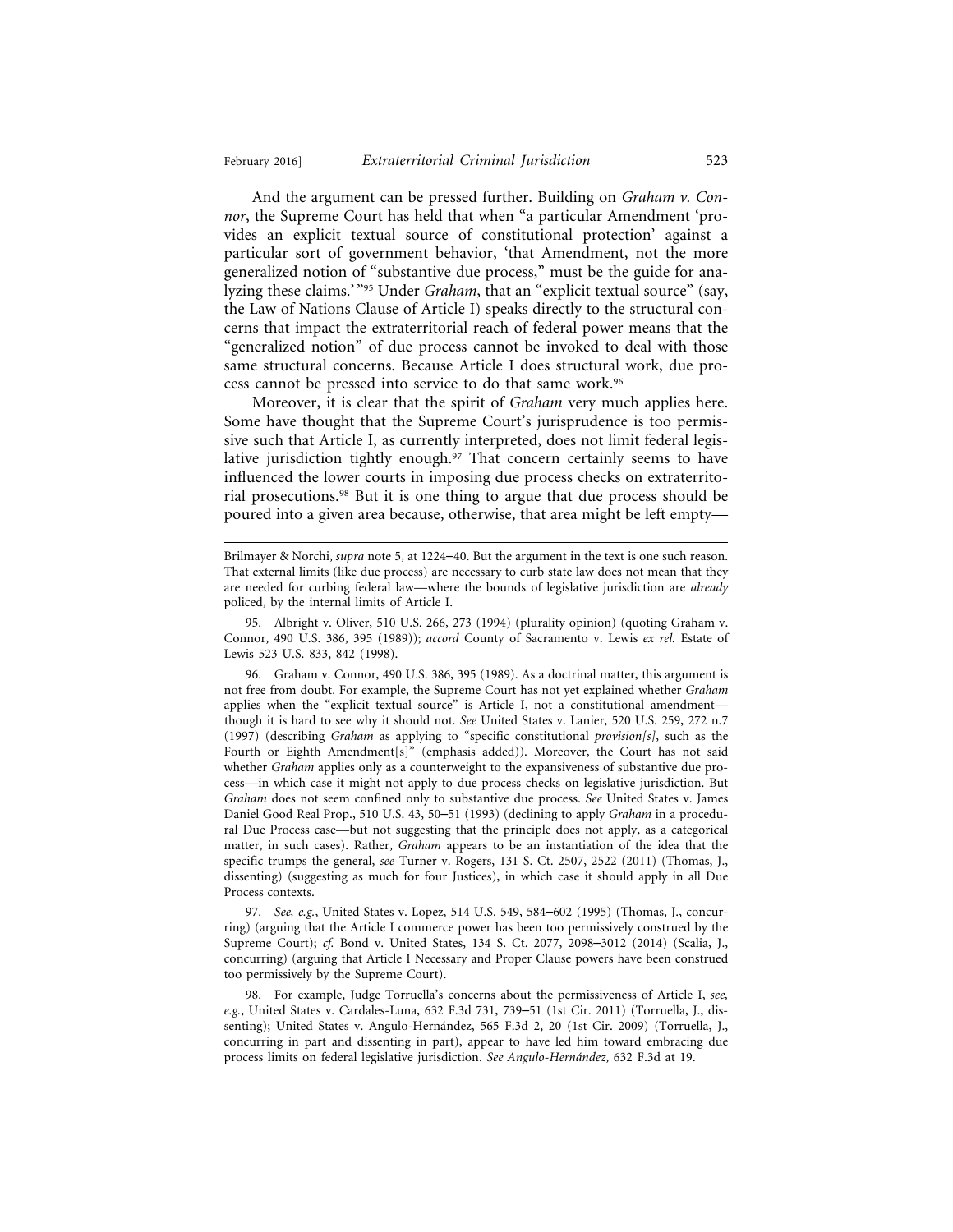And the argument can be pressed further. Building on *Graham v. Connor*, the Supreme Court has held that when "a particular Amendment 'provides an explicit textual source of constitutional protection' against a particular sort of government behavior, 'that Amendment, not the more generalized notion of "substantive due process," must be the guide for analyzing these claims.'"[95] Under *Graham*, that an "explicit textual source" (say, the Law of Nations Clause of Article I) speaks directly to the structural concerns that impact the extraterritorial reach of federal power means that the "generalized notion" of due process cannot be invoked to deal with those same structural concerns. Because Article I does structural work, due process cannot be pressed into service to do that same work.[96]

Moreover, it is clear that the spirit of *Graham* very much applies here. Some have thought that the Supreme Court's jurisprudence is too permissive such that Article I, as currently interpreted, does not limit federal legislative jurisdiction tightly enough.[97] That concern certainly seems to have influenced the lower courts in imposing due process checks on extraterritorial prosecutions.[98] But it is one thing to argue that due process should be poured into a given area because, otherwise, that area might be left empty—

---

Brilmayer & Norchi, *supra* note 5, at 1224–40. But the argument in the text is one such reason. That external limits (like due process) are necessary to curb state law does not mean that they are needed for curbing federal law—where the bounds of legislative jurisdiction are *already* policed, by the internal limits of Article I.

95. Albright v. Oliver, 510 U.S. 266, 273 (1994) (plurality opinion) (quoting Graham v. Connor, 490 U.S. 386, 395 (1989)); *accord* County of Sacramento v. Lewis *ex rel.* Estate of Lewis 523 U.S. 833, 842 (1998).

96. Graham v. Connor, 490 U.S. 386, 395 (1989). As a doctrinal matter, this argument is not free from doubt. For example, the Supreme Court has not yet explained whether *Graham* applies when the "explicit textual source" is Article I, not a constitutional amendment—though it is hard to see why it should not. *See* United States v. Lanier, 520 U.S. 259, 272 n.7 (1997) (describing *Graham* as applying to "specific constitutional *provision[s]*, such as the Fourth or Eighth Amendment[s]" (emphasis added)). Moreover, the Court has not said whether *Graham* applies only as a counterweight to the expansiveness of substantive due process—in which case it might not apply to due process checks on legislative jurisdiction. But *Graham* does not seem confined only to substantive due process. *See* United States v. James Daniel Good Real Prop., 510 U.S. 43, 50–51 (1993) (declining to apply *Graham* in a procedural Due Process case—but not suggesting that the principle does not apply, as a categorical matter, in such cases). Rather, *Graham* appears to be an instantiation of the idea that the specific trumps the general, *see* Turner v. Rogers, 131 S. Ct. 2507, 2522 (2011) (Thomas, J., dissenting) (suggesting as much for four Justices), in which case it should apply in all Due Process contexts.

97. *See, e.g.*, United States v. Lopez, 514 U.S. 549, 584–602 (1995) (Thomas, J., concurring) (arguing that the Article I commerce power has been too permissively construed by the Supreme Court); *cf.* Bond v. United States, 134 S. Ct. 2077, 2098–3012 (2014) (Scalia, J., concurring) (arguing that Article I Necessary and Proper Clause powers have been construed too permissively by the Supreme Court).

98. For example, Judge Torruella's concerns about the permissiveness of Article I, *see, e.g.*, United States v. Cardales-Luna, 632 F.3d 731, 739–51 (1st Cir. 2011) (Torruella, J., dissenting); United States v. Angulo-Hernández, 565 F.3d 2, 20 (1st Cir. 2009) (Torruella, J., concurring in part and dissenting in part), appear to have led him toward embracing due process limits on federal legislative jurisdiction. *See Angulo-Hernández*, 632 F.3d at 19.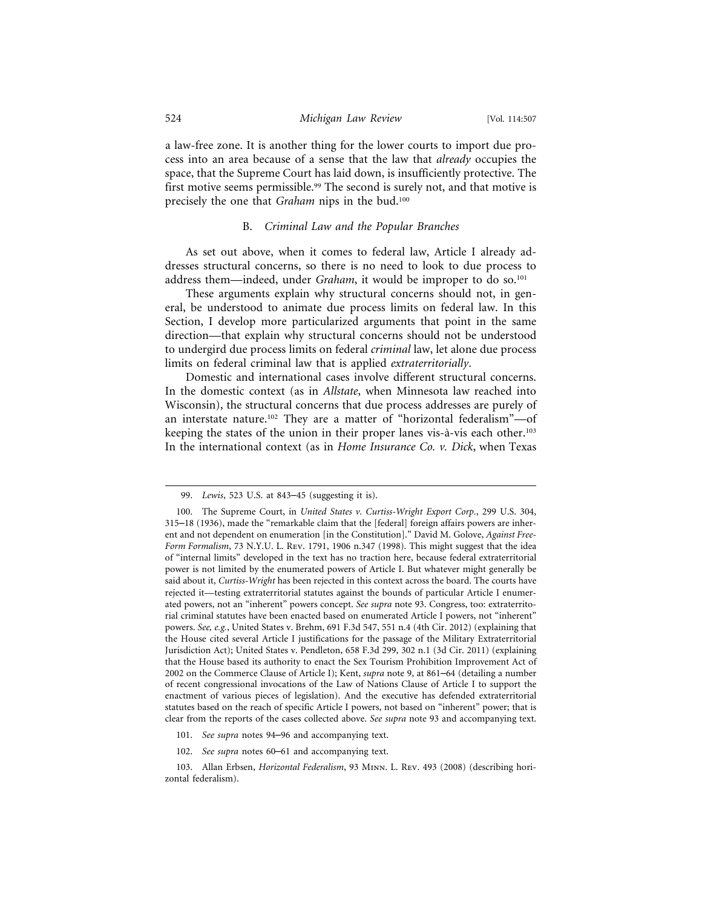a law-free zone. It is another thing for the lower courts to import due process into an area because of a sense that the law that *already* occupies the space, that the Supreme Court has laid down, is insufficiently protective. The first motive seems permissible.[99] The second is surely not, and that motive is precisely the one that *Graham* nips in the bud.[100]

### B. *Criminal Law and the Popular Branches*

As set out above, when it comes to federal law, Article I already addresses structural concerns, so there is no need to look to due process to address them—indeed, under *Graham*, it would be improper to do so.[101]

These arguments explain why structural concerns should not, in general, be understood to animate due process limits on federal law. In this Section, I develop more particularized arguments that point in the same direction—that explain why structural concerns should not be understood to undergird due process limits on federal *criminal* law, let alone due process limits on federal criminal law that is applied *extraterritorially*.

Domestic and international cases involve different structural concerns. In the domestic context (as in *Allstate*, when Minnesota law reached into Wisconsin), the structural concerns that due process addresses are purely of an interstate nature.[102] They are a matter of "horizontal federalism"—of keeping the states of the union in their proper lanes vis-à-vis each other.[103] In the international context (as in *Home Insurance Co. v. Dick*, when Texas

---

99. *Lewis*, 523 U.S. at 843–45 (suggesting it is).

100. The Supreme Court, in *United States v. Curtiss-Wright Export Corp.*, 299 U.S. 304, 315–18 (1936), made the "remarkable claim that the [federal] foreign affairs powers are inherent and not dependent on enumeration [in the Constitution]." David M. Golove, *Against Free-Form Formalism*, 73 N.Y.U. L. Rev. 1791, 1906 n.347 (1998). This might suggest that the idea of "internal limits" developed in the text has no traction here, because federal extraterritorial power is not limited by the enumerated powers of Article I. But whatever might generally be said about it, *Curtiss-Wright* has been rejected in this context across the board. The courts have rejected it—testing extraterritorial statutes against the bounds of particular Article I enumerated powers, not an "inherent" powers concept. *See supra* note 93. Congress, too: extraterritorial criminal statutes have been enacted based on enumerated Article I powers, not "inherent" powers. *See, e.g.*, United States v. Brehm, 691 F.3d 547, 551 n.4 (4th Cir. 2012) (explaining that the House cited several Article I justifications for the passage of the Military Extraterritorial Jurisdiction Act); United States v. Pendleton, 658 F.3d 299, 302 n.1 (3d Cir. 2011) (explaining that the House based its authority to enact the Sex Tourism Prohibition Improvement Act of 2002 on the Commerce Clause of Article I); Kent, *supra* note 9, at 861–64 (detailing a number of recent congressional invocations of the Law of Nations Clause of Article I to support the enactment of various pieces of legislation). And the executive has defended extraterritorial statutes based on the reach of specific Article I powers, not based on "inherent" power; that is clear from the reports of the cases collected above. *See supra* note 93 and accompanying text.

101. *See supra* notes 94–96 and accompanying text.

102. *See supra* notes 60–61 and accompanying text.

103. Allan Erbsen, *Horizontal Federalism*, 93 Minn. L. Rev. 493 (2008) (describing horizontal federalism).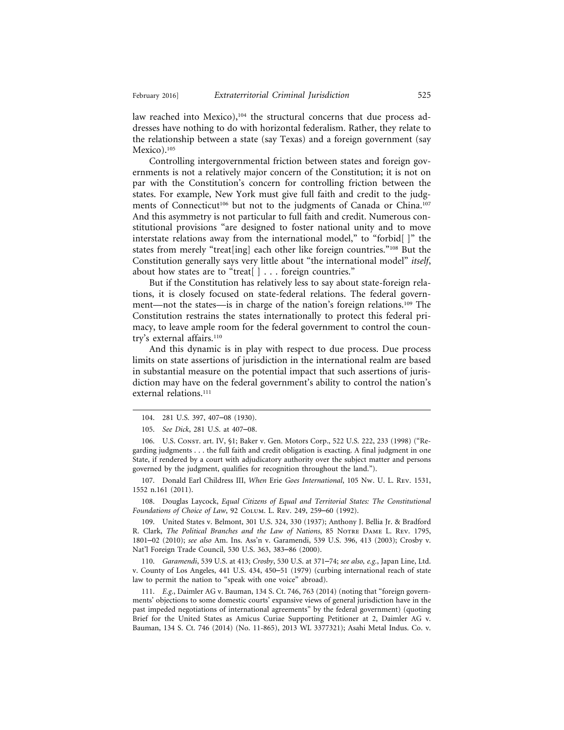law reached into Mexico),[104] the structural concerns that due process addresses have nothing to do with horizontal federalism. Rather, they relate to the relationship between a state (say Texas) and a foreign government (say Mexico).[105]

Controlling intergovernmental friction between states and foreign governments is not a relatively major concern of the Constitution; it is not on par with the Constitution's concern for controlling friction between the states. For example, New York must give full faith and credit to the judgments of Connecticut[106] but not to the judgments of Canada or China.[107] And this asymmetry is not particular to full faith and credit. Numerous constitutional provisions "are designed to foster national unity and to move interstate relations away from the international model," to "forbid[ ]" the states from merely "treat[ing] each other like foreign countries."[108] But the Constitution generally says very little about "the international model" *itself*, about how states are to "treat[ ] . . . foreign countries."

But if the Constitution has relatively less to say about state-foreign relations, it is closely focused on state-federal relations. The federal government—not the states—is in charge of the nation's foreign relations.[109] The Constitution restrains the states internationally to protect this federal primacy, to leave ample room for the federal government to control the country's external affairs.[110]

And this dynamic is in play with respect to due process. Due process limits on state assertions of jurisdiction in the international realm are based in substantial measure on the potential impact that such assertions of jurisdiction may have on the federal government's ability to control the nation's external relations.[111]

---

104. 281 U.S. 397, 407–08 (1930).

105. *See Dick*, 281 U.S. at 407–08.

106. U.S. Const. art. IV, §1; Baker v. Gen. Motors Corp., 522 U.S. 222, 233 (1998) ("Regarding judgments . . . the full faith and credit obligation is exacting. A final judgment in one State, if rendered by a court with adjudicatory authority over the subject matter and persons governed by the judgment, qualifies for recognition throughout the land.").

107. Donald Earl Childress III, *When* Erie *Goes International*, 105 Nw. U. L. Rev. 1531, 1552 n.161 (2011).

108. Douglas Laycock, *Equal Citizens of Equal and Territorial States: The Constitutional Foundations of Choice of Law*, 92 Colum. L. Rev. 249, 259–60 (1992).

109. United States v. Belmont, 301 U.S. 324, 330 (1937); Anthony J. Bellia Jr. & Bradford R. Clark, *The Political Branches and the Law of Nations*, 85 Notre Dame L. Rev. 1795, 1801–02 (2010); *see also* Am. Ins. Ass'n v. Garamendi, 539 U.S. 396, 413 (2003); Crosby v. Nat'l Foreign Trade Council, 530 U.S. 363, 383–86 (2000).

110. *Garamendi*, 539 U.S. at 413; *Crosby*, 530 U.S. at 371–74; *see also, e.g.*, Japan Line, Ltd. v. County of Los Angeles, 441 U.S. 434, 450–51 (1979) (curbing international reach of state law to permit the nation to "speak with one voice" abroad).

111. *E.g.*, Daimler AG v. Bauman, 134 S. Ct. 746, 763 (2014) (noting that "foreign governments' objections to some domestic courts' expansive views of general jurisdiction have in the past impeded negotiations of international agreements" by the federal government) (quoting Brief for the United States as Amicus Curiae Supporting Petitioner at 2, Daimler AG v. Bauman, 134 S. Ct. 746 (2014) (No. 11-865), 2013 WL 3377321); Asahi Metal Indus. Co. v.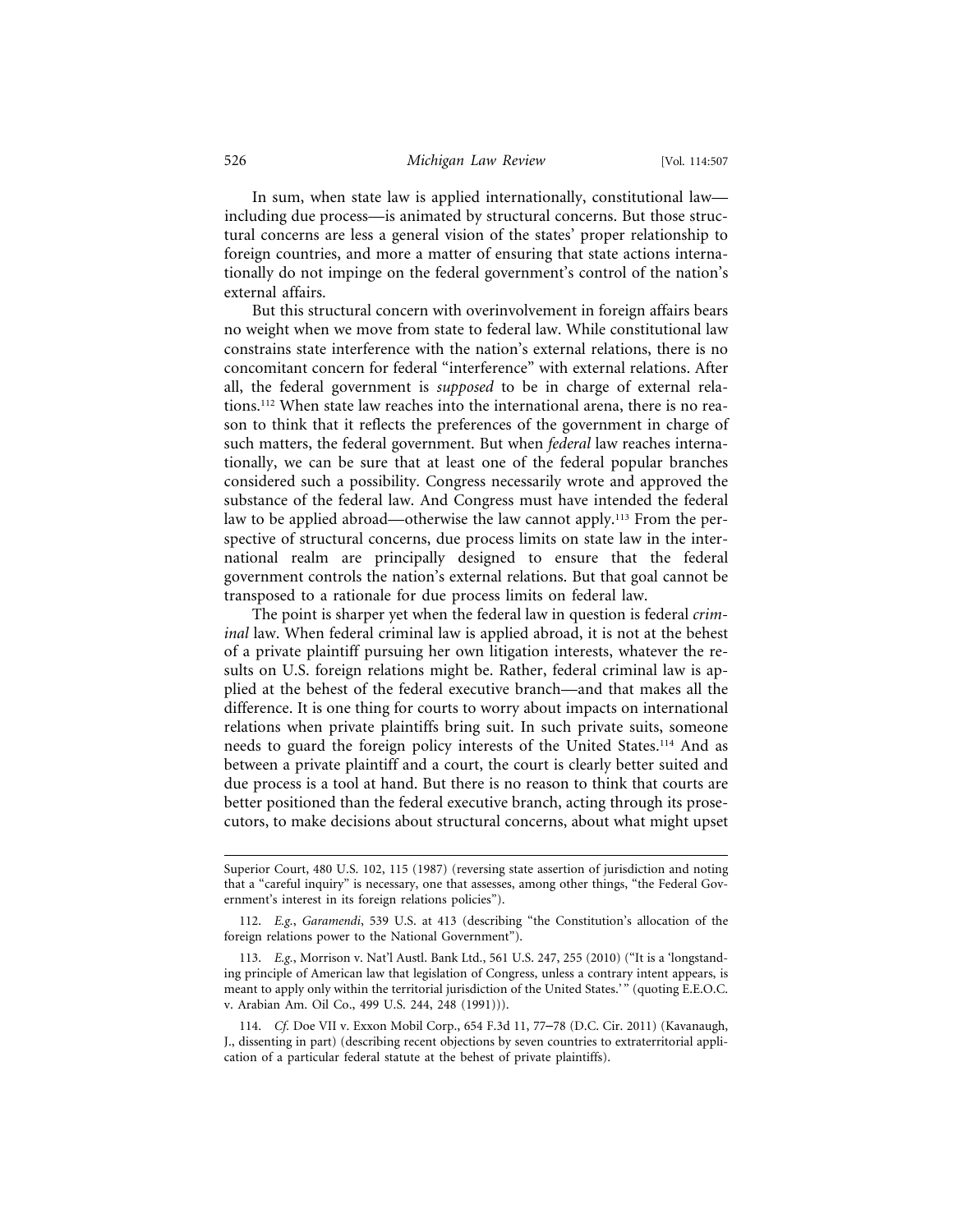In sum, when state law is applied internationally, constitutional law—including due process—is animated by structural concerns. But those structural concerns are less a general vision of the states' proper relationship to foreign countries, and more a matter of ensuring that state actions internationally do not impinge on the federal government's control of the nation's external affairs.

But this structural concern with overinvolvement in foreign affairs bears no weight when we move from state to federal law. While constitutional law constrains state interference with the nation's external relations, there is no concomitant concern for federal "interference" with external relations. After all, the federal government is *supposed* to be in charge of external relations.[112] When state law reaches into the international arena, there is no reason to think that it reflects the preferences of the government in charge of such matters, the federal government. But when *federal* law reaches internationally, we can be sure that at least one of the federal popular branches considered such a possibility. Congress necessarily wrote and approved the substance of the federal law. And Congress must have intended the federal law to be applied abroad—otherwise the law cannot apply.[113] From the perspective of structural concerns, due process limits on state law in the international realm are principally designed to ensure that the federal government controls the nation's external relations. But that goal cannot be transposed to a rationale for due process limits on federal law.

The point is sharper yet when the federal law in question is federal *criminal* law. When federal criminal law is applied abroad, it is not at the behest of a private plaintiff pursuing her own litigation interests, whatever the results on U.S. foreign relations might be. Rather, federal criminal law is applied at the behest of the federal executive branch—and that makes all the difference. It is one thing for courts to worry about impacts on international relations when private plaintiffs bring suit. In such private suits, someone needs to guard the foreign policy interests of the United States.[114] And as between a private plaintiff and a court, the court is clearly better suited and due process is a tool at hand. But there is no reason to think that courts are better positioned than the federal executive branch, acting through its prosecutors, to make decisions about structural concerns, about what might upset

---

Superior Court, 480 U.S. 102, 115 (1987) (reversing state assertion of jurisdiction and noting that a "careful inquiry" is necessary, one that assesses, among other things, "the Federal Government's interest in its foreign relations policies").

112. *E.g.*, *Garamendi*, 539 U.S. at 413 (describing "the Constitution's allocation of the foreign relations power to the National Government").

113. *E.g.*, Morrison v. Nat'l Austl. Bank Ltd., 561 U.S. 247, 255 (2010) ("It is a 'longstanding principle of American law that legislation of Congress, unless a contrary intent appears, is meant to apply only within the territorial jurisdiction of the United States.'" (quoting E.E.O.C. v. Arabian Am. Oil Co., 499 U.S. 244, 248 (1991))).

114. *Cf.* Doe VII v. Exxon Mobil Corp., 654 F.3d 11, 77–78 (D.C. Cir. 2011) (Kavanaugh, J., dissenting in part) (describing recent objections by seven countries to extraterritorial application of a particular federal statute at the behest of private plaintiffs).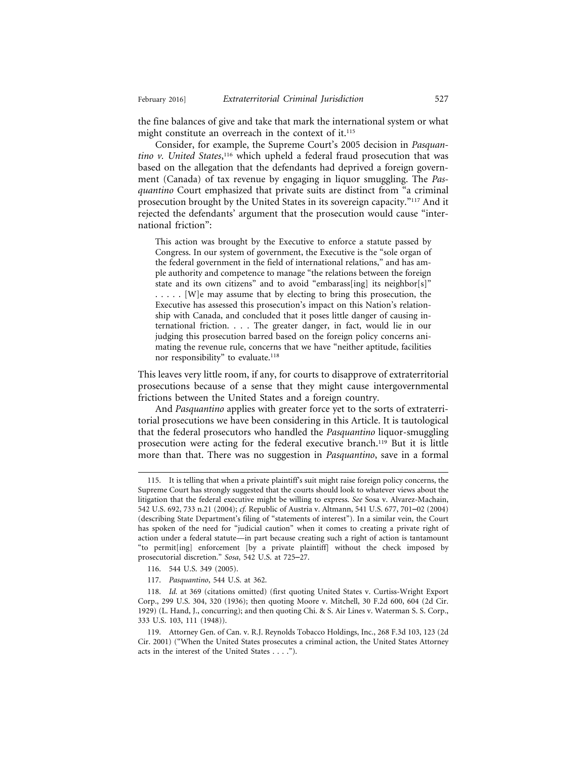the fine balances of give and take that mark the international system or what might constitute an overreach in the context of it.[115]

Consider, for example, the Supreme Court's 2005 decision in *Pasquantino v. United States*,[116] which upheld a federal fraud prosecution that was based on the allegation that the defendants had deprived a foreign government (Canada) of tax revenue by engaging in liquor smuggling. The *Pasquantino* Court emphasized that private suits are distinct from "a criminal prosecution brought by the United States in its sovereign capacity."[117] And it rejected the defendants' argument that the prosecution would cause "international friction":

> This action was brought by the Executive to enforce a statute passed by Congress. In our system of government, the Executive is the "sole organ of the federal government in the field of international relations," and has ample authority and competence to manage "the relations between the foreign state and its own citizens" and to avoid "embarass[ing] its neighbor[s]" . . . . . [W]e may assume that by electing to bring this prosecution, the Executive has assessed this prosecution's impact on this Nation's relationship with Canada, and concluded that it poses little danger of causing international friction. . . . The greater danger, in fact, would lie in our judging this prosecution barred based on the foreign policy concerns animating the revenue rule, concerns that we have "neither aptitude, facilities nor responsibility" to evaluate.[118]

This leaves very little room, if any, for courts to disapprove of extraterritorial prosecutions because of a sense that they might cause intergovernmental frictions between the United States and a foreign country.

And *Pasquantino* applies with greater force yet to the sorts of extraterritorial prosecutions we have been considering in this Article. It is tautological that the federal prosecutors who handled the *Pasquantino* liquor-smuggling prosecution were acting for the federal executive branch.[119] But it is little more than that. There was no suggestion in *Pasquantino*, save in a formal

---

115. It is telling that when a private plaintiff's suit might raise foreign policy concerns, the Supreme Court has strongly suggested that the courts should look to whatever views about the litigation that the federal executive might be willing to express. *See* Sosa v. Alvarez-Machain, 542 U.S. 692, 733 n.21 (2004); *cf.* Republic of Austria v. Altmann, 541 U.S. 677, 701–02 (2004) (describing State Department's filing of "statements of interest"). In a similar vein, the Court has spoken of the need for "judicial caution" when it comes to creating a private right of action under a federal statute—in part because creating such a right of action is tantamount "to permit[ing] enforcement [by a private plaintiff] without the check imposed by prosecutorial discretion." *Sosa*, 542 U.S. at 725–27.

116. 544 U.S. 349 (2005).

117. *Pasquantino*, 544 U.S. at 362.

118. *Id.* at 369 (citations omitted) (first quoting United States v. Curtiss-Wright Export Corp., 299 U.S. 304, 320 (1936); then quoting Moore v. Mitchell, 30 F.2d 600, 604 (2d Cir. 1929) (L. Hand, J., concurring); and then quoting Chi. & S. Air Lines v. Waterman S. S. Corp., 333 U.S. 103, 111 (1948)).

119. Attorney Gen. of Can. v. R.J. Reynolds Tobacco Holdings, Inc., 268 F.3d 103, 123 (2d Cir. 2001) ("When the United States prosecutes a criminal action, the United States Attorney acts in the interest of the United States . . . .").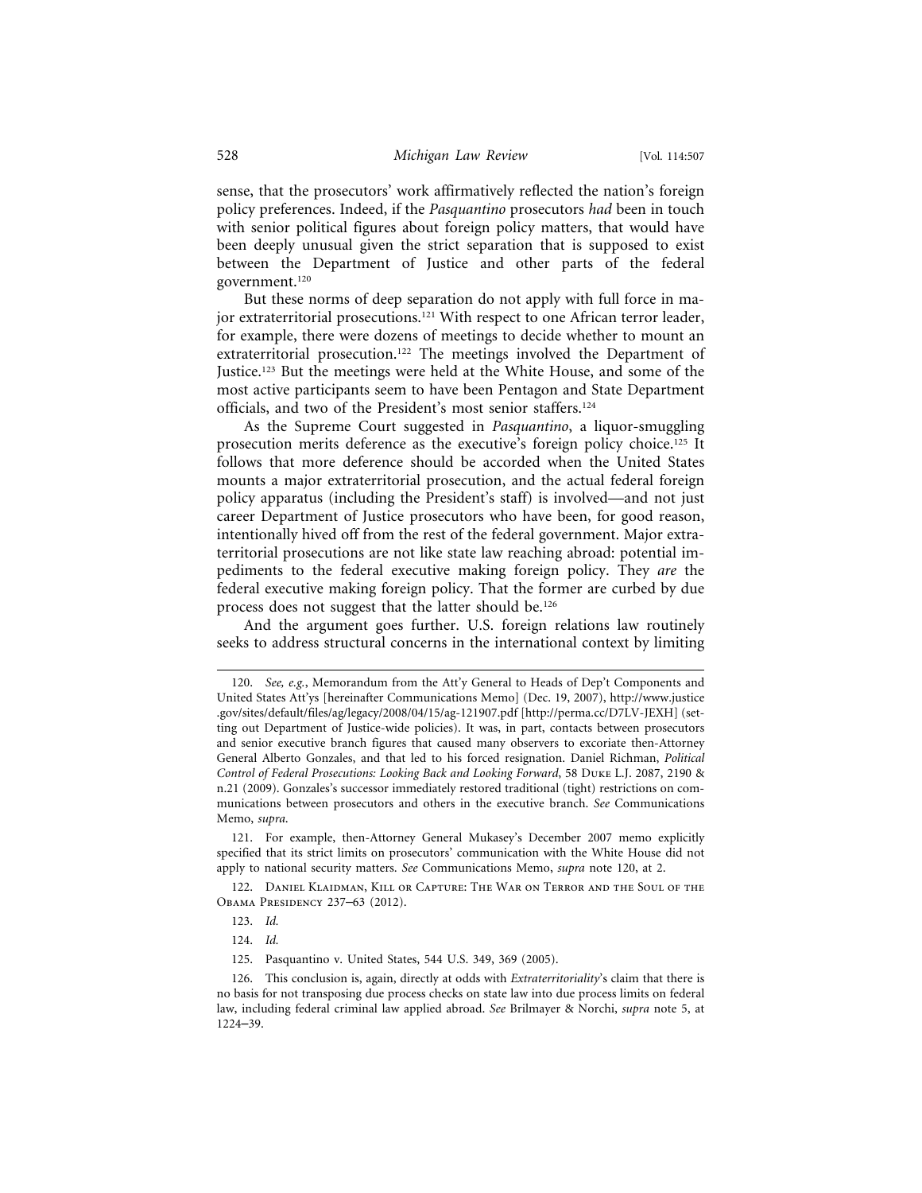sense, that the prosecutors' work affirmatively reflected the nation's foreign policy preferences. Indeed, if the *Pasquantino* prosecutors *had* been in touch with senior political figures about foreign policy matters, that would have been deeply unusual given the strict separation that is supposed to exist between the Department of Justice and other parts of the federal government.[120]

But these norms of deep separation do not apply with full force in major extraterritorial prosecutions.[121] With respect to one African terror leader, for example, there were dozens of meetings to decide whether to mount an extraterritorial prosecution.[122] The meetings involved the Department of Justice.[123] But the meetings were held at the White House, and some of the most active participants seem to have been Pentagon and State Department officials, and two of the President's most senior staffers.[124]

As the Supreme Court suggested in *Pasquantino*, a liquor-smuggling prosecution merits deference as the executive's foreign policy choice.[125] It follows that more deference should be accorded when the United States mounts a major extraterritorial prosecution, and the actual federal foreign policy apparatus (including the President's staff) is involved—and not just career Department of Justice prosecutors who have been, for good reason, intentionally hived off from the rest of the federal government. Major extraterritorial prosecutions are not like state law reaching abroad: potential impediments to the federal executive making foreign policy. They *are* the federal executive making foreign policy. That the former are curbed by due process does not suggest that the latter should be.[126]

And the argument goes further. U.S. foreign relations law routinely seeks to address structural concerns in the international context by limiting

---

120. *See, e.g.*, Memorandum from the Att'y General to Heads of Dep't Components and United States Att'ys [hereinafter Communications Memo] (Dec. 19, 2007), http://www.justice.gov/sites/default/files/ag/legacy/2008/04/15/ag-121907.pdf [http://perma.cc/D7LV-JEXH] (setting out Department of Justice-wide policies). It was, in part, contacts between prosecutors and senior executive branch figures that caused many observers to excoriate then-Attorney General Alberto Gonzales, and that led to his forced resignation. Daniel Richman, *Political Control of Federal Prosecutions: Looking Back and Looking Forward*, 58 Duke L.J. 2087, 2190 & n.21 (2009). Gonzales's successor immediately restored traditional (tight) restrictions on communications between prosecutors and others in the executive branch. *See* Communications Memo, *supra*.

121. For example, then-Attorney General Mukasey's December 2007 memo explicitly specified that its strict limits on prosecutors' communication with the White House did not apply to national security matters. *See* Communications Memo, *supra* note 120, at 2.

122. Daniel Klaidman, Kill or Capture: The War on Terror and the Soul of the Obama Presidency 237–63 (2012).

123. *Id.*

124. *Id.*

125. Pasquantino v. United States, 544 U.S. 349, 369 (2005).

126. This conclusion is, again, directly at odds with *Extraterritoriality*'s claim that there is no basis for not transposing due process checks on state law into due process limits on federal law, including federal criminal law applied abroad. *See* Brilmayer & Norchi, *supra* note 5, at 1224–39.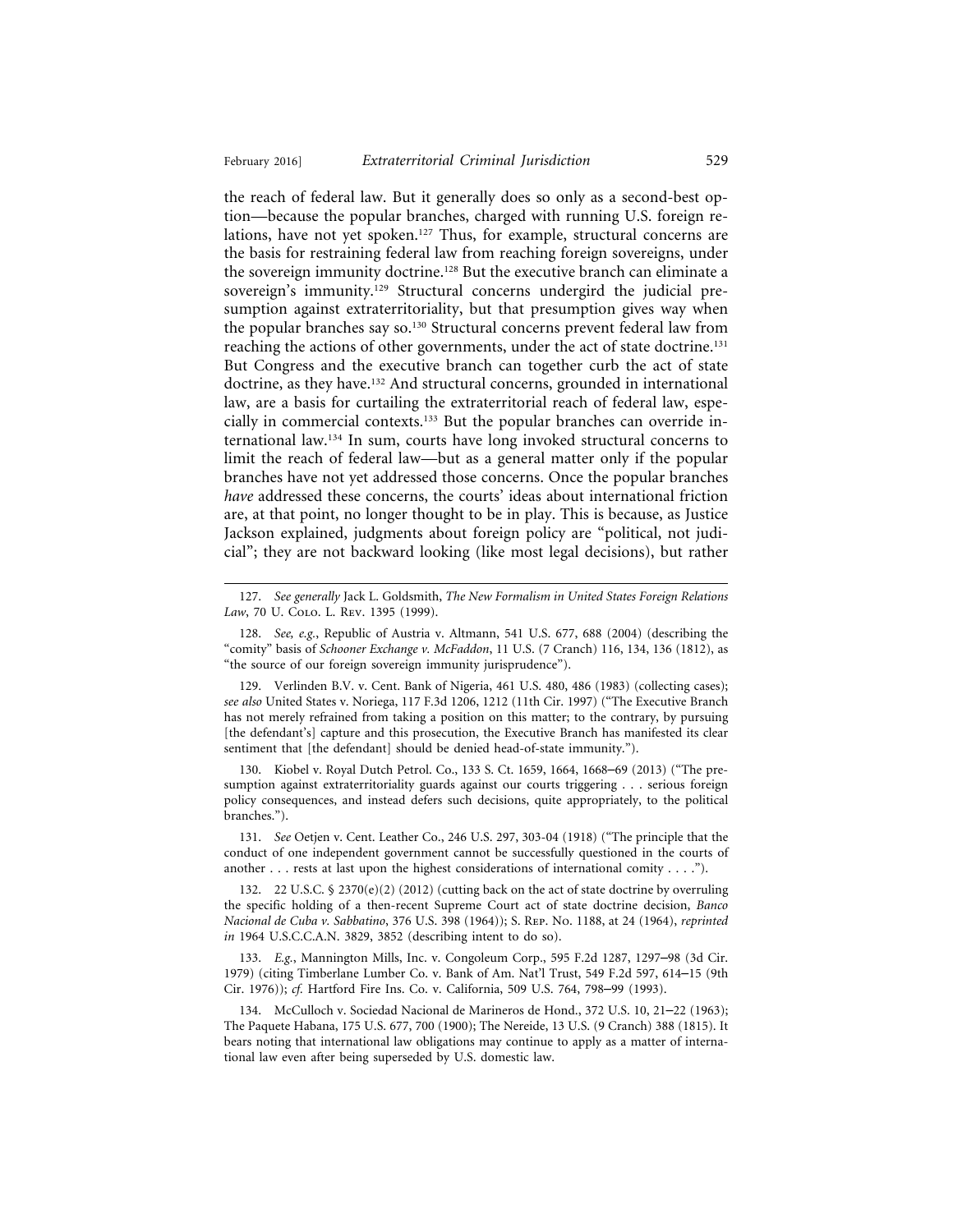the reach of federal law. But it generally does so only as a second-best option—because the popular branches, charged with running U.S. foreign relations, have not yet spoken.[127] Thus, for example, structural concerns are the basis for restraining federal law from reaching foreign sovereigns, under the sovereign immunity doctrine.[128] But the executive branch can eliminate a sovereign's immunity.[129] Structural concerns undergird the judicial presumption against extraterritoriality, but that presumption gives way when the popular branches say so.[130] Structural concerns prevent federal law from reaching the actions of other governments, under the act of state doctrine.[131] But Congress and the executive branch can together curb the act of state doctrine, as they have.[132] And structural concerns, grounded in international law, are a basis for curtailing the extraterritorial reach of federal law, especially in commercial contexts.[133] But the popular branches can override international law.[134] In sum, courts have long invoked structural concerns to limit the reach of federal law—but as a general matter only if the popular branches have not yet addressed those concerns. Once the popular branches *have* addressed these concerns, the courts' ideas about international friction are, at that point, no longer thought to be in play. This is because, as Justice Jackson explained, judgments about foreign policy are "political, not judicial"; they are not backward looking (like most legal decisions), but rather

---

127. *See generally* Jack L. Goldsmith, *The New Formalism in United States Foreign Relations Law*, 70 U. Colo. L. Rev. 1395 (1999).

128. *See, e.g.*, Republic of Austria v. Altmann, 541 U.S. 677, 688 (2004) (describing the "comity" basis of *Schooner Exchange v. McFaddon*, 11 U.S. (7 Cranch) 116, 134, 136 (1812), as "the source of our foreign sovereign immunity jurisprudence").

129. Verlinden B.V. v. Cent. Bank of Nigeria, 461 U.S. 480, 486 (1983) (collecting cases); *see also* United States v. Noriega, 117 F.3d 1206, 1212 (11th Cir. 1997) ("The Executive Branch has not merely refrained from taking a position on this matter; to the contrary, by pursuing [the defendant's] capture and this prosecution, the Executive Branch has manifested its clear sentiment that [the defendant] should be denied head-of-state immunity.").

130. Kiobel v. Royal Dutch Petrol. Co., 133 S. Ct. 1659, 1664, 1668–69 (2013) ("The presumption against extraterritoriality guards against our courts triggering . . . serious foreign policy consequences, and instead defers such decisions, quite appropriately, to the political branches.").

131. *See* Oetjen v. Cent. Leather Co., 246 U.S. 297, 303-04 (1918) ("The principle that the conduct of one independent government cannot be successfully questioned in the courts of another . . . rests at last upon the highest considerations of international comity . . . .").

132. 22 U.S.C. § 2370(e)(2) (2012) (cutting back on the act of state doctrine by overruling the specific holding of a then-recent Supreme Court act of state doctrine decision, *Banco Nacional de Cuba v. Sabbatino*, 376 U.S. 398 (1964)); S. Rep. No. 1188, at 24 (1964), *reprinted in* 1964 U.S.C.C.A.N. 3829, 3852 (describing intent to do so).

133. *E.g.*, Mannington Mills, Inc. v. Congoleum Corp., 595 F.2d 1287, 1297–98 (3d Cir. 1979) (citing Timberlane Lumber Co. v. Bank of Am. Nat'l Trust, 549 F.2d 597, 614–15 (9th Cir. 1976)); *cf.* Hartford Fire Ins. Co. v. California, 509 U.S. 764, 798–99 (1993).

134. McCulloch v. Sociedad Nacional de Marineros de Hond., 372 U.S. 10, 21–22 (1963); The Paquete Habana, 175 U.S. 677, 700 (1900); The Nereide, 13 U.S. (9 Cranch) 388 (1815). It bears noting that international law obligations may continue to apply as a matter of international law even after being superseded by U.S. domestic law.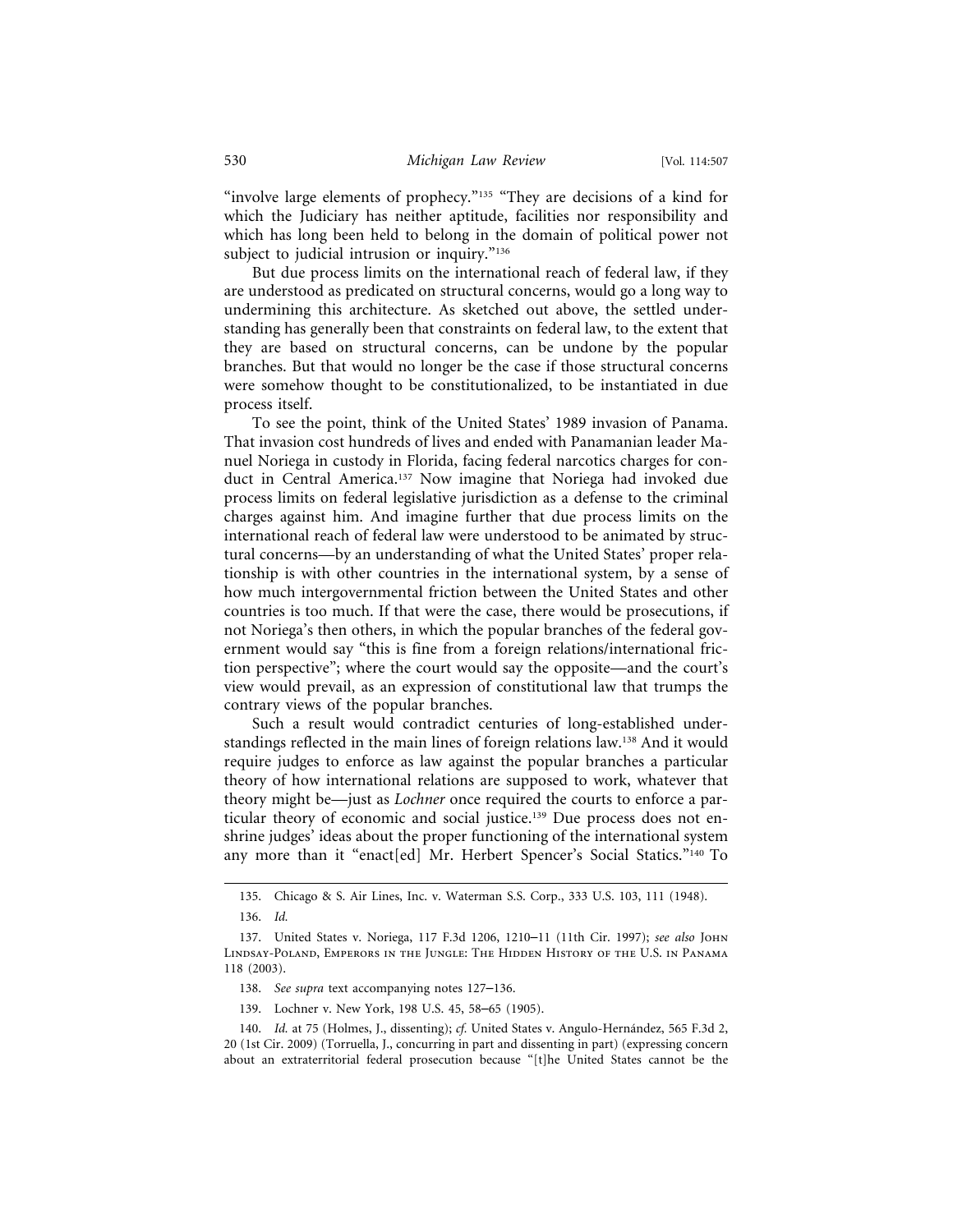"involve large elements of prophecy."[135] "They are decisions of a kind for which the Judiciary has neither aptitude, facilities nor responsibility and which has long been held to belong in the domain of political power not subject to judicial intrusion or inquiry."[136]

But due process limits on the international reach of federal law, if they are understood as predicated on structural concerns, would go a long way to undermining this architecture. As sketched out above, the settled understanding has generally been that constraints on federal law, to the extent that they are based on structural concerns, can be undone by the popular branches. But that would no longer be the case if those structural concerns were somehow thought to be constitutionalized, to be instantiated in due process itself.

To see the point, think of the United States' 1989 invasion of Panama. That invasion cost hundreds of lives and ended with Panamanian leader Manuel Noriega in custody in Florida, facing federal narcotics charges for conduct in Central America.[137] Now imagine that Noriega had invoked due process limits on federal legislative jurisdiction as a defense to the criminal charges against him. And imagine further that due process limits on the international reach of federal law were understood to be animated by structural concerns—by an understanding of what the United States' proper relationship is with other countries in the international system, by a sense of how much intergovernmental friction between the United States and other countries is too much. If that were the case, there would be prosecutions, if not Noriega's then others, in which the popular branches of the federal government would say "this is fine from a foreign relations/international friction perspective"; where the court would say the opposite—and the court's view would prevail, as an expression of constitutional law that trumps the contrary views of the popular branches.

Such a result would contradict centuries of long-established understandings reflected in the main lines of foreign relations law.[138] And it would require judges to enforce as law against the popular branches a particular theory of how international relations are supposed to work, whatever that theory might be—just as *Lochner* once required the courts to enforce a particular theory of economic and social justice.[139] Due process does not enshrine judges' ideas about the proper functioning of the international system any more than it "enact[ed] Mr. Herbert Spencer's Social Statics."[140] To

135. Chicago & S. Air Lines, Inc. v. Waterman S.S. Corp., 333 U.S. 103, 111 (1948).

136. *Id.*

137. United States v. Noriega, 117 F.3d 1206, 1210–11 (11th Cir. 1997); *see also* John Lindsay-Poland, Emperors in the Jungle: The Hidden History of the U.S. in Panama 118 (2003).

138. *See supra* text accompanying notes 127–136.

139. Lochner v. New York, 198 U.S. 45, 58–65 (1905).

140. *Id.* at 75 (Holmes, J., dissenting); *cf.* United States v. Angulo-Hernández, 565 F.3d 2, 20 (1st Cir. 2009) (Torruella, J., concurring in part and dissenting in part) (expressing concern about an extraterritorial federal prosecution because "[t]he United States cannot be the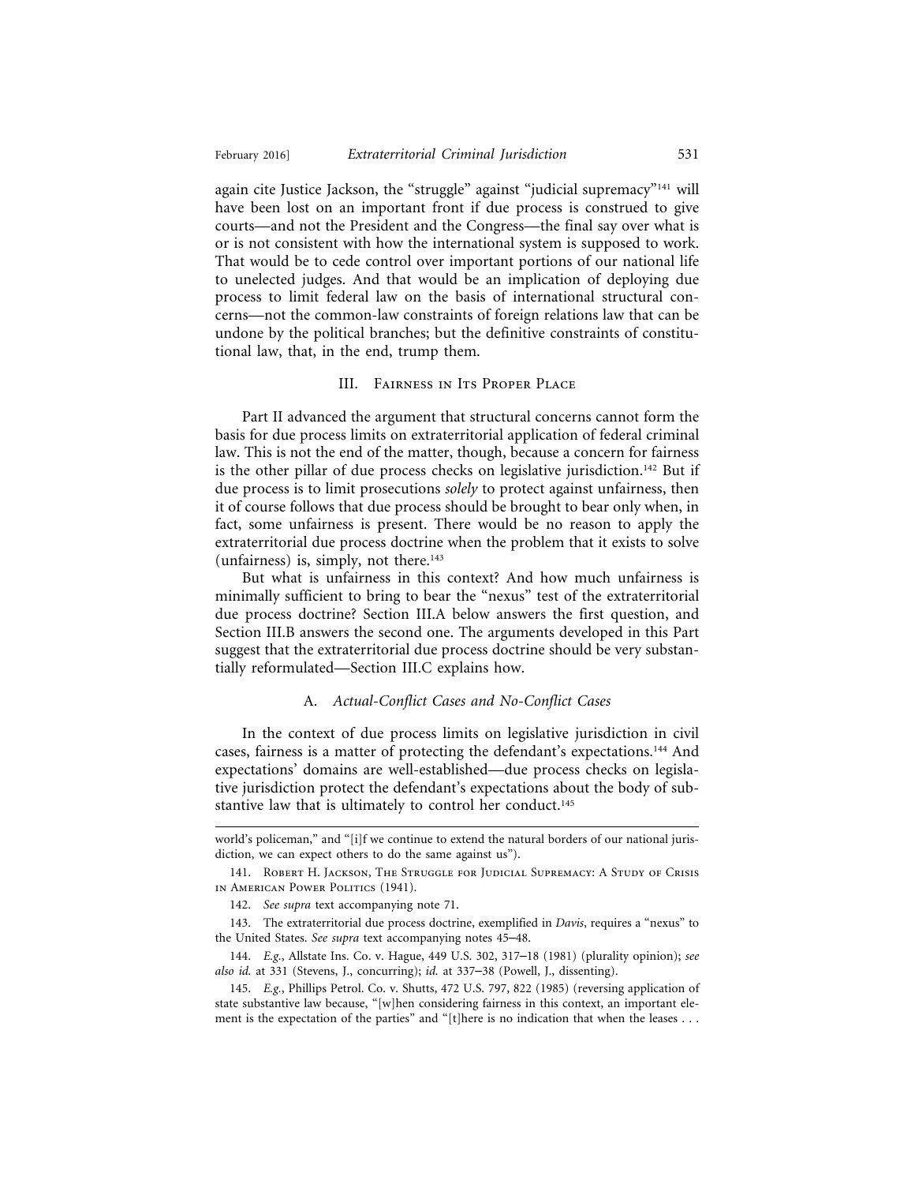again cite Justice Jackson, the "struggle" against "judicial supremacy"[141] will have been lost on an important front if due process is construed to give courts—and not the President and the Congress—the final say over what is or is not consistent with how the international system is supposed to work. That would be to cede control over important portions of our national life to unelected judges. And that would be an implication of deploying due process to limit federal law on the basis of international structural concerns—not the common-law constraints of foreign relations law that can be undone by the political branches; but the definitive constraints of constitutional law, that, in the end, trump them.

## III. Fairness in Its Proper Place

Part II advanced the argument that structural concerns cannot form the basis for due process limits on extraterritorial application of federal criminal law. This is not the end of the matter, though, because a concern for fairness is the other pillar of due process checks on legislative jurisdiction.[142] But if due process is to limit prosecutions *solely* to protect against unfairness, then it of course follows that due process should be brought to bear only when, in fact, some unfairness is present. There would be no reason to apply the extraterritorial due process doctrine when the problem that it exists to solve (unfairness) is, simply, not there.[143]

But what is unfairness in this context? And how much unfairness is minimally sufficient to bring to bear the "nexus" test of the extraterritorial due process doctrine? Section III.A below answers the first question, and Section III.B answers the second one. The arguments developed in this Part suggest that the extraterritorial due process doctrine should be very substantially reformulated—Section III.C explains how.

### A. *Actual-Conflict Cases and No-Conflict Cases*

In the context of due process limits on legislative jurisdiction in civil cases, fairness is a matter of protecting the defendant's expectations.[144] And expectations' domains are well-established—due process checks on legislative jurisdiction protect the defendant's expectations about the body of substantive law that is ultimately to control her conduct.[145]

---

world's policeman," and "[i]f we continue to extend the natural borders of our national jurisdiction, we can expect others to do the same against us").

141. Robert H. Jackson, The Struggle for Judicial Supremacy: A Study of Crisis in American Power Politics (1941).

142. *See supra* text accompanying note 71.

143. The extraterritorial due process doctrine, exemplified in *Davis*, requires a "nexus" to the United States. *See supra* text accompanying notes 45–48.

144. *E.g.*, Allstate Ins. Co. v. Hague, 449 U.S. 302, 317–18 (1981) (plurality opinion); *see also id.* at 331 (Stevens, J., concurring); *id.* at 337–38 (Powell, J., dissenting).

145. *E.g.*, Phillips Petrol. Co. v. Shutts, 472 U.S. 797, 822 (1985) (reversing application of state substantive law because, "[w]hen considering fairness in this context, an important element is the expectation of the parties" and "[t]here is no indication that when the leases . . .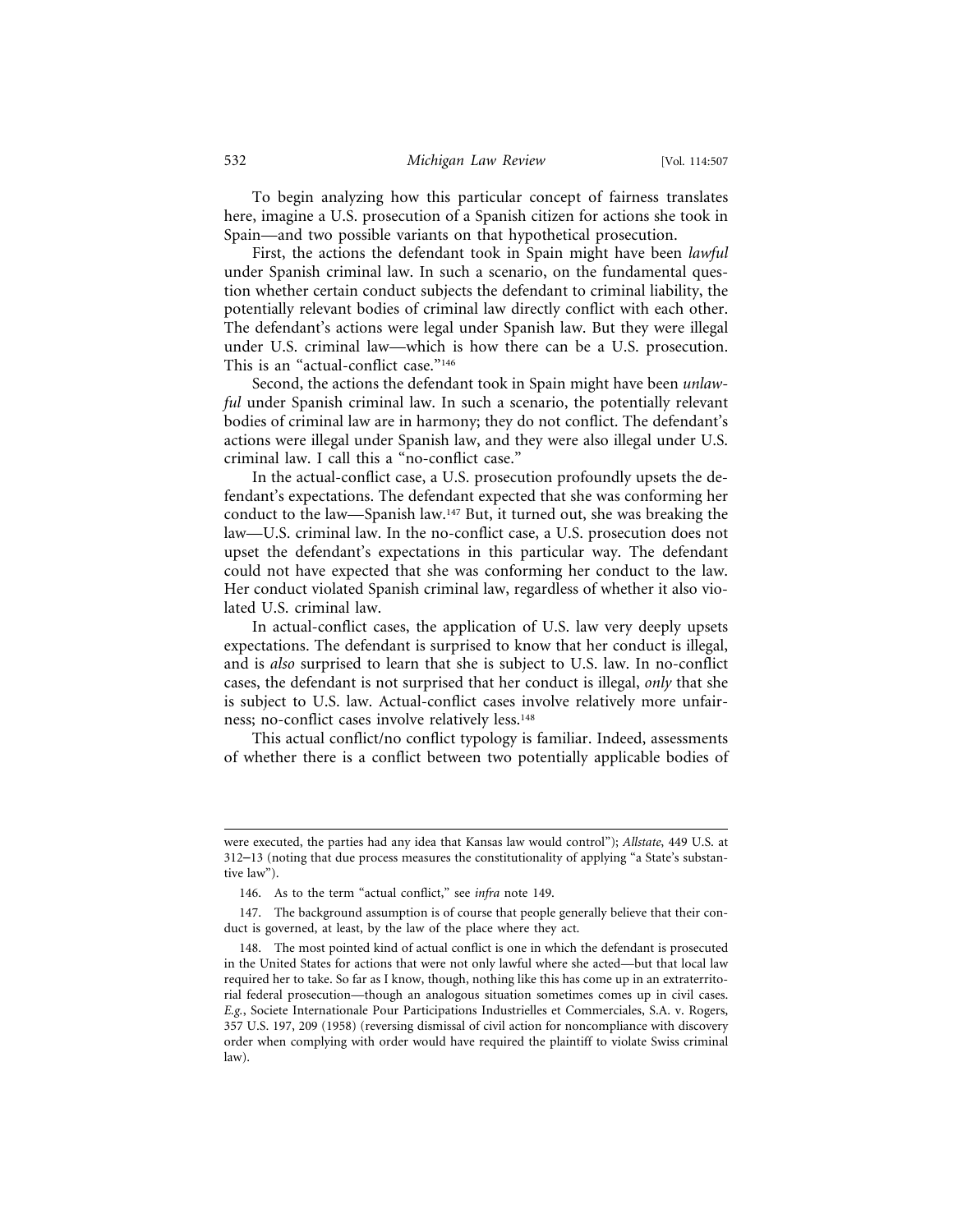To begin analyzing how this particular concept of fairness translates here, imagine a U.S. prosecution of a Spanish citizen for actions she took in Spain—and two possible variants on that hypothetical prosecution.

First, the actions the defendant took in Spain might have been *lawful* under Spanish criminal law. In such a scenario, on the fundamental question whether certain conduct subjects the defendant to criminal liability, the potentially relevant bodies of criminal law directly conflict with each other. The defendant's actions were legal under Spanish law. But they were illegal under U.S. criminal law—which is how there can be a U.S. prosecution. This is an "actual-conflict case."[146]

Second, the actions the defendant took in Spain might have been *unlawful* under Spanish criminal law. In such a scenario, the potentially relevant bodies of criminal law are in harmony; they do not conflict. The defendant's actions were illegal under Spanish law, and they were also illegal under U.S. criminal law. I call this a "no-conflict case."

In the actual-conflict case, a U.S. prosecution profoundly upsets the defendant's expectations. The defendant expected that she was conforming her conduct to the law—Spanish law.[147] But, it turned out, she was breaking the law—U.S. criminal law. In the no-conflict case, a U.S. prosecution does not upset the defendant's expectations in this particular way. The defendant could not have expected that she was conforming her conduct to the law. Her conduct violated Spanish criminal law, regardless of whether it also violated U.S. criminal law.

In actual-conflict cases, the application of U.S. law very deeply upsets expectations. The defendant is surprised to know that her conduct is illegal, and is *also* surprised to learn that she is subject to U.S. law. In no-conflict cases, the defendant is not surprised that her conduct is illegal, *only* that she is subject to U.S. law. Actual-conflict cases involve relatively more unfairness; no-conflict cases involve relatively less.[148]

This actual conflict/no conflict typology is familiar. Indeed, assessments of whether there is a conflict between two potentially applicable bodies of

---

were executed, the parties had any idea that Kansas law would control"); *Allstate*, 449 U.S. at 312–13 (noting that due process measures the constitutionality of applying "a State's substantive law").

146. As to the term "actual conflict," see *infra* note 149.

147. The background assumption is of course that people generally believe that their conduct is governed, at least, by the law of the place where they act.

148. The most pointed kind of actual conflict is one in which the defendant is prosecuted in the United States for actions that were not only lawful where she acted—but that local law required her to take. So far as I know, though, nothing like this has come up in an extraterritorial federal prosecution—though an analogous situation sometimes comes up in civil cases. *E.g.*, Societe Internationale Pour Participations Industrielles et Commerciales, S.A. v. Rogers, 357 U.S. 197, 209 (1958) (reversing dismissal of civil action for noncompliance with discovery order when complying with order would have required the plaintiff to violate Swiss criminal law).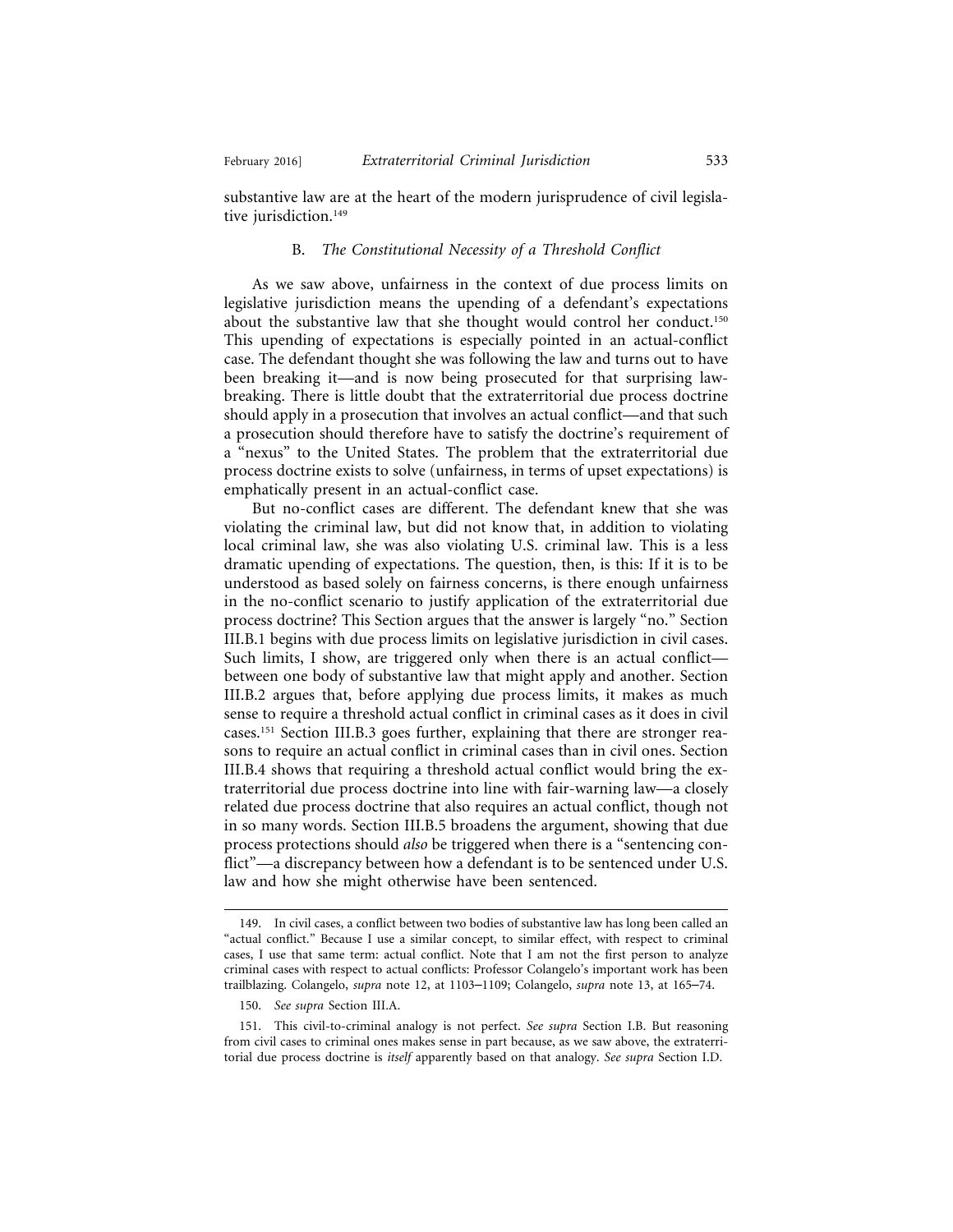substantive law are at the heart of the modern jurisprudence of civil legislative jurisdiction.[149]

### B. *The Constitutional Necessity of a Threshold Conflict*

As we saw above, unfairness in the context of due process limits on legislative jurisdiction means the upending of a defendant's expectations about the substantive law that she thought would control her conduct.[150] This upending of expectations is especially pointed in an actual-conflict case. The defendant thought she was following the law and turns out to have been breaking it—and is now being prosecuted for that surprising lawbreaking. There is little doubt that the extraterritorial due process doctrine should apply in a prosecution that involves an actual conflict—and that such a prosecution should therefore have to satisfy the doctrine's requirement of a "nexus" to the United States. The problem that the extraterritorial due process doctrine exists to solve (unfairness, in terms of upset expectations) is emphatically present in an actual-conflict case.

But no-conflict cases are different. The defendant knew that she was violating the criminal law, but did not know that, in addition to violating local criminal law, she was also violating U.S. criminal law. This is a less dramatic upending of expectations. The question, then, is this: If it is to be understood as based solely on fairness concerns, is there enough unfairness in the no-conflict scenario to justify application of the extraterritorial due process doctrine? This Section argues that the answer is largely "no." Section III.B.1 begins with due process limits on legislative jurisdiction in civil cases. Such limits, I show, are triggered only when there is an actual conflict—between one body of substantive law that might apply and another. Section III.B.2 argues that, before applying due process limits, it makes as much sense to require a threshold actual conflict in criminal cases as it does in civil cases.[151] Section III.B.3 goes further, explaining that there are stronger reasons to require an actual conflict in criminal cases than in civil ones. Section III.B.4 shows that requiring a threshold actual conflict would bring the extraterritorial due process doctrine into line with fair-warning law—a closely related due process doctrine that also requires an actual conflict, though not in so many words. Section III.B.5 broadens the argument, showing that due process protections should *also* be triggered when there is a "sentencing conflict"—a discrepancy between how a defendant is to be sentenced under U.S. law and how she might otherwise have been sentenced.

---

149. In civil cases, a conflict between two bodies of substantive law has long been called an "actual conflict." Because I use a similar concept, to similar effect, with respect to criminal cases, I use that same term: actual conflict. Note that I am not the first person to analyze criminal cases with respect to actual conflicts: Professor Colangelo's important work has been trailblazing. Colangelo, *supra* note 12, at 1103–1109; Colangelo, *supra* note 13, at 165–74.

150. *See supra* Section III.A.

151. This civil-to-criminal analogy is not perfect. *See supra* Section I.B. But reasoning from civil cases to criminal ones makes sense in part because, as we saw above, the extraterritorial due process doctrine is *itself* apparently based on that analogy. *See supra* Section I.D.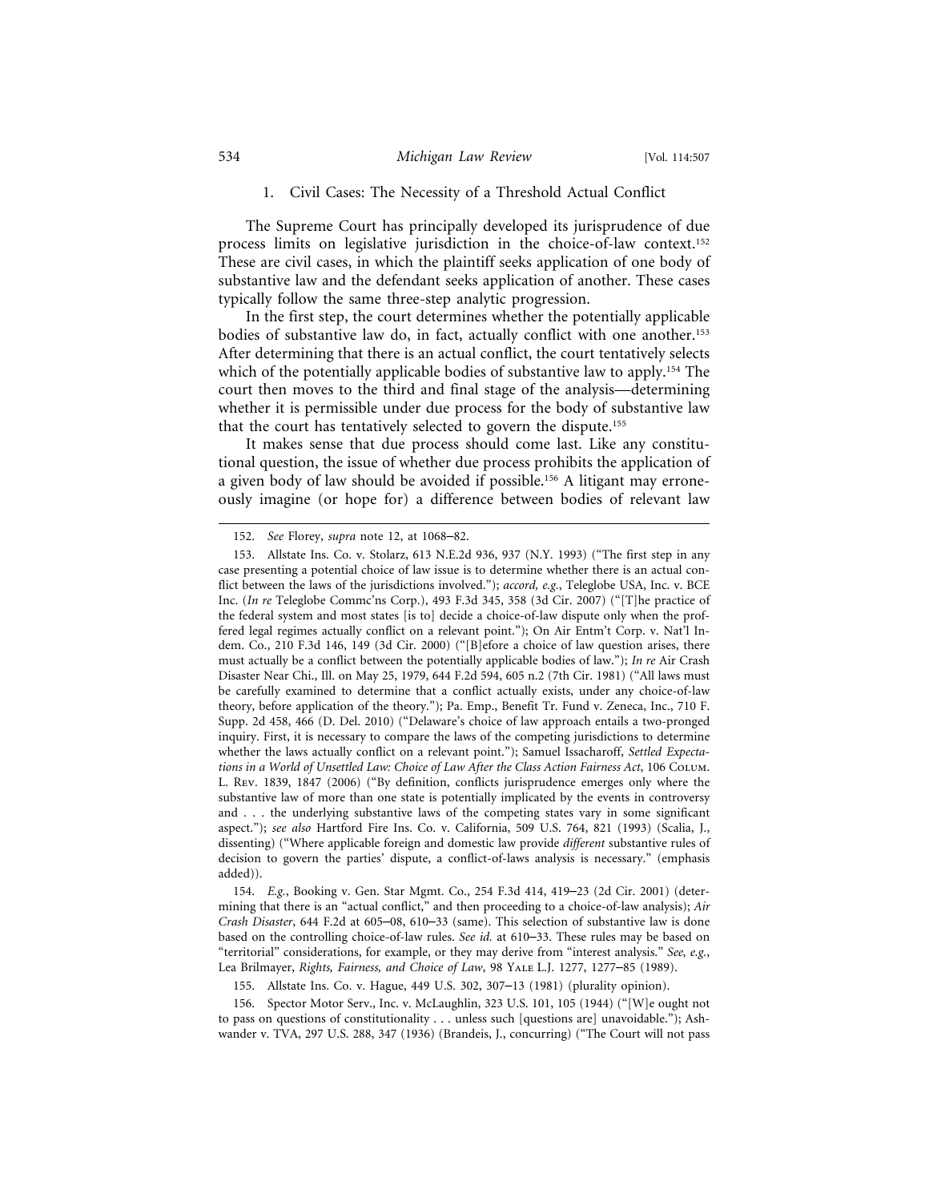### 1. Civil Cases: The Necessity of a Threshold Actual Conflict

The Supreme Court has principally developed its jurisprudence of due process limits on legislative jurisdiction in the choice-of-law context.[152] These are civil cases, in which the plaintiff seeks application of one body of substantive law and the defendant seeks application of another. These cases typically follow the same three-step analytic progression.

In the first step, the court determines whether the potentially applicable bodies of substantive law do, in fact, actually conflict with one another.[153] After determining that there is an actual conflict, the court tentatively selects which of the potentially applicable bodies of substantive law to apply.[154] The court then moves to the third and final stage of the analysis—determining whether it is permissible under due process for the body of substantive law that the court has tentatively selected to govern the dispute.[155]

It makes sense that due process should come last. Like any constitutional question, the issue of whether due process prohibits the application of a given body of law should be avoided if possible.[156] A litigant may erroneously imagine (or hope for) a difference between bodies of relevant law

---

152. *See* Florey, *supra* note 12, at 1068–82.

153. Allstate Ins. Co. v. Stolarz, 613 N.E.2d 936, 937 (N.Y. 1993) ("The first step in any case presenting a potential choice of law issue is to determine whether there is an actual conflict between the laws of the jurisdictions involved."); *accord, e.g.*, Teleglobe USA, Inc. v. BCE Inc. (*In re* Teleglobe Commc'ns Corp.), 493 F.3d 345, 358 (3d Cir. 2007) ("[T]he practice of the federal system and most states [is to] decide a choice-of-law dispute only when the proffered legal regimes actually conflict on a relevant point."); On Air Entm't Corp. v. Nat'l Indem. Co., 210 F.3d 146, 149 (3d Cir. 2000) ("[B]efore a choice of law question arises, there must actually be a conflict between the potentially applicable bodies of law."); *In re* Air Crash Disaster Near Chi., Ill. on May 25, 1979, 644 F.2d 594, 605 n.2 (7th Cir. 1981) ("All laws must be carefully examined to determine that a conflict actually exists, under any choice-of-law theory, before application of the theory."); Pa. Emp., Benefit Tr. Fund v. Zeneca, Inc., 710 F. Supp. 2d 458, 466 (D. Del. 2010) ("Delaware's choice of law approach entails a two-pronged inquiry. First, it is necessary to compare the laws of the competing jurisdictions to determine whether the laws actually conflict on a relevant point."); Samuel Issacharoff, *Settled Expectations in a World of Unsettled Law: Choice of Law After the Class Action Fairness Act*, 106 Colum. L. Rev. 1839, 1847 (2006) ("By definition, conflicts jurisprudence emerges only where the substantive law of more than one state is potentially implicated by the events in controversy and . . . the underlying substantive laws of the competing states vary in some significant aspect."); *see also* Hartford Fire Ins. Co. v. California, 509 U.S. 764, 821 (1993) (Scalia, J., dissenting) ("Where applicable foreign and domestic law provide *different* substantive rules of decision to govern the parties' dispute, a conflict-of-laws analysis is necessary." (emphasis added)).

154. *E.g.*, Booking v. Gen. Star Mgmt. Co., 254 F.3d 414, 419–23 (2d Cir. 2001) (determining that there is an "actual conflict," and then proceeding to a choice-of-law analysis); *Air Crash Disaster*, 644 F.2d at 605–08, 610–33 (same). This selection of substantive law is done based on the controlling choice-of-law rules. *See id.* at 610–33. These rules may be based on "territorial" considerations, for example, or they may derive from "interest analysis." *See, e.g.*, Lea Brilmayer, *Rights, Fairness, and Choice of Law*, 98 Yale L.J. 1277, 1277–85 (1989).

155. Allstate Ins. Co. v. Hague, 449 U.S. 302, 307–13 (1981) (plurality opinion).

156. Spector Motor Serv., Inc. v. McLaughlin, 323 U.S. 101, 105 (1944) ("[W]e ought not to pass on questions of constitutionality . . . unless such [questions are] unavoidable."); Ashwander v. TVA, 297 U.S. 288, 347 (1936) (Brandeis, J., concurring) ("The Court will not pass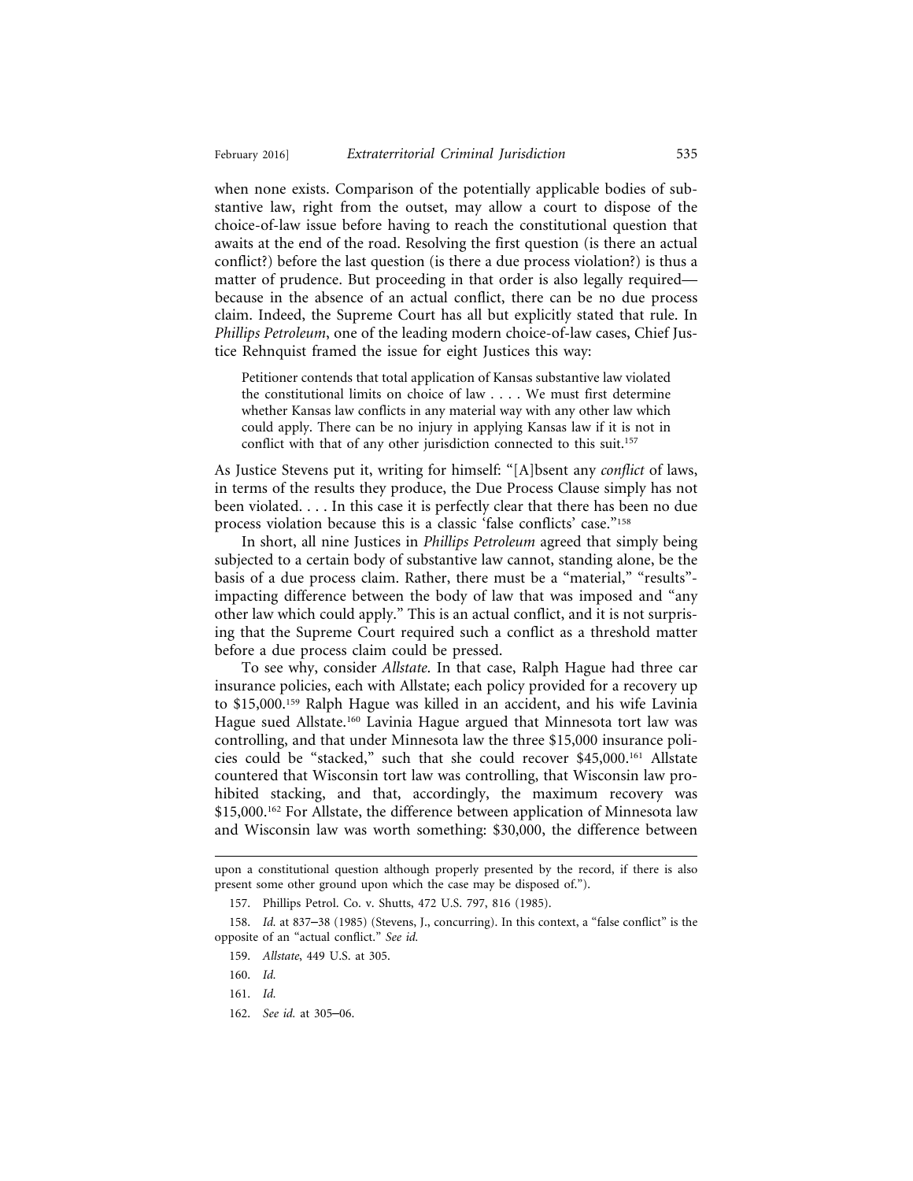when none exists. Comparison of the potentially applicable bodies of substantive law, right from the outset, may allow a court to dispose of the choice-of-law issue before having to reach the constitutional question that awaits at the end of the road. Resolving the first question (is there an actual conflict?) before the last question (is there a due process violation?) is thus a matter of prudence. But proceeding in that order is also legally required—because in the absence of an actual conflict, there can be no due process claim. Indeed, the Supreme Court has all but explicitly stated that rule. In *Phillips Petroleum*, one of the leading modern choice-of-law cases, Chief Justice Rehnquist framed the issue for eight Justices this way:

> Petitioner contends that total application of Kansas substantive law violated the constitutional limits on choice of law . . . . We must first determine whether Kansas law conflicts in any material way with any other law which could apply. There can be no injury in applying Kansas law if it is not in conflict with that of any other jurisdiction connected to this suit.[157]

As Justice Stevens put it, writing for himself: "[A]bsent any *conflict* of laws, in terms of the results they produce, the Due Process Clause simply has not been violated. . . . In this case it is perfectly clear that there has been no due process violation because this is a classic 'false conflicts' case."[158]

In short, all nine Justices in *Phillips Petroleum* agreed that simply being subjected to a certain body of substantive law cannot, standing alone, be the basis of a due process claim. Rather, there must be a "material," "results"-impacting difference between the body of law that was imposed and "any other law which could apply." This is an actual conflict, and it is not surprising that the Supreme Court required such a conflict as a threshold matter before a due process claim could be pressed.

To see why, consider *Allstate*. In that case, Ralph Hague had three car insurance policies, each with Allstate; each policy provided for a recovery up to $15,000.[159] Ralph Hague was killed in an accident, and his wife Lavinia Hague sued Allstate.[160] Lavinia Hague argued that Minnesota tort law was controlling, and that under Minnesota law the three $15,000 insurance policies could be "stacked," such that she could recover $45,000.[161] Allstate countered that Wisconsin tort law was controlling, that Wisconsin law prohibited stacking, and that, accordingly, the maximum recovery was $15,000.[162] For Allstate, the difference between application of Minnesota law and Wisconsin law was worth something: $30,000, the difference between

---

upon a constitutional question although properly presented by the record, if there is also present some other ground upon which the case may be disposed of.").

157. Phillips Petrol. Co. v. Shutts, 472 U.S. 797, 816 (1985).

158. *Id.* at 837–38 (1985) (Stevens, J., concurring). In this context, a "false conflict" is the opposite of an "actual conflict." *See id.*

159. *Allstate*, 449 U.S. at 305.

160. *Id.*

161. *Id.*

162. *See id.* at 305–06.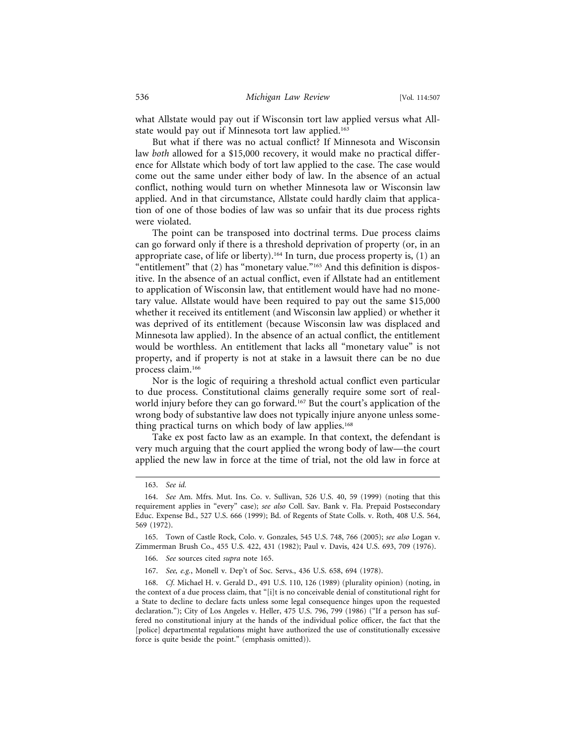what Allstate would pay out if Wisconsin tort law applied versus what Allstate would pay out if Minnesota tort law applied.[163]

But what if there was no actual conflict? If Minnesota and Wisconsin law *both* allowed for a $15,000 recovery, it would make no practical difference for Allstate which body of tort law applied to the case. The case would come out the same under either body of law. In the absence of an actual conflict, nothing would turn on whether Minnesota law or Wisconsin law applied. And in that circumstance, Allstate could hardly claim that application of one of those bodies of law was so unfair that its due process rights were violated.

The point can be transposed into doctrinal terms. Due process claims can go forward only if there is a threshold deprivation of property (or, in an appropriate case, of life or liberty).[164] In turn, due process property is, (1) an "entitlement" that (2) has "monetary value."[165] And this definition is dispositive. In the absence of an actual conflict, even if Allstate had an entitlement to application of Wisconsin law, that entitlement would have had no monetary value. Allstate would have been required to pay out the same $15,000 whether it received its entitlement (and Wisconsin law applied) or whether it was deprived of its entitlement (because Wisconsin law was displaced and Minnesota law applied). In the absence of an actual conflict, the entitlement would be worthless. An entitlement that lacks all "monetary value" is not property, and if property is not at stake in a lawsuit there can be no due process claim.[166]

Nor is the logic of requiring a threshold actual conflict even particular to due process. Constitutional claims generally require some sort of real-world injury before they can go forward.[167] But the court's application of the wrong body of substantive law does not typically injure anyone unless something practical turns on which body of law applies.[168]

Take ex post facto law as an example. In that context, the defendant is very much arguing that the court applied the wrong body of law—the court applied the new law in force at the time of trial, not the old law in force at

---

163. *See id.*

164. *See* Am. Mfrs. Mut. Ins. Co. v. Sullivan, 526 U.S. 40, 59 (1999) (noting that this requirement applies in "every" case); *see also* Coll. Sav. Bank v. Fla. Prepaid Postsecondary Educ. Expense Bd., 527 U.S. 666 (1999); Bd. of Regents of State Colls. v. Roth, 408 U.S. 564, 569 (1972).

165. Town of Castle Rock, Colo. v. Gonzales, 545 U.S. 748, 766 (2005); *see also* Logan v. Zimmerman Brush Co., 455 U.S. 422, 431 (1982); Paul v. Davis, 424 U.S. 693, 709 (1976).

166. *See* sources cited *supra* note 165.

167. *See, e.g.*, Monell v. Dep't of Soc. Servs., 436 U.S. 658, 694 (1978).

168. *Cf.* Michael H. v. Gerald D., 491 U.S. 110, 126 (1989) (plurality opinion) (noting, in the context of a due process claim, that "[i]t is no conceivable denial of constitutional right for a State to decline to declare facts unless some legal consequence hinges upon the requested declaration."); City of Los Angeles v. Heller, 475 U.S. 796, 799 (1986) ("If a person has suffered no constitutional injury at the hands of the individual police officer, the fact that the [police] departmental regulations might have authorized the use of constitutionally excessive force is quite beside the point." (emphasis omitted)).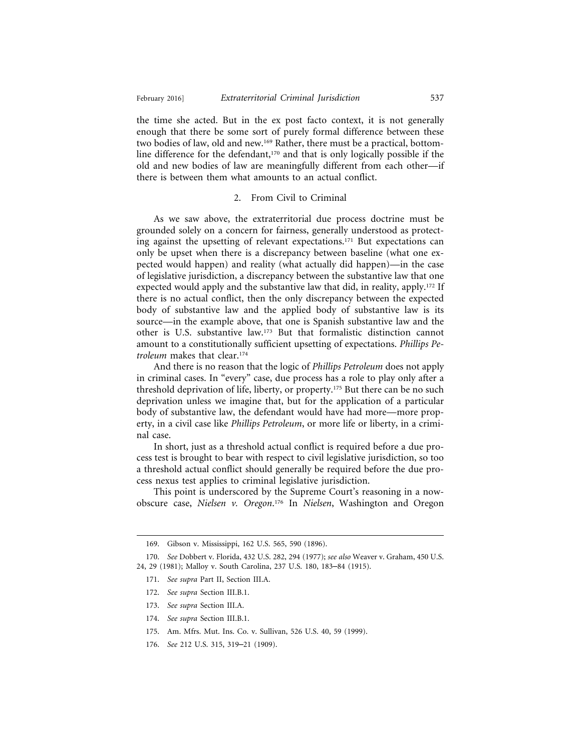the time she acted. But in the ex post facto context, it is not generally enough that there be some sort of purely formal difference between these two bodies of law, old and new.[169] Rather, there must be a practical, bottom-line difference for the defendant,[170] and that is only logically possible if the old and new bodies of law are meaningfully different from each other—if there is between them what amounts to an actual conflict.

### 2. From Civil to Criminal

As we saw above, the extraterritorial due process doctrine must be grounded solely on a concern for fairness, generally understood as protecting against the upsetting of relevant expectations.[171] But expectations can only be upset when there is a discrepancy between baseline (what one expected would happen) and reality (what actually did happen)—in the case of legislative jurisdiction, a discrepancy between the substantive law that one expected would apply and the substantive law that did, in reality, apply.[172] If there is no actual conflict, then the only discrepancy between the expected body of substantive law and the applied body of substantive law is its source—in the example above, that one is Spanish substantive law and the other is U.S. substantive law.[173] But that formalistic distinction cannot amount to a constitutionally sufficient upsetting of expectations. *Phillips Petroleum* makes that clear.[174]

And there is no reason that the logic of *Phillips Petroleum* does not apply in criminal cases. In "every" case, due process has a role to play only after a threshold deprivation of life, liberty, or property.[175] But there can be no such deprivation unless we imagine that, but for the application of a particular body of substantive law, the defendant would have had more—more property, in a civil case like *Phillips Petroleum*, or more life or liberty, in a criminal case.

In short, just as a threshold actual conflict is required before a due process test is brought to bear with respect to civil legislative jurisdiction, so too a threshold actual conflict should generally be required before the due process nexus test applies to criminal legislative jurisdiction.

This point is underscored by the Supreme Court's reasoning in a now-obscure case, *Nielsen v. Oregon*.[176] In *Nielsen*, Washington and Oregon

---

169. Gibson v. Mississippi, 162 U.S. 565, 590 (1896).

170. *See* Dobbert v. Florida, 432 U.S. 282, 294 (1977); *see also* Weaver v. Graham, 450 U.S. 24, 29 (1981); Malloy v. South Carolina, 237 U.S. 180, 183–84 (1915).

171. *See supra* Part II, Section III.A.

172. *See supra* Section III.B.1.

173. *See supra* Section III.A.

174. *See supra* Section III.B.1.

175. Am. Mfrs. Mut. Ins. Co. v. Sullivan, 526 U.S. 40, 59 (1999).

176. *See* 212 U.S. 315, 319–21 (1909).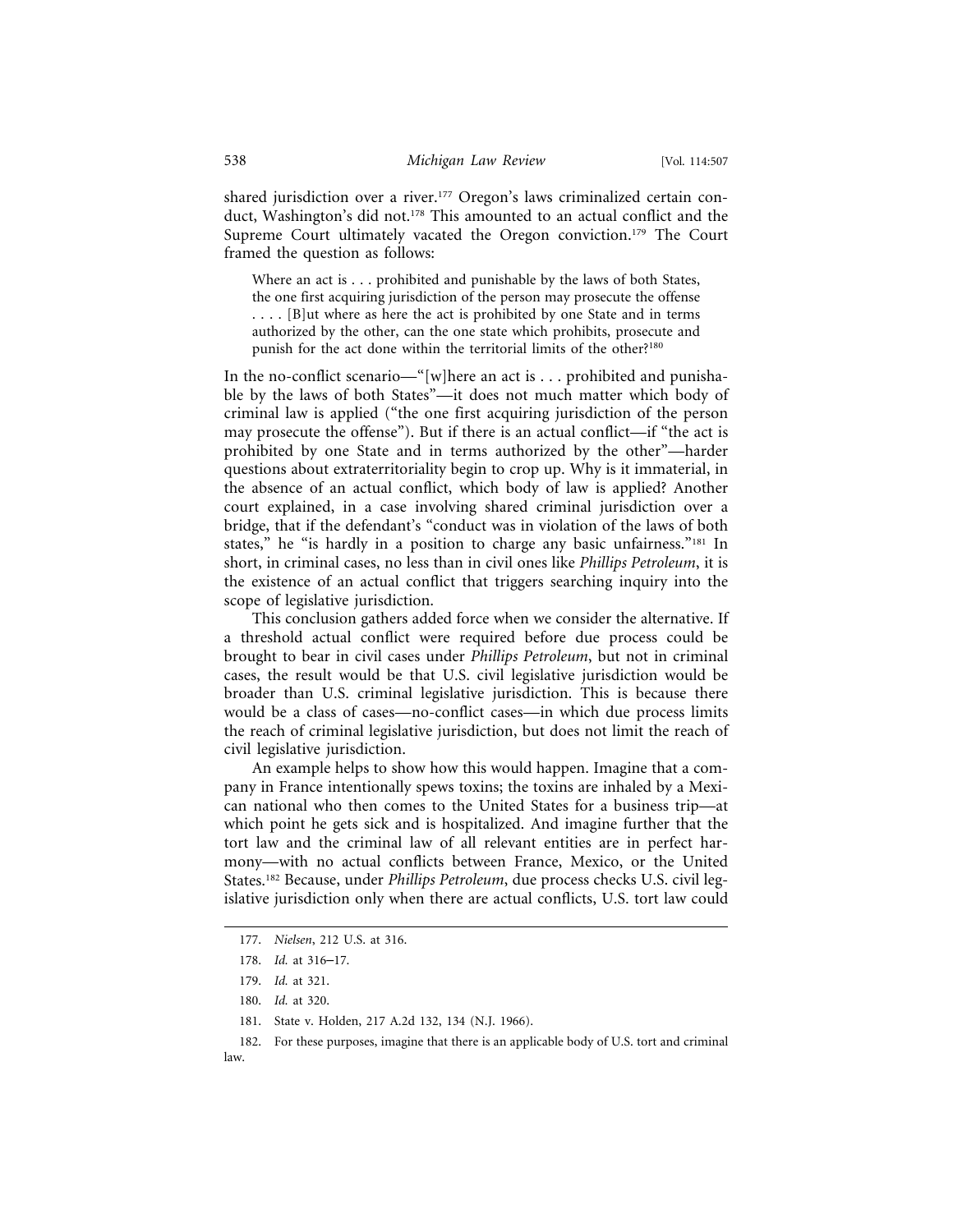shared jurisdiction over a river.[177] Oregon's laws criminalized certain conduct, Washington's did not.[178] This amounted to an actual conflict and the Supreme Court ultimately vacated the Oregon conviction.[179] The Court framed the question as follows:

> Where an act is . . . prohibited and punishable by the laws of both States, the one first acquiring jurisdiction of the person may prosecute the offense . . . . [B]ut where as here the act is prohibited by one State and in terms authorized by the other, can the one state which prohibits, prosecute and punish for the act done within the territorial limits of the other?[180]

In the no-conflict scenario—"[w]here an act is . . . prohibited and punishable by the laws of both States"—it does not much matter which body of criminal law is applied ("the one first acquiring jurisdiction of the person may prosecute the offense"). But if there is an actual conflict—if "the act is prohibited by one State and in terms authorized by the other"—harder questions about extraterritoriality begin to crop up. Why is it immaterial, in the absence of an actual conflict, which body of law is applied? Another court explained, in a case involving shared criminal jurisdiction over a bridge, that if the defendant's "conduct was in violation of the laws of both states," he "is hardly in a position to charge any basic unfairness."[181] In short, in criminal cases, no less than in civil ones like *Phillips Petroleum*, it is the existence of an actual conflict that triggers searching inquiry into the scope of legislative jurisdiction.

This conclusion gathers added force when we consider the alternative. If a threshold actual conflict were required before due process could be brought to bear in civil cases under *Phillips Petroleum*, but not in criminal cases, the result would be that U.S. civil legislative jurisdiction would be broader than U.S. criminal legislative jurisdiction. This is because there would be a class of cases—no-conflict cases—in which due process limits the reach of criminal legislative jurisdiction, but does not limit the reach of civil legislative jurisdiction.

An example helps to show how this would happen. Imagine that a company in France intentionally spews toxins; the toxins are inhaled by a Mexican national who then comes to the United States for a business trip—at which point he gets sick and is hospitalized. And imagine further that the tort law and the criminal law of all relevant entities are in perfect harmony—with no actual conflicts between France, Mexico, or the United States.[182] Because, under *Phillips Petroleum*, due process checks U.S. civil legislative jurisdiction only when there are actual conflicts, U.S. tort law could

---

177. *Nielsen*, 212 U.S. at 316.

178. *Id.* at 316–17.

179. *Id.* at 321.

180. *Id.* at 320.

181. State v. Holden, 217 A.2d 132, 134 (N.J. 1966).

182. For these purposes, imagine that there is an applicable body of U.S. tort and criminal law.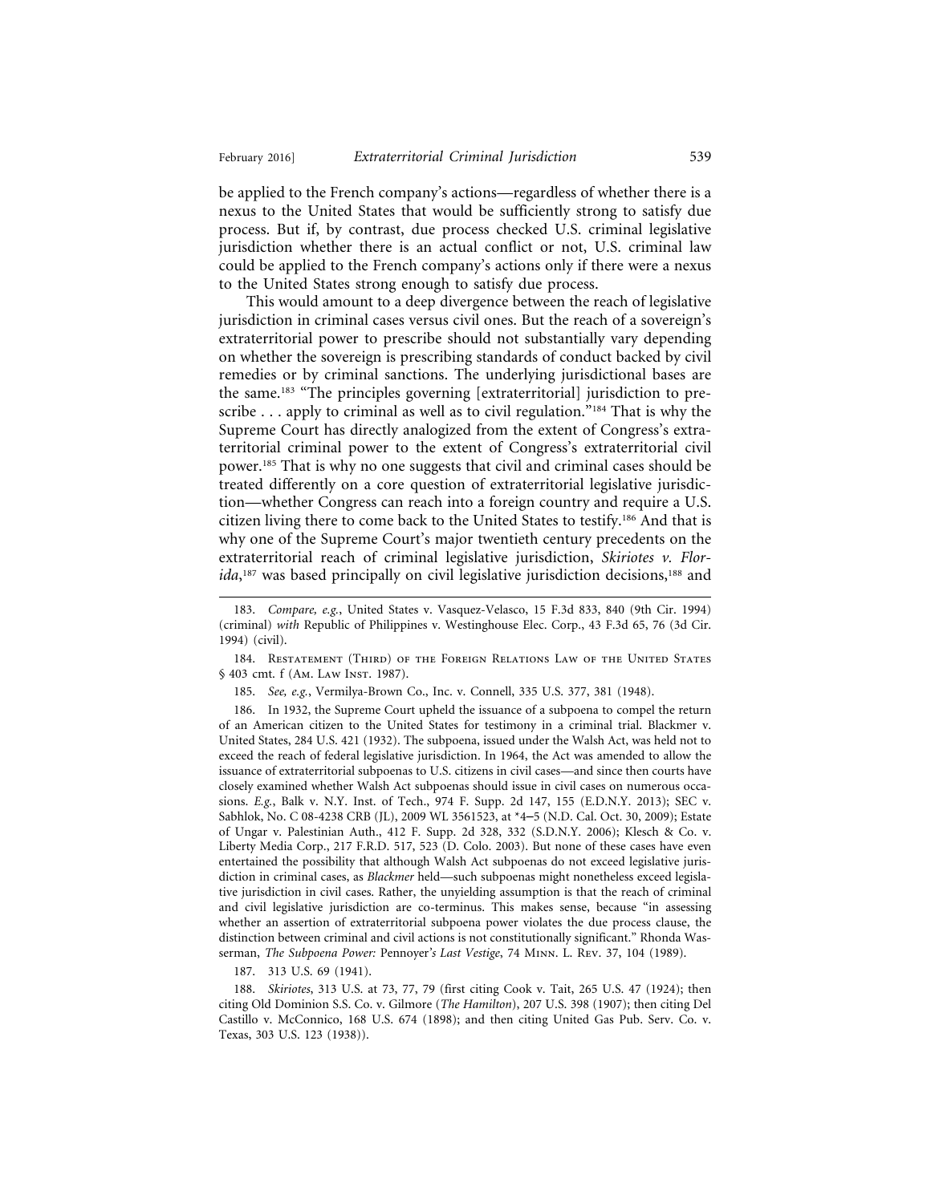be applied to the French company's actions—regardless of whether there is a nexus to the United States that would be sufficiently strong to satisfy due process. But if, by contrast, due process checked U.S. criminal legislative jurisdiction whether there is an actual conflict or not, U.S. criminal law could be applied to the French company's actions only if there were a nexus to the United States strong enough to satisfy due process.

This would amount to a deep divergence between the reach of legislative jurisdiction in criminal cases versus civil ones. But the reach of a sovereign's extraterritorial power to prescribe should not substantially vary depending on whether the sovereign is prescribing standards of conduct backed by civil remedies or by criminal sanctions. The underlying jurisdictional bases are the same.[183] "The principles governing [extraterritorial] jurisdiction to prescribe . . . apply to criminal as well as to civil regulation."[184] That is why the Supreme Court has directly analogized from the extent of Congress's extraterritorial criminal power to the extent of Congress's extraterritorial civil power.[185] That is why no one suggests that civil and criminal cases should be treated differently on a core question of extraterritorial legislative jurisdiction—whether Congress can reach into a foreign country and require a U.S. citizen living there to come back to the United States to testify.[186] And that is why one of the Supreme Court's major twentieth century precedents on the extraterritorial reach of criminal legislative jurisdiction, *Skiriotes v. Florida*,[187] was based principally on civil legislative jurisdiction decisions,[188] and

---

183. *Compare, e.g.*, United States v. Vasquez-Velasco, 15 F.3d 833, 840 (9th Cir. 1994) (criminal) *with* Republic of Philippines v. Westinghouse Elec. Corp., 43 F.3d 65, 76 (3d Cir. 1994) (civil).

184. Restatement (Third) of the Foreign Relations Law of the United States § 403 cmt. f (Am. Law Inst. 1987).

185. *See, e.g.*, Vermilya-Brown Co., Inc. v. Connell, 335 U.S. 377, 381 (1948).

186. In 1932, the Supreme Court upheld the issuance of a subpoena to compel the return of an American citizen to the United States for testimony in a criminal trial. Blackmer v. United States, 284 U.S. 421 (1932). The subpoena, issued under the Walsh Act, was held not to exceed the reach of federal legislative jurisdiction. In 1964, the Act was amended to allow the issuance of extraterritorial subpoenas to U.S. citizens in civil cases—and since then courts have closely examined whether Walsh Act subpoenas should issue in civil cases on numerous occasions. *E.g.*, Balk v. N.Y. Inst. of Tech., 974 F. Supp. 2d 147, 155 (E.D.N.Y. 2013); SEC v. Sabhlok, No. C 08-4238 CRB (JL), 2009 WL 3561523, at *4–5 (N.D. Cal. Oct. 30, 2009); Estate of Ungar v. Palestinian Auth., 412 F. Supp. 2d 328, 332 (S.D.N.Y. 2006); Klesch & Co. v. Liberty Media Corp., 217 F.R.D. 517, 523 (D. Colo. 2003). But none of these cases have even entertained the possibility that although Walsh Act subpoenas do not exceed legislative jurisdiction in criminal cases, as *Blackmer* held—such subpoenas might nonetheless exceed legislative jurisdiction in civil cases. Rather, the unyielding assumption is that the reach of criminal and civil legislative jurisdiction are co-terminus. This makes sense, because "in assessing whether an assertion of extraterritorial subpoena power violates the due process clause, the distinction between criminal and civil actions is not constitutionally significant." Rhonda Wasserman, *The Subpoena Power:* Pennoyer*'s Last Vestige*, 74 Minn. L. Rev. 37, 104 (1989).

187. 313 U.S. 69 (1941).

188. *Skiriotes*, 313 U.S. at 73, 77, 79 (first citing Cook v. Tait, 265 U.S. 47 (1924); then citing Old Dominion S.S. Co. v. Gilmore (*The Hamilton*), 207 U.S. 398 (1907); then citing Del Castillo v. McConnico, 168 U.S. 674 (1898); and then citing United Gas Pub. Serv. Co. v. Texas, 303 U.S. 123 (1938)).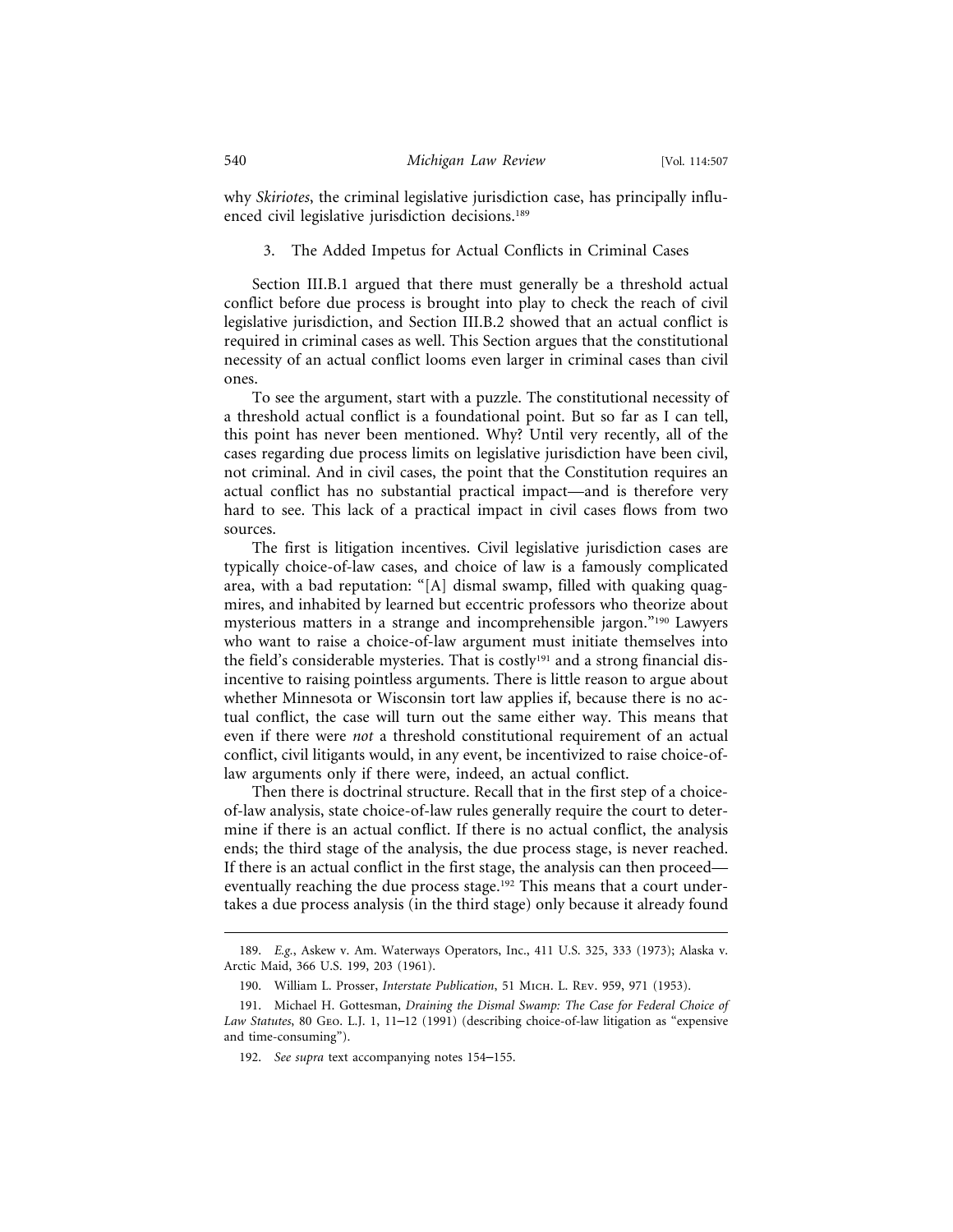why *Skiriotes*, the criminal legislative jurisdiction case, has principally influenced civil legislative jurisdiction decisions.[189]

### 3. The Added Impetus for Actual Conflicts in Criminal Cases

Section III.B.1 argued that there must generally be a threshold actual conflict before due process is brought into play to check the reach of civil legislative jurisdiction, and Section III.B.2 showed that an actual conflict is required in criminal cases as well. This Section argues that the constitutional necessity of an actual conflict looms even larger in criminal cases than civil ones.

To see the argument, start with a puzzle. The constitutional necessity of a threshold actual conflict is a foundational point. But so far as I can tell, this point has never been mentioned. Why? Until very recently, all of the cases regarding due process limits on legislative jurisdiction have been civil, not criminal. And in civil cases, the point that the Constitution requires an actual conflict has no substantial practical impact—and is therefore very hard to see. This lack of a practical impact in civil cases flows from two sources.

The first is litigation incentives. Civil legislative jurisdiction cases are typically choice-of-law cases, and choice of law is a famously complicated area, with a bad reputation: "[A] dismal swamp, filled with quaking quagmires, and inhabited by learned but eccentric professors who theorize about mysterious matters in a strange and incomprehensible jargon."[190] Lawyers who want to raise a choice-of-law argument must initiate themselves into the field's considerable mysteries. That is costly[191] and a strong financial disincentive to raising pointless arguments. There is little reason to argue about whether Minnesota or Wisconsin tort law applies if, because there is no actual conflict, the case will turn out the same either way. This means that even if there were *not* a threshold constitutional requirement of an actual conflict, civil litigants would, in any event, be incentivized to raise choice-of-law arguments only if there were, indeed, an actual conflict.

Then there is doctrinal structure. Recall that in the first step of a choice-of-law analysis, state choice-of-law rules generally require the court to determine if there is an actual conflict. If there is no actual conflict, the analysis ends; the third stage of the analysis, the due process stage, is never reached. If there is an actual conflict in the first stage, the analysis can then proceed—eventually reaching the due process stage.[192] This means that a court undertakes a due process analysis (in the third stage) only because it already found

---

189. *E.g.*, Askew v. Am. Waterways Operators, Inc., 411 U.S. 325, 333 (1973); Alaska v. Arctic Maid, 366 U.S. 199, 203 (1961).

190. William L. Prosser, *Interstate Publication*, 51 Mich. L. Rev. 959, 971 (1953).

191. Michael H. Gottesman, *Draining the Dismal Swamp: The Case for Federal Choice of Law Statutes*, 80 Geo. L.J. 1, 11–12 (1991) (describing choice-of-law litigation as "expensive and time-consuming").

192. *See supra* text accompanying notes 154–155.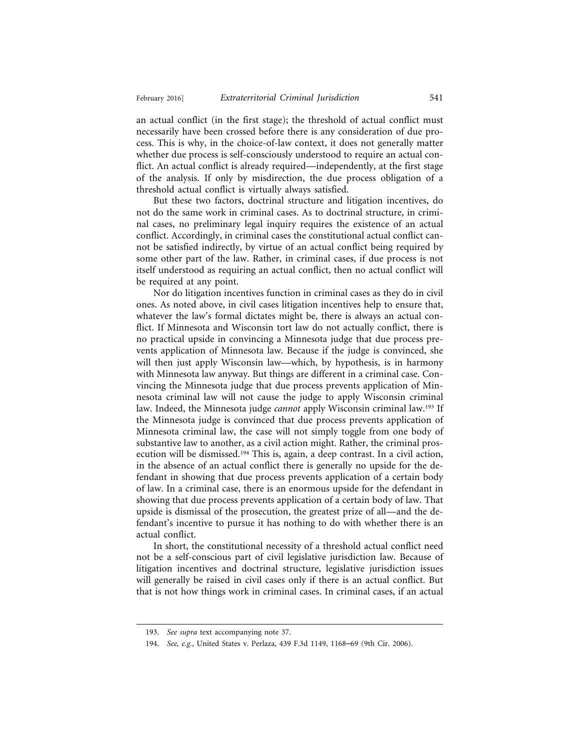an actual conflict (in the first stage); the threshold of actual conflict must necessarily have been crossed before there is any consideration of due process. This is why, in the choice-of-law context, it does not generally matter whether due process is self-consciously understood to require an actual conflict. An actual conflict is already required—independently, at the first stage of the analysis. If only by misdirection, the due process obligation of a threshold actual conflict is virtually always satisfied.

But these two factors, doctrinal structure and litigation incentives, do not do the same work in criminal cases. As to doctrinal structure, in criminal cases, no preliminary legal inquiry requires the existence of an actual conflict. Accordingly, in criminal cases the constitutional actual conflict cannot be satisfied indirectly, by virtue of an actual conflict being required by some other part of the law. Rather, in criminal cases, if due process is not itself understood as requiring an actual conflict, then no actual conflict will be required at any point.

Nor do litigation incentives function in criminal cases as they do in civil ones. As noted above, in civil cases litigation incentives help to ensure that, whatever the law's formal dictates might be, there is always an actual conflict. If Minnesota and Wisconsin tort law do not actually conflict, there is no practical upside in convincing a Minnesota judge that due process prevents application of Minnesota law. Because if the judge is convinced, she will then just apply Wisconsin law—which, by hypothesis, is in harmony with Minnesota law anyway. But things are different in a criminal case. Convincing the Minnesota judge that due process prevents application of Minnesota criminal law will not cause the judge to apply Wisconsin criminal law. Indeed, the Minnesota judge *cannot* apply Wisconsin criminal law.[193] If the Minnesota judge is convinced that due process prevents application of Minnesota criminal law, the case will not simply toggle from one body of substantive law to another, as a civil action might. Rather, the criminal prosecution will be dismissed.[194] This is, again, a deep contrast. In a civil action, in the absence of an actual conflict there is generally no upside for the defendant in showing that due process prevents application of a certain body of law. In a criminal case, there is an enormous upside for the defendant in showing that due process prevents application of a certain body of law. That upside is dismissal of the prosecution, the greatest prize of all—and the defendant's incentive to pursue it has nothing to do with whether there is an actual conflict.

In short, the constitutional necessity of a threshold actual conflict need not be a self-conscious part of civil legislative jurisdiction law. Because of litigation incentives and doctrinal structure, legislative jurisdiction issues will generally be raised in civil cases only if there is an actual conflict. But that is not how things work in criminal cases. In criminal cases, if an actual

---

193. *See supra* text accompanying note 37.

194. *See, e.g.*, United States v. Perlaza, 439 F.3d 1149, 1168–69 (9th Cir. 2006).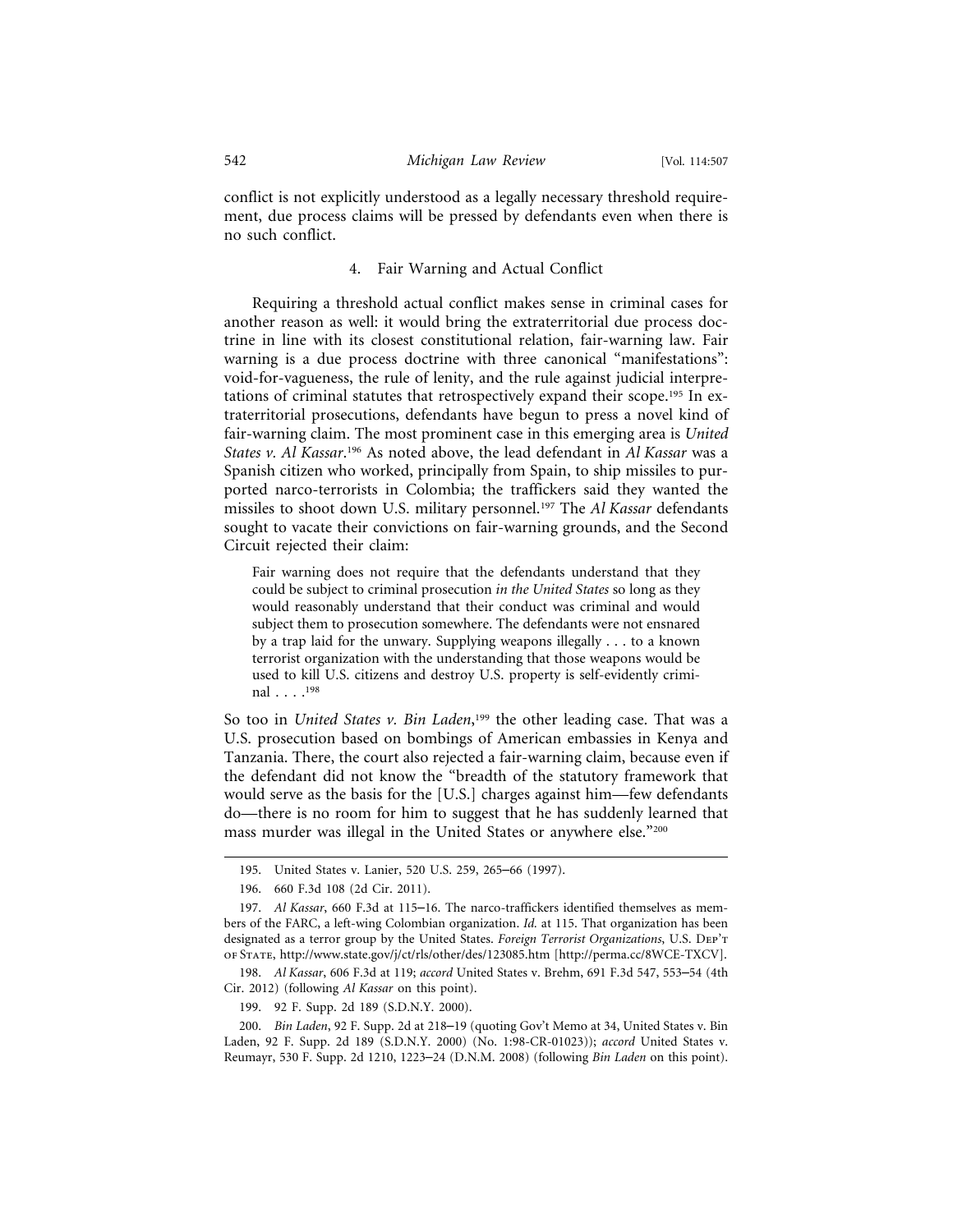conflict is not explicitly understood as a legally necessary threshold requirement, due process claims will be pressed by defendants even when there is no such conflict.

### 4. Fair Warning and Actual Conflict

Requiring a threshold actual conflict makes sense in criminal cases for another reason as well: it would bring the extraterritorial due process doctrine in line with its closest constitutional relation, fair-warning law. Fair warning is a due process doctrine with three canonical "manifestations": void-for-vagueness, the rule of lenity, and the rule against judicial interpretations of criminal statutes that retrospectively expand their scope.[195] In extraterritorial prosecutions, defendants have begun to press a novel kind of fair-warning claim. The most prominent case in this emerging area is *United States v. Al Kassar*.[196] As noted above, the lead defendant in *Al Kassar* was a Spanish citizen who worked, principally from Spain, to ship missiles to purported narco-terrorists in Colombia; the traffickers said they wanted the missiles to shoot down U.S. military personnel.[197] The *Al Kassar* defendants sought to vacate their convictions on fair-warning grounds, and the Second Circuit rejected their claim:

> Fair warning does not require that the defendants understand that they could be subject to criminal prosecution *in the United States* so long as they would reasonably understand that their conduct was criminal and would subject them to prosecution somewhere. The defendants were not ensnared by a trap laid for the unwary. Supplying weapons illegally . . . to a known terrorist organization with the understanding that those weapons would be used to kill U.S. citizens and destroy U.S. property is self-evidently criminal . . . .[198]

So too in *United States v. Bin Laden*,[199] the other leading case. That was a U.S. prosecution based on bombings of American embassies in Kenya and Tanzania. There, the court also rejected a fair-warning claim, because even if the defendant did not know the "breadth of the statutory framework that would serve as the basis for the [U.S.] charges against him—few defendants do—there is no room for him to suggest that he has suddenly learned that mass murder was illegal in the United States or anywhere else."[200]

---

195. United States v. Lanier, 520 U.S. 259, 265–66 (1997).

196. 660 F.3d 108 (2d Cir. 2011).

197. *Al Kassar*, 660 F.3d at 115–16. The narco-traffickers identified themselves as members of the FARC, a left-wing Colombian organization. *Id.* at 115. That organization has been designated as a terror group by the United States. *Foreign Terrorist Organizations*, U.S. Dep't of State, http://www.state.gov/j/ct/rls/other/des/123085.htm [http://perma.cc/8WCE-TXCV].

198. *Al Kassar*, 606 F.3d at 119; *accord* United States v. Brehm, 691 F.3d 547, 553–54 (4th Cir. 2012) (following *Al Kassar* on this point).

199. 92 F. Supp. 2d 189 (S.D.N.Y. 2000).

200. *Bin Laden*, 92 F. Supp. 2d at 218–19 (quoting Gov't Memo at 34, United States v. Bin Laden, 92 F. Supp. 2d 189 (S.D.N.Y. 2000) (No. 1:98-CR-01023)); *accord* United States v. Reumayr, 530 F. Supp. 2d 1210, 1223–24 (D.N.M. 2008) (following *Bin Laden* on this point).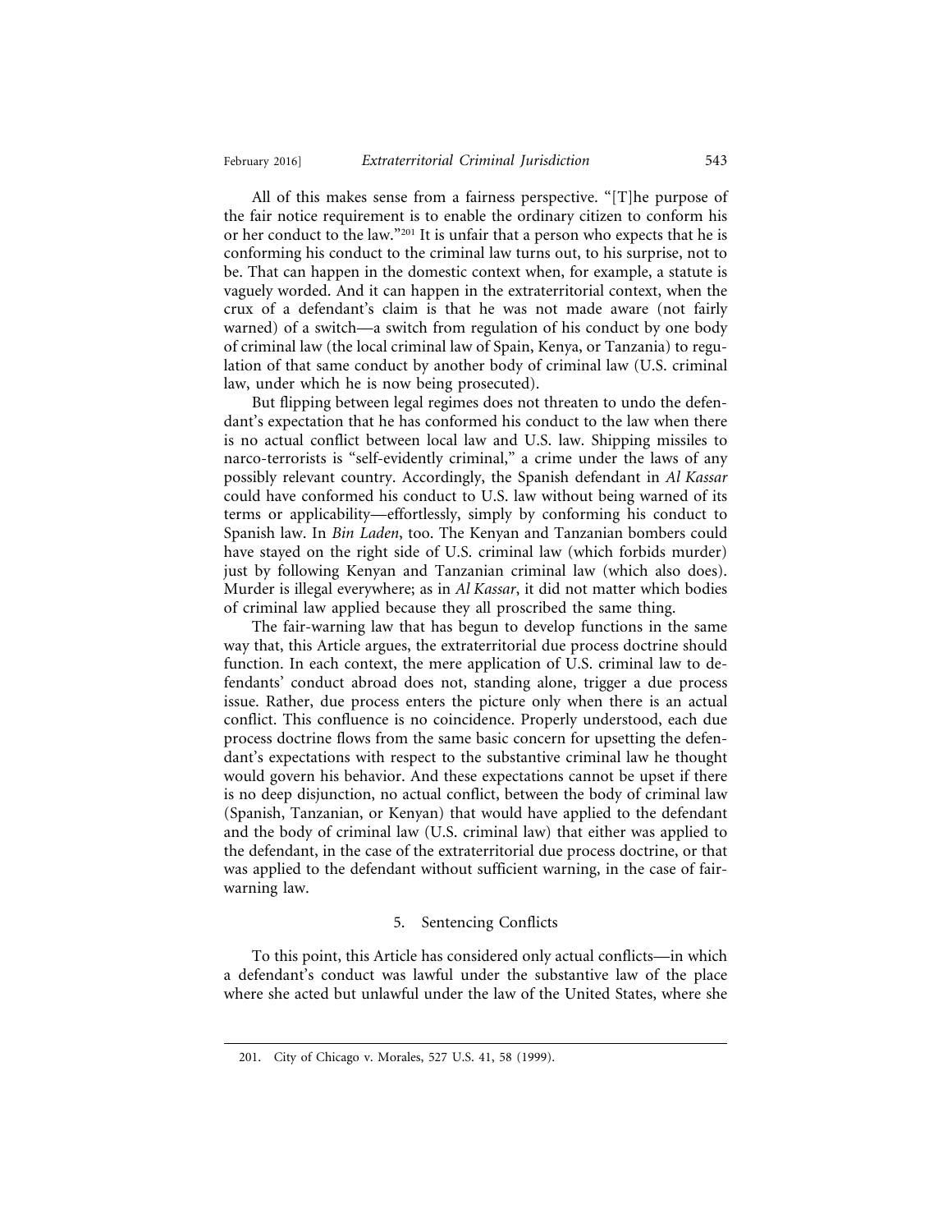All of this makes sense from a fairness perspective. "[T]he purpose of the fair notice requirement is to enable the ordinary citizen to conform his or her conduct to the law."[201] It is unfair that a person who expects that he is conforming his conduct to the criminal law turns out, to his surprise, not to be. That can happen in the domestic context when, for example, a statute is vaguely worded. And it can happen in the extraterritorial context, when the crux of a defendant's claim is that he was not made aware (not fairly warned) of a switch—a switch from regulation of his conduct by one body of criminal law (the local criminal law of Spain, Kenya, or Tanzania) to regulation of that same conduct by another body of criminal law (U.S. criminal law, under which he is now being prosecuted).

But flipping between legal regimes does not threaten to undo the defendant's expectation that he has conformed his conduct to the law when there is no actual conflict between local law and U.S. law. Shipping missiles to narco-terrorists is "self-evidently criminal," a crime under the laws of any possibly relevant country. Accordingly, the Spanish defendant in *Al Kassar* could have conformed his conduct to U.S. law without being warned of its terms or applicability—effortlessly, simply by conforming his conduct to Spanish law. In *Bin Laden*, too. The Kenyan and Tanzanian bombers could have stayed on the right side of U.S. criminal law (which forbids murder) just by following Kenyan and Tanzanian criminal law (which also does). Murder is illegal everywhere; as in *Al Kassar*, it did not matter which bodies of criminal law applied because they all proscribed the same thing.

The fair-warning law that has begun to develop functions in the same way that, this Article argues, the extraterritorial due process doctrine should function. In each context, the mere application of U.S. criminal law to defendants' conduct abroad does not, standing alone, trigger a due process issue. Rather, due process enters the picture only when there is an actual conflict. This confluence is no coincidence. Properly understood, each due process doctrine flows from the same basic concern for upsetting the defendant's expectations with respect to the substantive criminal law he thought would govern his behavior. And these expectations cannot be upset if there is no deep disjunction, no actual conflict, between the body of criminal law (Spanish, Tanzanian, or Kenyan) that would have applied to the defendant and the body of criminal law (U.S. criminal law) that either was applied to the defendant, in the case of the extraterritorial due process doctrine, or that was applied to the defendant without sufficient warning, in the case of fair-warning law.

### 5. Sentencing Conflicts

To this point, this Article has considered only actual conflicts—in which a defendant's conduct was lawful under the substantive law of the place where she acted but unlawful under the law of the United States, where she

201. City of Chicago v. Morales, 527 U.S. 41, 58 (1999).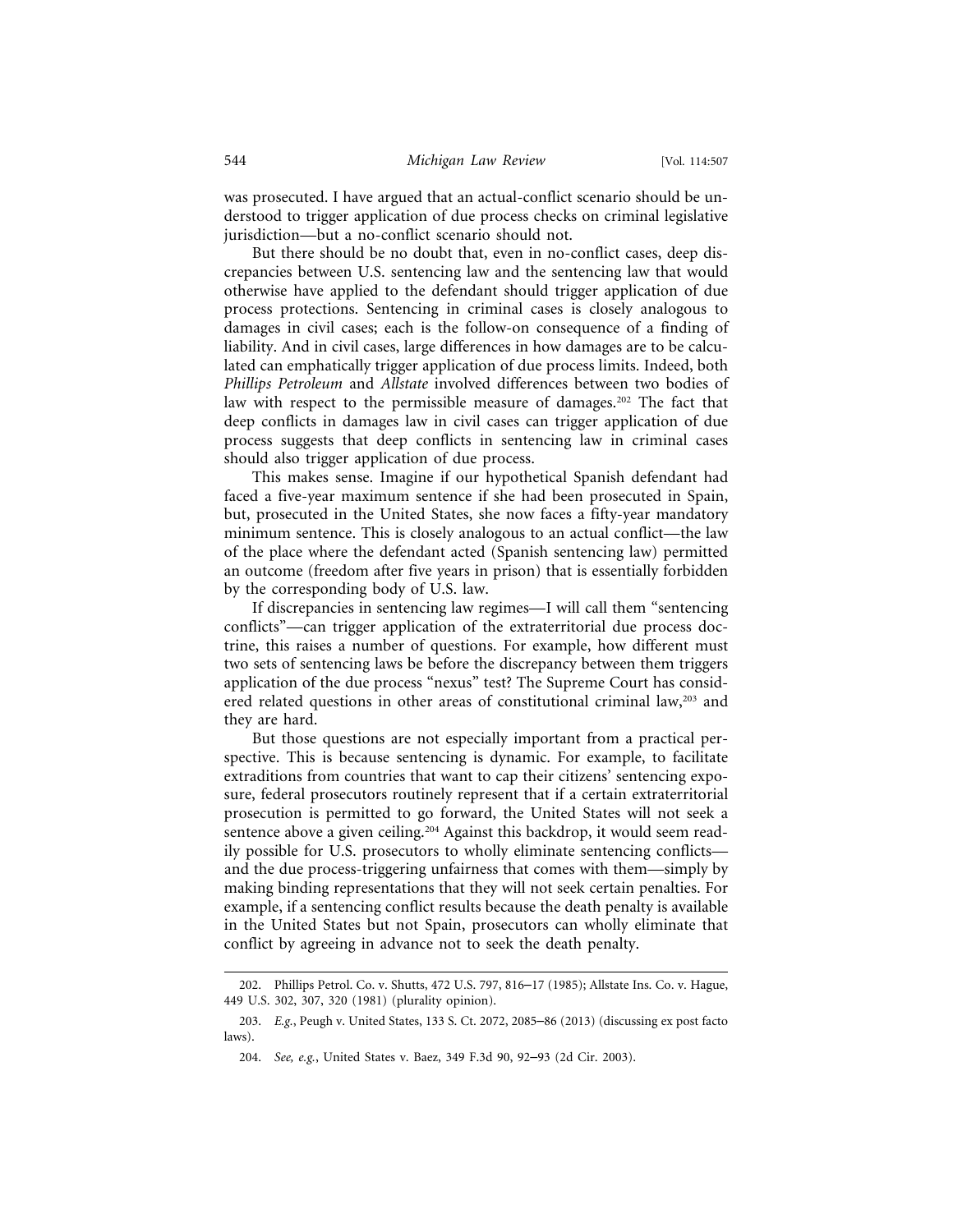was prosecuted. I have argued that an actual-conflict scenario should be understood to trigger application of due process checks on criminal legislative jurisdiction—but a no-conflict scenario should not.

But there should be no doubt that, even in no-conflict cases, deep discrepancies between U.S. sentencing law and the sentencing law that would otherwise have applied to the defendant should trigger application of due process protections. Sentencing in criminal cases is closely analogous to damages in civil cases; each is the follow-on consequence of a finding of liability. And in civil cases, large differences in how damages are to be calculated can emphatically trigger application of due process limits. Indeed, both *Phillips Petroleum* and *Allstate* involved differences between two bodies of law with respect to the permissible measure of damages.[202] The fact that deep conflicts in damages law in civil cases can trigger application of due process suggests that deep conflicts in sentencing law in criminal cases should also trigger application of due process.

This makes sense. Imagine if our hypothetical Spanish defendant had faced a five-year maximum sentence if she had been prosecuted in Spain, but, prosecuted in the United States, she now faces a fifty-year mandatory minimum sentence. This is closely analogous to an actual conflict—the law of the place where the defendant acted (Spanish sentencing law) permitted an outcome (freedom after five years in prison) that is essentially forbidden by the corresponding body of U.S. law.

If discrepancies in sentencing law regimes—I will call them "sentencing conflicts"—can trigger application of the extraterritorial due process doctrine, this raises a number of questions. For example, how different must two sets of sentencing laws be before the discrepancy between them triggers application of the due process "nexus" test? The Supreme Court has considered related questions in other areas of constitutional criminal law,[203] and they are hard.

But those questions are not especially important from a practical perspective. This is because sentencing is dynamic. For example, to facilitate extraditions from countries that want to cap their citizens' sentencing exposure, federal prosecutors routinely represent that if a certain extraterritorial prosecution is permitted to go forward, the United States will not seek a sentence above a given ceiling.[204] Against this backdrop, it would seem readily possible for U.S. prosecutors to wholly eliminate sentencing conflicts—and the due process-triggering unfairness that comes with them—simply by making binding representations that they will not seek certain penalties. For example, if a sentencing conflict results because the death penalty is available in the United States but not Spain, prosecutors can wholly eliminate that conflict by agreeing in advance not to seek the death penalty.

---

202. Phillips Petrol. Co. v. Shutts, 472 U.S. 797, 816–17 (1985); Allstate Ins. Co. v. Hague, 449 U.S. 302, 307, 320 (1981) (plurality opinion).

203. *E.g.*, Peugh v. United States, 133 S. Ct. 2072, 2085–86 (2013) (discussing ex post facto laws).

204. *See, e.g.*, United States v. Baez, 349 F.3d 90, 92–93 (2d Cir. 2003).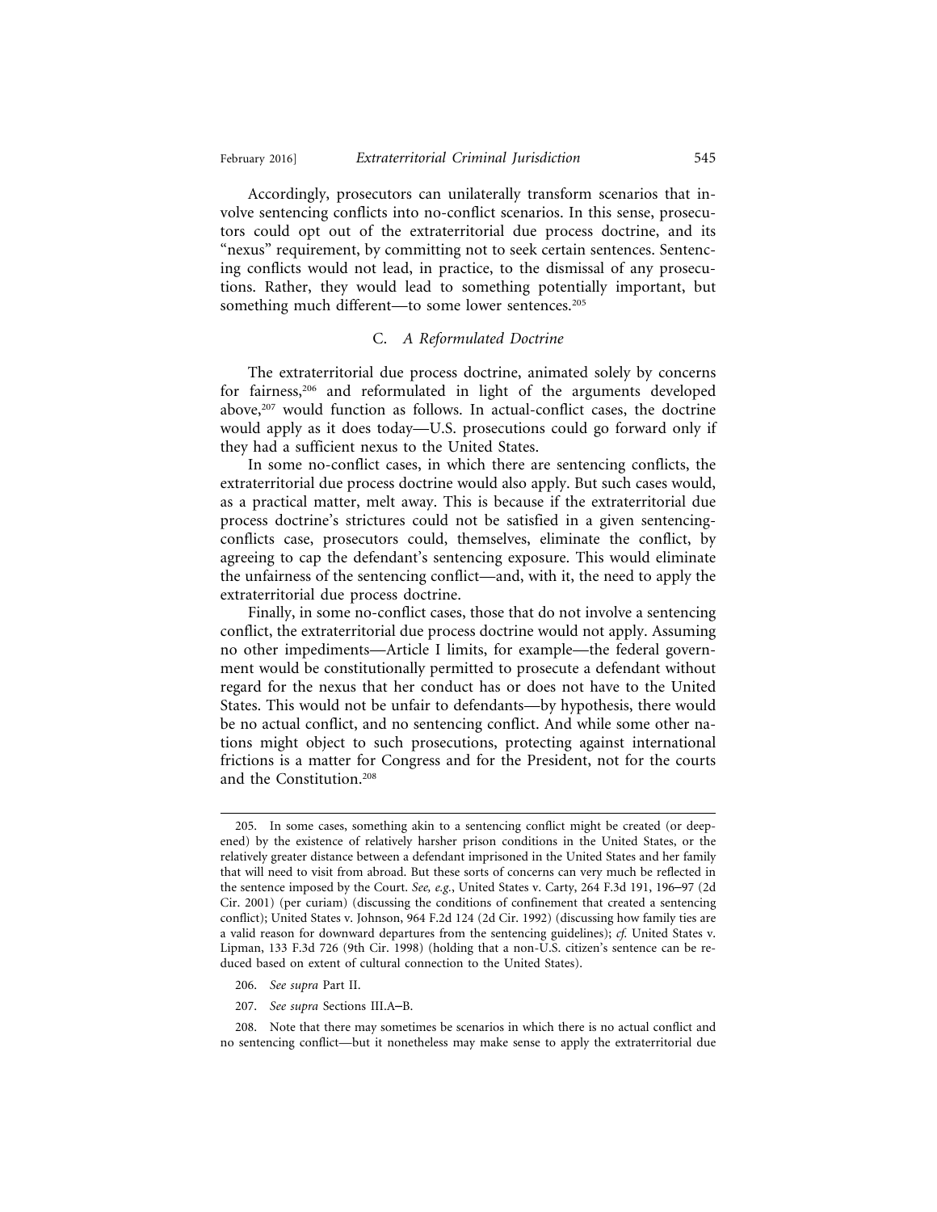Accordingly, prosecutors can unilaterally transform scenarios that involve sentencing conflicts into no-conflict scenarios. In this sense, prosecutors could opt out of the extraterritorial due process doctrine, and its "nexus" requirement, by committing not to seek certain sentences. Sentencing conflicts would not lead, in practice, to the dismissal of any prosecutions. Rather, they would lead to something potentially important, but something much different—to some lower sentences.[205]

### C. *A Reformulated Doctrine*

The extraterritorial due process doctrine, animated solely by concerns for fairness,[206] and reformulated in light of the arguments developed above,[207] would function as follows. In actual-conflict cases, the doctrine would apply as it does today—U.S. prosecutions could go forward only if they had a sufficient nexus to the United States.

In some no-conflict cases, in which there are sentencing conflicts, the extraterritorial due process doctrine would also apply. But such cases would, as a practical matter, melt away. This is because if the extraterritorial due process doctrine's strictures could not be satisfied in a given sentencing-conflicts case, prosecutors could, themselves, eliminate the conflict, by agreeing to cap the defendant's sentencing exposure. This would eliminate the unfairness of the sentencing conflict—and, with it, the need to apply the extraterritorial due process doctrine.

Finally, in some no-conflict cases, those that do not involve a sentencing conflict, the extraterritorial due process doctrine would not apply. Assuming no other impediments—Article I limits, for example—the federal government would be constitutionally permitted to prosecute a defendant without regard for the nexus that her conduct has or does not have to the United States. This would not be unfair to defendants—by hypothesis, there would be no actual conflict, and no sentencing conflict. And while some other nations might object to such prosecutions, protecting against international frictions is a matter for Congress and for the President, not for the courts and the Constitution.[208]

---

205. In some cases, something akin to a sentencing conflict might be created (or deepened) by the existence of relatively harsher prison conditions in the United States, or the relatively greater distance between a defendant imprisoned in the United States and her family that will need to visit from abroad. But these sorts of concerns can very much be reflected in the sentence imposed by the Court. *See, e.g.*, United States v. Carty, 264 F.3d 191, 196–97 (2d Cir. 2001) (per curiam) (discussing the conditions of confinement that created a sentencing conflict); United States v. Johnson, 964 F.2d 124 (2d Cir. 1992) (discussing how family ties are a valid reason for downward departures from the sentencing guidelines); *cf.* United States v. Lipman, 133 F.3d 726 (9th Cir. 1998) (holding that a non-U.S. citizen's sentence can be reduced based on extent of cultural connection to the United States).

206. *See supra* Part II.

207. *See supra* Sections III.A–B.

208. Note that there may sometimes be scenarios in which there is no actual conflict and no sentencing conflict—but it nonetheless may make sense to apply the extraterritorial due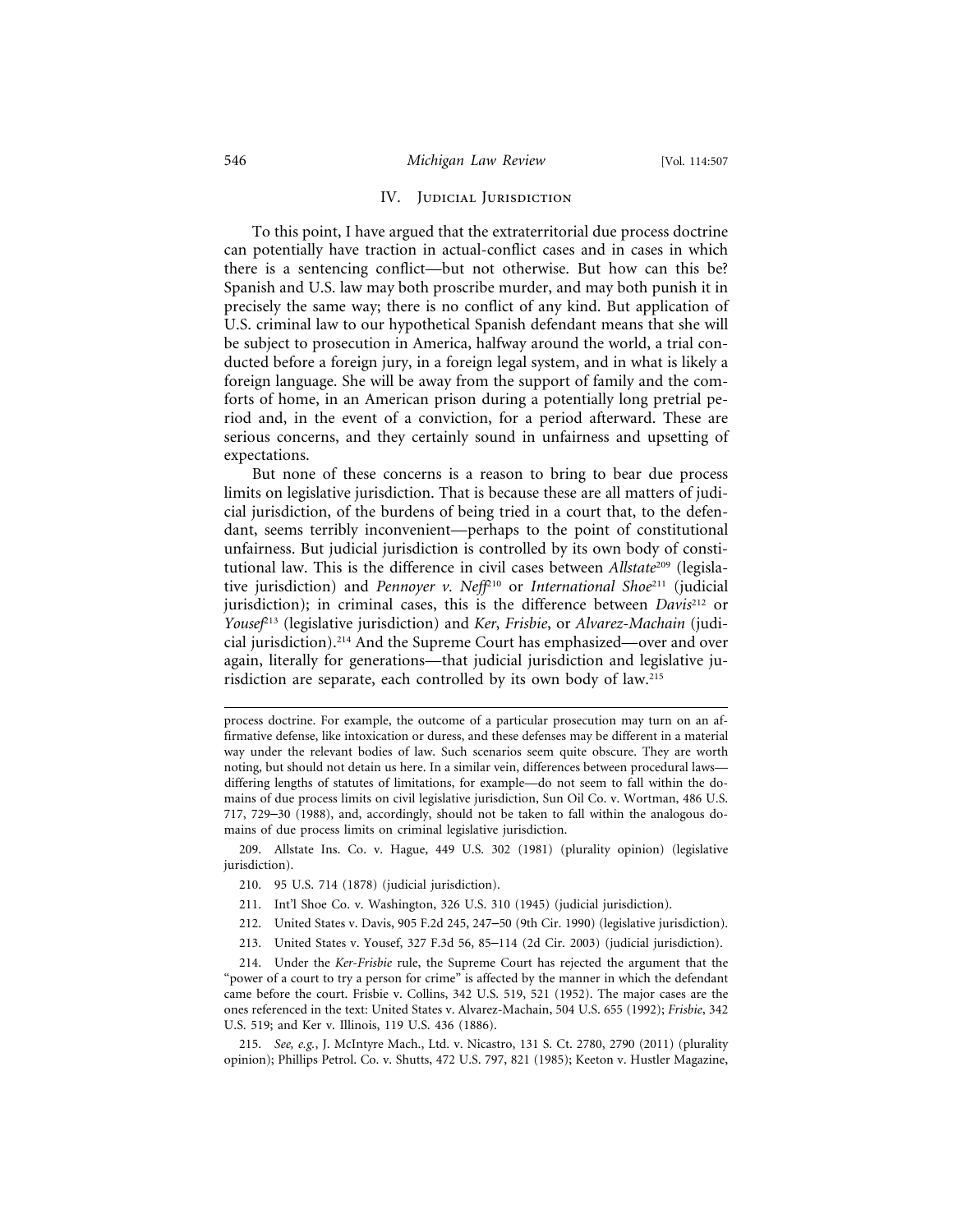## IV. Judicial Jurisdiction

To this point, I have argued that the extraterritorial due process doctrine can potentially have traction in actual-conflict cases and in cases in which there is a sentencing conflict—but not otherwise. But how can this be? Spanish and U.S. law may both proscribe murder, and may both punish it in precisely the same way; there is no conflict of any kind. But application of U.S. criminal law to our hypothetical Spanish defendant means that she will be subject to prosecution in America, halfway around the world, a trial conducted before a foreign jury, in a foreign legal system, and in what is likely a foreign language. She will be away from the support of family and the comforts of home, in an American prison during a potentially long pretrial period and, in the event of a conviction, for a period afterward. These are serious concerns, and they certainly sound in unfairness and upsetting of expectations.

But none of these concerns is a reason to bring to bear due process limits on legislative jurisdiction. That is because these are all matters of judicial jurisdiction, of the burdens of being tried in a court that, to the defendant, seems terribly inconvenient—perhaps to the point of constitutional unfairness. But judicial jurisdiction is controlled by its own body of constitutional law. This is the difference in civil cases between *Allstate*[209] (legislative jurisdiction) and *Pennoyer v. Neff*[210] or *International Shoe*[211] (judicial jurisdiction); in criminal cases, this is the difference between *Davis*[212] or *Yousef*[213] (legislative jurisdiction) and *Ker*, *Frisbie*, or *Alvarez-Machain* (judicial jurisdiction).[214] And the Supreme Court has emphasized—over and over again, literally for generations—that judicial jurisdiction and legislative jurisdiction are separate, each controlled by its own body of law.[215]

---

process doctrine. For example, the outcome of a particular prosecution may turn on an affirmative defense, like intoxication or duress, and these defenses may be different in a material way under the relevant bodies of law. Such scenarios seem quite obscure. They are worth noting, but should not detain us here. In a similar vein, differences between procedural laws—differing lengths of statutes of limitations, for example—do not seem to fall within the domains of due process limits on civil legislative jurisdiction, Sun Oil Co. v. Wortman, 486 U.S. 717, 729–30 (1988), and, accordingly, should not be taken to fall within the analogous domains of due process limits on criminal legislative jurisdiction.

209. Allstate Ins. Co. v. Hague, 449 U.S. 302 (1981) (plurality opinion) (legislative jurisdiction).

210. 95 U.S. 714 (1878) (judicial jurisdiction).

211. Int'l Shoe Co. v. Washington, 326 U.S. 310 (1945) (judicial jurisdiction).

212. United States v. Davis, 905 F.2d 245, 247–50 (9th Cir. 1990) (legislative jurisdiction).

213. United States v. Yousef, 327 F.3d 56, 85–114 (2d Cir. 2003) (judicial jurisdiction).

214. Under the *Ker-Frisbie* rule, the Supreme Court has rejected the argument that the "power of a court to try a person for crime" is affected by the manner in which the defendant came before the court. Frisbie v. Collins, 342 U.S. 519, 521 (1952). The major cases are the ones referenced in the text: United States v. Alvarez-Machain, 504 U.S. 655 (1992); *Frisbie*, 342 U.S. 519; and Ker v. Illinois, 119 U.S. 436 (1886).

215. *See, e.g.*, J. McIntyre Mach., Ltd. v. Nicastro, 131 S. Ct. 2780, 2790 (2011) (plurality opinion); Phillips Petrol. Co. v. Shutts, 472 U.S. 797, 821 (1985); Keeton v. Hustler Magazine,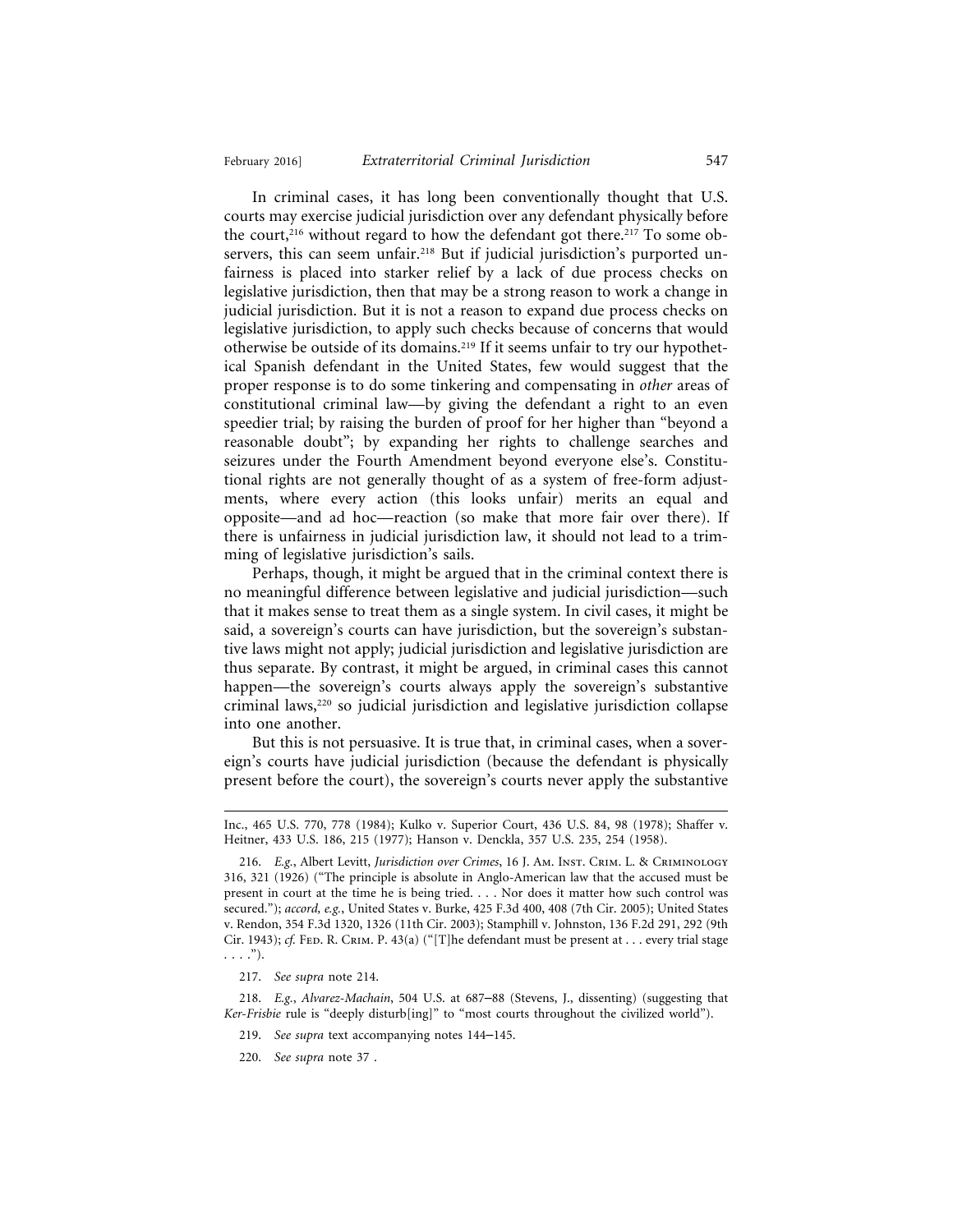In criminal cases, it has long been conventionally thought that U.S. courts may exercise judicial jurisdiction over any defendant physically before the court,[216] without regard to how the defendant got there.[217] To some observers, this can seem unfair.[218] But if judicial jurisdiction's purported unfairness is placed into starker relief by a lack of due process checks on legislative jurisdiction, then that may be a strong reason to work a change in judicial jurisdiction. But it is not a reason to expand due process checks on legislative jurisdiction, to apply such checks because of concerns that would otherwise be outside of its domains.[219] If it seems unfair to try our hypothetical Spanish defendant in the United States, few would suggest that the proper response is to do some tinkering and compensating in *other* areas of constitutional criminal law—by giving the defendant a right to an even speedier trial; by raising the burden of proof for her higher than "beyond a reasonable doubt"; by expanding her rights to challenge searches and seizures under the Fourth Amendment beyond everyone else's. Constitutional rights are not generally thought of as a system of free-form adjustments, where every action (this looks unfair) merits an equal and opposite—and ad hoc—reaction (so make that more fair over there). If there is unfairness in judicial jurisdiction law, it should not lead to a trimming of legislative jurisdiction's sails.

Perhaps, though, it might be argued that in the criminal context there is no meaningful difference between legislative and judicial jurisdiction—such that it makes sense to treat them as a single system. In civil cases, it might be said, a sovereign's courts can have jurisdiction, but the sovereign's substantive laws might not apply; judicial jurisdiction and legislative jurisdiction are thus separate. By contrast, it might be argued, in criminal cases this cannot happen—the sovereign's courts always apply the sovereign's substantive criminal laws,[220] so judicial jurisdiction and legislative jurisdiction collapse into one another.

But this is not persuasive. It is true that, in criminal cases, when a sovereign's courts have judicial jurisdiction (because the defendant is physically present before the court), the sovereign's courts never apply the substantive

---

Inc., 465 U.S. 770, 778 (1984); Kulko v. Superior Court, 436 U.S. 84, 98 (1978); Shaffer v. Heitner, 433 U.S. 186, 215 (1977); Hanson v. Denckla, 357 U.S. 235, 254 (1958).

216. *E.g.*, Albert Levitt, *Jurisdiction over Crimes*, 16 J. Am. Inst. Crim. L. & Criminology 316, 321 (1926) ("The principle is absolute in Anglo-American law that the accused must be present in court at the time he is being tried. . . . Nor does it matter how such control was secured."); *accord, e.g.*, United States v. Burke, 425 F.3d 400, 408 (7th Cir. 2005); United States v. Rendon, 354 F.3d 1320, 1326 (11th Cir. 2003); Stamphill v. Johnston, 136 F.2d 291, 292 (9th Cir. 1943); *cf.* Fed. R. Crim. P. 43(a) ("[T]he defendant must be present at . . . every trial stage . . . .").

217. *See supra* note 214.

218. *E.g.*, *Alvarez-Machain*, 504 U.S. at 687–88 (Stevens, J., dissenting) (suggesting that *Ker-Frisbie* rule is "deeply disturb[ing]" to "most courts throughout the civilized world").

219. *See supra* text accompanying notes 144–145.

220. *See supra* note 37 .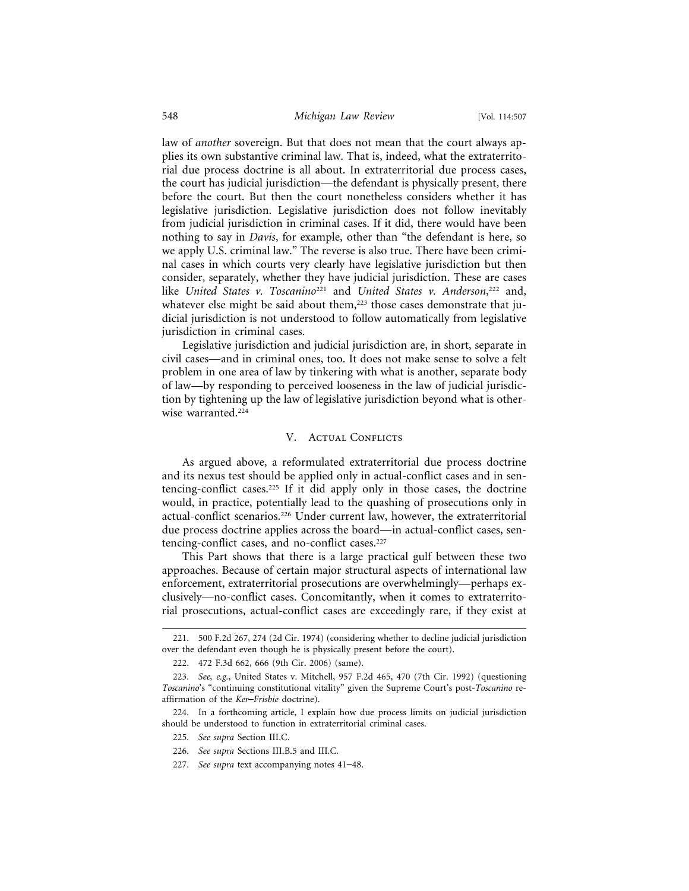law of *another* sovereign. But that does not mean that the court always applies its own substantive criminal law. That is, indeed, what the extraterritorial due process doctrine is all about. In extraterritorial due process cases, the court has judicial jurisdiction—the defendant is physically present, there before the court. But then the court nonetheless considers whether it has legislative jurisdiction. Legislative jurisdiction does not follow inevitably from judicial jurisdiction in criminal cases. If it did, there would have been nothing to say in *Davis*, for example, other than "the defendant is here, so we apply U.S. criminal law." The reverse is also true. There have been criminal cases in which courts very clearly have legislative jurisdiction but then consider, separately, whether they have judicial jurisdiction. These are cases like *United States v. Toscanino*[221] and *United States v. Anderson*,[222] and, whatever else might be said about them,[223] those cases demonstrate that judicial jurisdiction is not understood to follow automatically from legislative jurisdiction in criminal cases.

Legislative jurisdiction and judicial jurisdiction are, in short, separate in civil cases—and in criminal ones, too. It does not make sense to solve a felt problem in one area of law by tinkering with what is another, separate body of law—by responding to perceived looseness in the law of judicial jurisdiction by tightening up the law of legislative jurisdiction beyond what is otherwise warranted.[224]

## V. Actual Conflicts

As argued above, a reformulated extraterritorial due process doctrine and its nexus test should be applied only in actual-conflict cases and in sentencing-conflict cases.[225] If it did apply only in those cases, the doctrine would, in practice, potentially lead to the quashing of prosecutions only in actual-conflict scenarios.[226] Under current law, however, the extraterritorial due process doctrine applies across the board—in actual-conflict cases, sentencing-conflict cases, and no-conflict cases.[227]

This Part shows that there is a large practical gulf between these two approaches. Because of certain major structural aspects of international law enforcement, extraterritorial prosecutions are overwhelmingly—perhaps exclusively—no-conflict cases. Concomitantly, when it comes to extraterritorial prosecutions, actual-conflict cases are exceedingly rare, if they exist at

221. 500 F.2d 267, 274 (2d Cir. 1974) (considering whether to decline judicial jurisdiction over the defendant even though he is physically present before the court).

222. 472 F.3d 662, 666 (9th Cir. 2006) (same).

223. *See, e.g.*, United States v. Mitchell, 957 F.2d 465, 470 (7th Cir. 1992) (questioning *Toscanino*'s "continuing constitutional vitality" given the Supreme Court's post-*Toscanino* reaffirmation of the *Ker–Frisbie* doctrine).

224. In a forthcoming article, I explain how due process limits on judicial jurisdiction should be understood to function in extraterritorial criminal cases.

225. *See supra* Section III.C.

226. *See supra* Sections III.B.5 and III.C.

227. *See supra* text accompanying notes 41–48.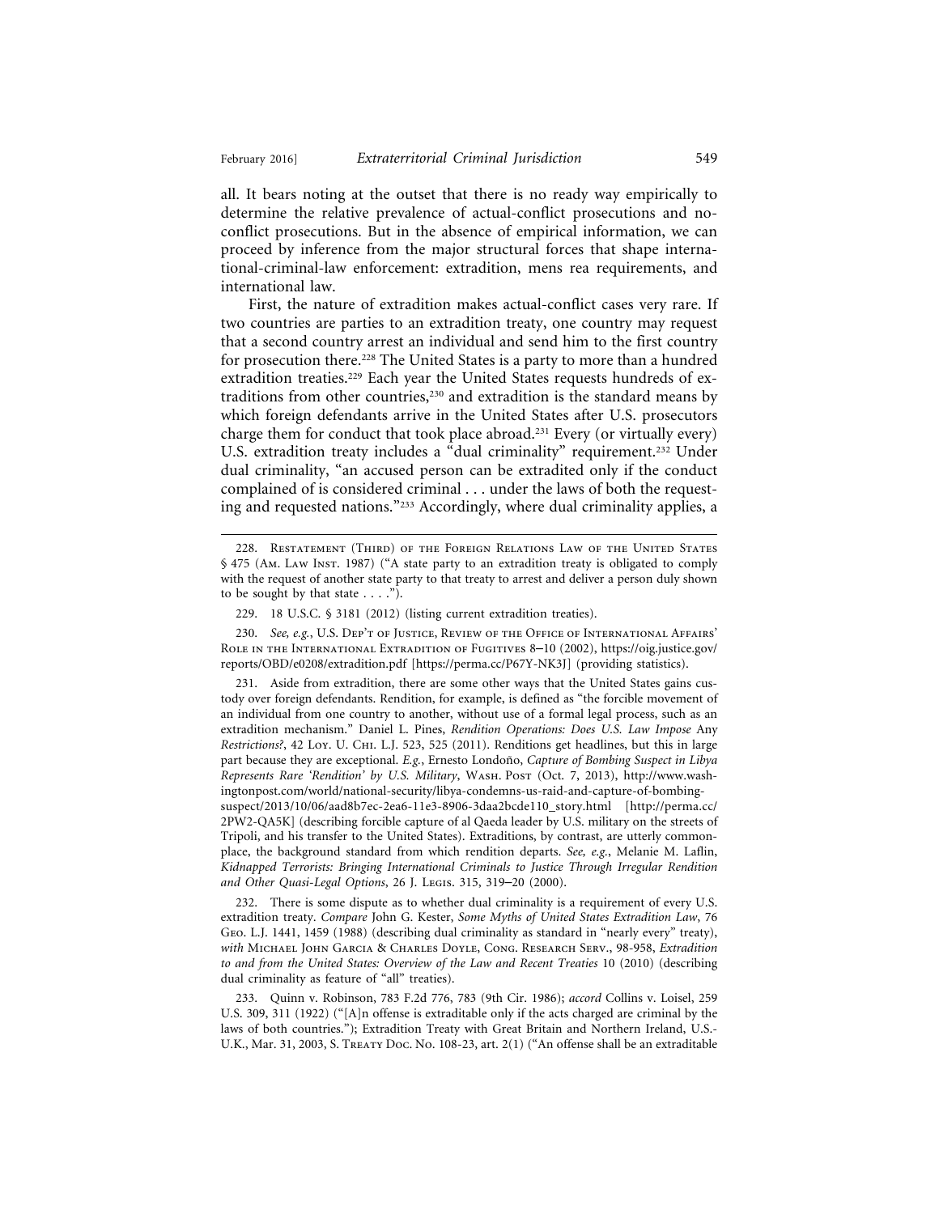all. It bears noting at the outset that there is no ready way empirically to determine the relative prevalence of actual-conflict prosecutions and no-conflict prosecutions. But in the absence of empirical information, we can proceed by inference from the major structural forces that shape international-criminal-law enforcement: extradition, mens rea requirements, and international law.

First, the nature of extradition makes actual-conflict cases very rare. If two countries are parties to an extradition treaty, one country may request that a second country arrest an individual and send him to the first country for prosecution there.[228] The United States is a party to more than a hundred extradition treaties.[229] Each year the United States requests hundreds of extraditions from other countries,[230] and extradition is the standard means by which foreign defendants arrive in the United States after U.S. prosecutors charge them for conduct that took place abroad.[231] Every (or virtually every) U.S. extradition treaty includes a "dual criminality" requirement.[232] Under dual criminality, "an accused person can be extradited only if the conduct complained of is considered criminal . . . under the laws of both the requesting and requested nations."[233] Accordingly, where dual criminality applies, a

---

228. Restatement (Third) of the Foreign Relations Law of the United States § 475 (Am. Law Inst. 1987) ("A state party to an extradition treaty is obligated to comply with the request of another state party to that treaty to arrest and deliver a person duly shown to be sought by that state . . . .").

229. 18 U.S.C. § 3181 (2012) (listing current extradition treaties).

230. *See, e.g.*, U.S. Dep't of Justice, Review of the Office of International Affairs' Role in the International Extradition of Fugitives 8–10 (2002), https://oig.justice.gov/reports/OBD/e0208/extradition.pdf [https://perma.cc/P67Y-NK3J] (providing statistics).

231. Aside from extradition, there are some other ways that the United States gains custody over foreign defendants. Rendition, for example, is defined as "the forcible movement of an individual from one country to another, without use of a formal legal process, such as an extradition mechanism." Daniel L. Pines, *Rendition Operations: Does U.S. Law Impose* Any *Restrictions?*, 42 Loy. U. Chi. L.J. 523, 525 (2011). Renditions get headlines, but this in large part because they are exceptional. *E.g.*, Ernesto Londoño, *Capture of Bombing Suspect in Libya Represents Rare 'Rendition' by U.S. Military*, Wash. Post (Oct. 7, 2013), http://www.washingtonpost.com/world/national-security/libya-condemns-us-raid-and-capture-of-bombing-suspect/2013/10/06/aad8b7ec-2ea6-11e3-8906-3daa2bcde110_story.html [http://perma.cc/2PW2-QA5K] (describing forcible capture of al Qaeda leader by U.S. military on the streets of Tripoli, and his transfer to the United States). Extraditions, by contrast, are utterly commonplace, the background standard from which rendition departs. *See, e.g.*, Melanie M. Laflin, *Kidnapped Terrorists: Bringing International Criminals to Justice Through Irregular Rendition and Other Quasi-Legal Options*, 26 J. Legis. 315, 319–20 (2000).

232. There is some dispute as to whether dual criminality is a requirement of every U.S. extradition treaty. *Compare* John G. Kester, *Some Myths of United States Extradition Law*, 76 Geo. L.J. 1441, 1459 (1988) (describing dual criminality as standard in "nearly every" treaty), *with* Michael John Garcia & Charles Doyle, Cong. Research Serv., 98-958, *Extradition to and from the United States: Overview of the Law and Recent Treaties* 10 (2010) (describing dual criminality as feature of "all" treaties).

233. Quinn v. Robinson, 783 F.2d 776, 783 (9th Cir. 1986); *accord* Collins v. Loisel, 259 U.S. 309, 311 (1922) ("[A]n offense is extraditable only if the acts charged are criminal by the laws of both countries."); Extradition Treaty with Great Britain and Northern Ireland, U.S.-U.K., Mar. 31, 2003, S. Treaty Doc. No. 108-23, art. 2(1) ("An offense shall be an extraditable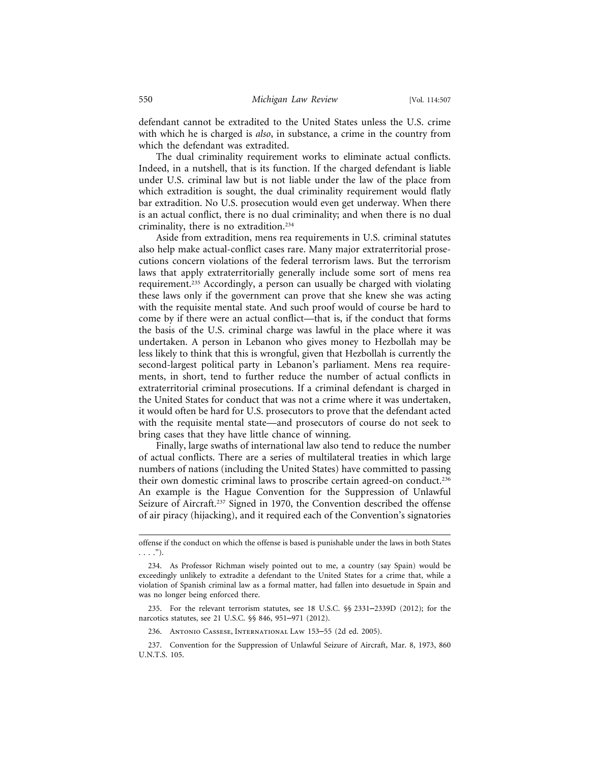defendant cannot be extradited to the United States unless the U.S. crime with which he is charged is *also*, in substance, a crime in the country from which the defendant was extradited.

The dual criminality requirement works to eliminate actual conflicts. Indeed, in a nutshell, that is its function. If the charged defendant is liable under U.S. criminal law but is not liable under the law of the place from which extradition is sought, the dual criminality requirement would flatly bar extradition. No U.S. prosecution would even get underway. When there is an actual conflict, there is no dual criminality; and when there is no dual criminality, there is no extradition.[234]

Aside from extradition, mens rea requirements in U.S. criminal statutes also help make actual-conflict cases rare. Many major extraterritorial prosecutions concern violations of the federal terrorism laws. But the terrorism laws that apply extraterritorially generally include some sort of mens rea requirement.[235] Accordingly, a person can usually be charged with violating these laws only if the government can prove that she knew she was acting with the requisite mental state. And such proof would of course be hard to come by if there were an actual conflict—that is, if the conduct that forms the basis of the U.S. criminal charge was lawful in the place where it was undertaken. A person in Lebanon who gives money to Hezbollah may be less likely to think that this is wrongful, given that Hezbollah is currently the second-largest political party in Lebanon's parliament. Mens rea requirements, in short, tend to further reduce the number of actual conflicts in extraterritorial criminal prosecutions. If a criminal defendant is charged in the United States for conduct that was not a crime where it was undertaken, it would often be hard for U.S. prosecutors to prove that the defendant acted with the requisite mental state—and prosecutors of course do not seek to bring cases that they have little chance of winning.

Finally, large swaths of international law also tend to reduce the number of actual conflicts. There are a series of multilateral treaties in which large numbers of nations (including the United States) have committed to passing their own domestic criminal laws to proscribe certain agreed-on conduct.[236] An example is the Hague Convention for the Suppression of Unlawful Seizure of Aircraft.[237] Signed in 1970, the Convention described the offense of air piracy (hijacking), and it required each of the Convention's signatories

---

offense if the conduct on which the offense is based is punishable under the laws in both States . . . .").

234. As Professor Richman wisely pointed out to me, a country (say Spain) would be exceedingly unlikely to extradite a defendant to the United States for a crime that, while a violation of Spanish criminal law as a formal matter, had fallen into desuetude in Spain and was no longer being enforced there.

235. For the relevant terrorism statutes, see 18 U.S.C. §§ 2331–2339D (2012); for the narcotics statutes, see 21 U.S.C. §§ 846, 951–971 (2012).

236. Antonio Cassese, International Law 153–55 (2d ed. 2005).

237. Convention for the Suppression of Unlawful Seizure of Aircraft, Mar. 8, 1973, 860 U.N.T.S. 105.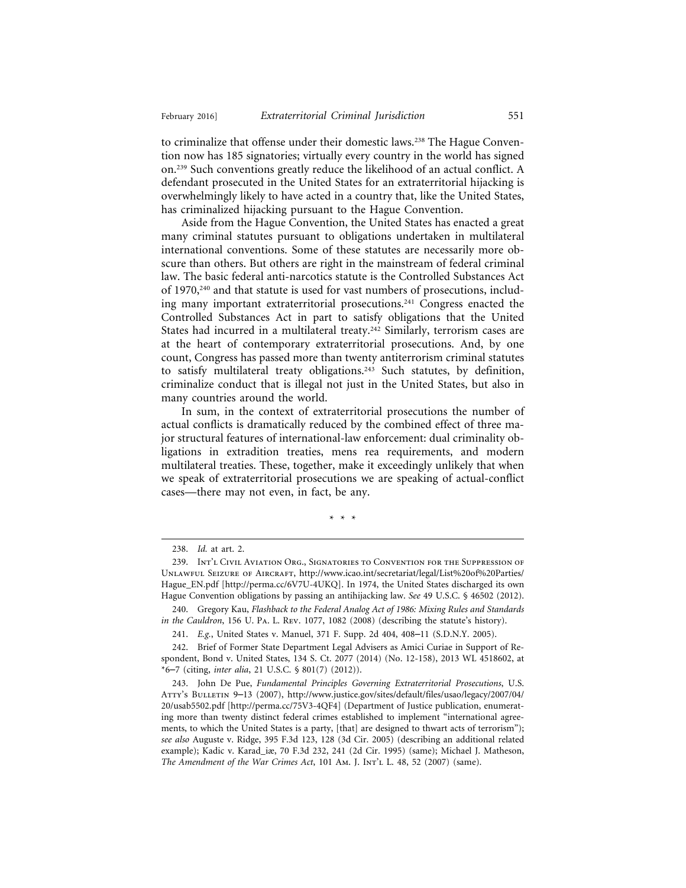to criminalize that offense under their domestic laws.[238] The Hague Convention now has 185 signatories; virtually every country in the world has signed on.[239] Such conventions greatly reduce the likelihood of an actual conflict. A defendant prosecuted in the United States for an extraterritorial hijacking is overwhelmingly likely to have acted in a country that, like the United States, has criminalized hijacking pursuant to the Hague Convention.

Aside from the Hague Convention, the United States has enacted a great many criminal statutes pursuant to obligations undertaken in multilateral international conventions. Some of these statutes are necessarily more obscure than others. But others are right in the mainstream of federal criminal law. The basic federal anti-narcotics statute is the Controlled Substances Act of 1970,[240] and that statute is used for vast numbers of prosecutions, including many important extraterritorial prosecutions.[241] Congress enacted the Controlled Substances Act in part to satisfy obligations that the United States had incurred in a multilateral treaty.[242] Similarly, terrorism cases are at the heart of contemporary extraterritorial prosecutions. And, by one count, Congress has passed more than twenty antiterrorism criminal statutes to satisfy multilateral treaty obligations.[243] Such statutes, by definition, criminalize conduct that is illegal not just in the United States, but also in many countries around the world.

In sum, in the context of extraterritorial prosecutions the number of actual conflicts is dramatically reduced by the combined effect of three major structural features of international-law enforcement: dual criminality obligations in extradition treaties, mens rea requirements, and modern multilateral treaties. These, together, make it exceedingly unlikely that when we speak of extraterritorial prosecutions we are speaking of actual-conflict cases—there may not even, in fact, be any.

\* \* \*

---

238. *Id.* at art. 2.

239. Int'l Civil Aviation Org., Signatories to Convention for the Suppression of Unlawful Seizure of Aircraft, http://www.icao.int/secretariat/legal/List%20of%20Parties/Hague_EN.pdf [http://perma.cc/6V7U-4UKQ]. In 1974, the United States discharged its own Hague Convention obligations by passing an antihijacking law. *See* 49 U.S.C. § 46502 (2012).

240. Gregory Kau, *Flashback to the Federal Analog Act of 1986: Mixing Rules and Standards in the Cauldron*, 156 U. Pa. L. Rev. 1077, 1082 (2008) (describing the statute's history).

241. *E.g.*, United States v. Manuel, 371 F. Supp. 2d 404, 408–11 (S.D.N.Y. 2005).

242. Brief of Former State Department Legal Advisers as Amici Curiae in Support of Respondent, Bond v. United States, 134 S. Ct. 2077 (2014) (No. 12-158), 2013 WL 4518602, at *6–7 (citing, *inter alia*, 21 U.S.C. § 801(7) (2012)).

243. John De Pue, *Fundamental Principles Governing Extraterritorial Prosecutions*, U.S. Att'y's Bulletin 9–13 (2007), http://www.justice.gov/sites/default/files/usao/legacy/2007/04/20/usab5502.pdf [http://perma.cc/75V3-4QF4] (Department of Justice publication, enumerating more than twenty distinct federal crimes established to implement "international agreements, to which the United States is a party, [that] are designed to thwart acts of terrorism"); *see also* Auguste v. Ridge, 395 F.3d 123, 128 (3d Cir. 2005) (describing an additional related example); Kadic v. Karad_iæ, 70 F.3d 232, 241 (2d Cir. 1995) (same); Michael J. Matheson, *The Amendment of the War Crimes Act*, 101 Am. J. Int'l L. 48, 52 (2007) (same).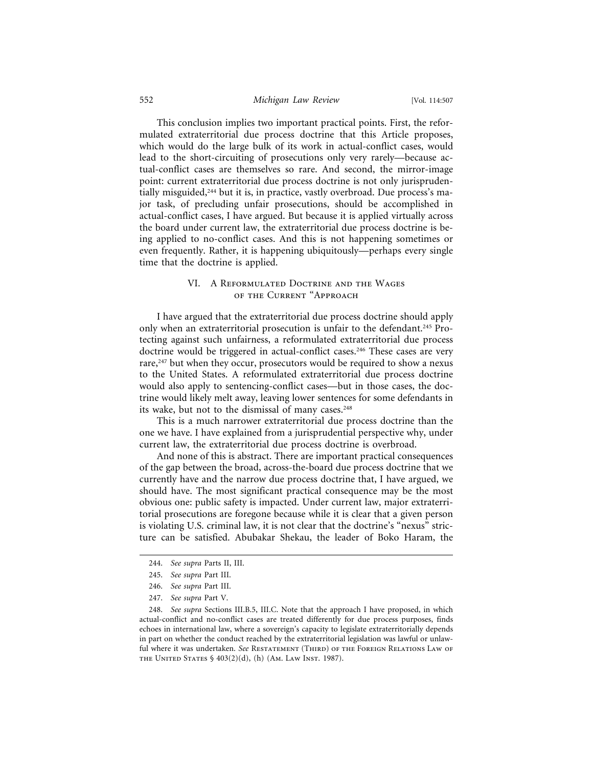This conclusion implies two important practical points. First, the reformulated extraterritorial due process doctrine that this Article proposes, which would do the large bulk of its work in actual-conflict cases, would lead to the short-circuiting of prosecutions only very rarely—because actual-conflict cases are themselves so rare. And second, the mirror-image point: current extraterritorial due process doctrine is not only jurisprudentially misguided,[244] but it is, in practice, vastly overbroad. Due process's major task, of precluding unfair prosecutions, should be accomplished in actual-conflict cases, I have argued. But because it is applied virtually across the board under current law, the extraterritorial due process doctrine is being applied to no-conflict cases. And this is not happening sometimes or even frequently. Rather, it is happening ubiquitously—perhaps every single time that the doctrine is applied.

## VI. A Reformulated Doctrine and the Wages of the Current "Approach

I have argued that the extraterritorial due process doctrine should apply only when an extraterritorial prosecution is unfair to the defendant.[245] Protecting against such unfairness, a reformulated extraterritorial due process doctrine would be triggered in actual-conflict cases.[246] These cases are very rare,[247] but when they occur, prosecutors would be required to show a nexus to the United States. A reformulated extraterritorial due process doctrine would also apply to sentencing-conflict cases—but in those cases, the doctrine would likely melt away, leaving lower sentences for some defendants in its wake, but not to the dismissal of many cases.[248]

This is a much narrower extraterritorial due process doctrine than the one we have. I have explained from a jurisprudential perspective why, under current law, the extraterritorial due process doctrine is overbroad.

And none of this is abstract. There are important practical consequences of the gap between the broad, across-the-board due process doctrine that we currently have and the narrow due process doctrine that, I have argued, we should have. The most significant practical consequence may be the most obvious one: public safety is impacted. Under current law, major extraterritorial prosecutions are foregone because while it is clear that a given person is violating U.S. criminal law, it is not clear that the doctrine's "nexus" stricture can be satisfied. Abubakar Shekau, the leader of Boko Haram, the

---

244. *See supra* Parts II, III.

245. *See supra* Part III.

246. *See supra* Part III.

247. *See supra* Part V.

248. *See supra* Sections III.B.5, III.C. Note that the approach I have proposed, in which actual-conflict and no-conflict cases are treated differently for due process purposes, finds echoes in international law, where a sovereign's capacity to legislate extraterritorially depends in part on whether the conduct reached by the extraterritorial legislation was lawful or unlawful where it was undertaken. *See* Restatement (Third) of the Foreign Relations Law of the United States § 403(2)(d), (h) (Am. Law Inst. 1987).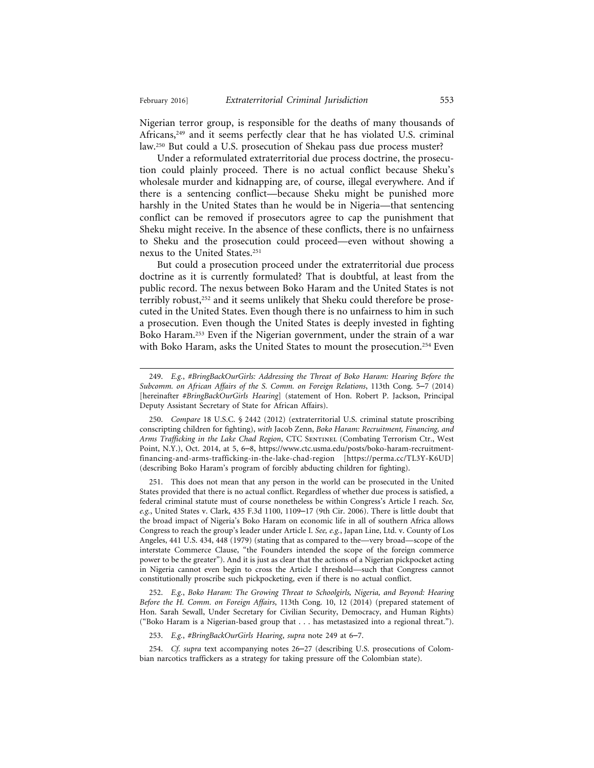Nigerian terror group, is responsible for the deaths of many thousands of Africans,[249] and it seems perfectly clear that he has violated U.S. criminal law.[250] But could a U.S. prosecution of Shekau pass due process muster?

Under a reformulated extraterritorial due process doctrine, the prosecution could plainly proceed. There is no actual conflict because Sheku's wholesale murder and kidnapping are, of course, illegal everywhere. And if there is a sentencing conflict—because Sheku might be punished more harshly in the United States than he would be in Nigeria—that sentencing conflict can be removed if prosecutors agree to cap the punishment that Sheku might receive. In the absence of these conflicts, there is no unfairness to Sheku and the prosecution could proceed—even without showing a nexus to the United States.[251]

But could a prosecution proceed under the extraterritorial due process doctrine as it is currently formulated? That is doubtful, at least from the public record. The nexus between Boko Haram and the United States is not terribly robust,[252] and it seems unlikely that Sheku could therefore be prosecuted in the United States. Even though there is no unfairness to him in such a prosecution. Even though the United States is deeply invested in fighting Boko Haram.[253] Even if the Nigerian government, under the strain of a war with Boko Haram, asks the United States to mount the prosecution.[254] Even

---

249. *E.g.*, *#BringBackOurGirls: Addressing the Threat of Boko Haram: Hearing Before the Subcomm. on African Affairs of the S. Comm. on Foreign Relations*, 113th Cong. 5–7 (2014) [hereinafter *#BringBackOurGirls Hearing*] (statement of Hon. Robert P. Jackson, Principal Deputy Assistant Secretary of State for African Affairs).

250. *Compare* 18 U.S.C. § 2442 (2012) (extraterritorial U.S. criminal statute proscribing conscripting children for fighting), *with* Jacob Zenn, *Boko Haram: Recruitment, Financing, and Arms Trafficking in the Lake Chad Region*, CTC SENTINEL (Combating Terrorism Ctr., West Point, N.Y.), Oct. 2014, at 5, 6–8, https://www.ctc.usma.edu/posts/boko-haram-recruitment-financing-and-arms-trafficking-in-the-lake-chad-region [https://perma.cc/TL3Y-K6UD] (describing Boko Haram's program of forcibly abducting children for fighting).

251. This does not mean that any person in the world can be prosecuted in the United States provided that there is no actual conflict. Regardless of whether due process is satisfied, a federal criminal statute must of course nonetheless be within Congress's Article I reach. *See, e.g.*, United States v. Clark, 435 F.3d 1100, 1109–17 (9th Cir. 2006). There is little doubt that the broad impact of Nigeria's Boko Haram on economic life in all of southern Africa allows Congress to reach the group's leader under Article I. *See, e.g.*, Japan Line, Ltd. v. County of Los Angeles, 441 U.S. 434, 448 (1979) (stating that as compared to the—very broad—scope of the interstate Commerce Clause, "the Founders intended the scope of the foreign commerce power to be the greater"). And it is just as clear that the actions of a Nigerian pickpocket acting in Nigeria cannot even begin to cross the Article I threshold—such that Congress cannot constitutionally proscribe such pickpocketing, even if there is no actual conflict.

252. *E.g.*, *Boko Haram: The Growing Threat to Schoolgirls, Nigeria, and Beyond: Hearing Before the H. Comm. on Foreign Affairs*, 113th Cong. 10, 12 (2014) (prepared statement of Hon. Sarah Sewall, Under Secretary for Civilian Security, Democracy, and Human Rights) ("Boko Haram is a Nigerian-based group that . . . has metastasized into a regional threat.").

253. *E.g.*, *#BringBackOurGirls Hearing*, *supra* note 249 at 6–7.

254. *Cf. supra* text accompanying notes 26–27 (describing U.S. prosecutions of Colombian narcotics traffickers as a strategy for taking pressure off the Colombian state).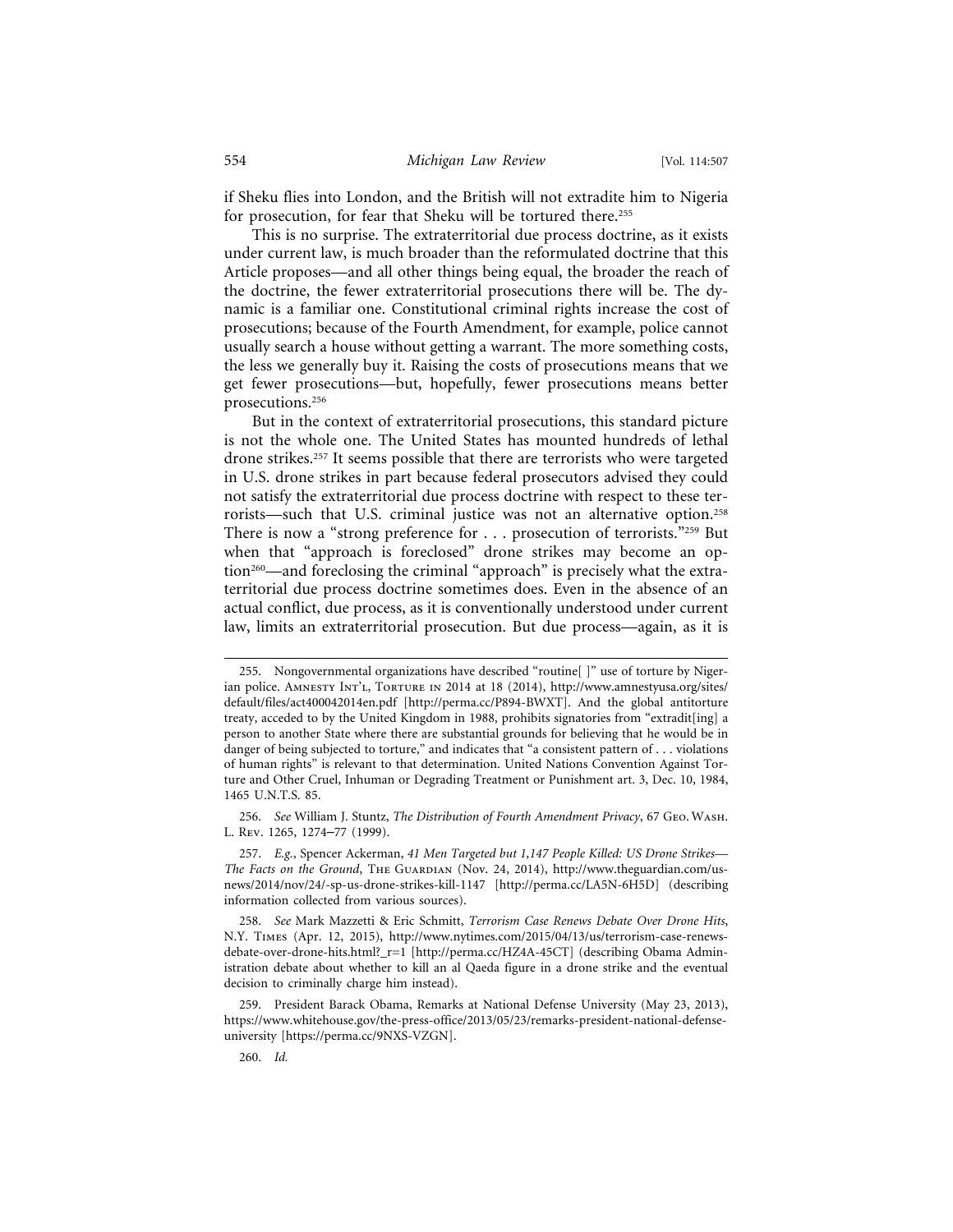if Sheku flies into London, and the British will not extradite him to Nigeria for prosecution, for fear that Sheku will be tortured there.[255]

This is no surprise. The extraterritorial due process doctrine, as it exists under current law, is much broader than the reformulated doctrine that this Article proposes—and all other things being equal, the broader the reach of the doctrine, the fewer extraterritorial prosecutions there will be. The dynamic is a familiar one. Constitutional criminal rights increase the cost of prosecutions; because of the Fourth Amendment, for example, police cannot usually search a house without getting a warrant. The more something costs, the less we generally buy it. Raising the costs of prosecutions means that we get fewer prosecutions—but, hopefully, fewer prosecutions means better prosecutions.[256]

But in the context of extraterritorial prosecutions, this standard picture is not the whole one. The United States has mounted hundreds of lethal drone strikes.[257] It seems possible that there are terrorists who were targeted in U.S. drone strikes in part because federal prosecutors advised they could not satisfy the extraterritorial due process doctrine with respect to these terrorists—such that U.S. criminal justice was not an alternative option.[258] There is now a "strong preference for . . . prosecution of terrorists."[259] But when that "approach is foreclosed" drone strikes may become an option[260]—and foreclosing the criminal "approach" is precisely what the extraterritorial due process doctrine sometimes does. Even in the absence of an actual conflict, due process, as it is conventionally understood under current law, limits an extraterritorial prosecution. But due process—again, as it is

---

255. Nongovernmental organizations have described "routine[ ]" use of torture by Nigerian police. Amnesty Int'l, Torture in 2014 at 18 (2014), http://www.amnestyusa.org/sites/default/files/act400042014en.pdf [http://perma.cc/P894-BWXT]. And the global antitorture treaty, acceded to by the United Kingdom in 1988, prohibits signatories from "extradit[ing] a person to another State where there are substantial grounds for believing that he would be in danger of being subjected to torture," and indicates that "a consistent pattern of . . . violations of human rights" is relevant to that determination. United Nations Convention Against Torture and Other Cruel, Inhuman or Degrading Treatment or Punishment art. 3, Dec. 10, 1984, 1465 U.N.T.S. 85.

256. *See* William J. Stuntz, *The Distribution of Fourth Amendment Privacy*, 67 Geo. Wash. L. Rev. 1265, 1274–77 (1999).

257. *E.g.*, Spencer Ackerman, *41 Men Targeted but 1,147 People Killed: US Drone Strikes—The Facts on the Ground*, The Guardian (Nov. 24, 2014), http://www.theguardian.com/us-news/2014/nov/24/-sp-us-drone-strikes-kill-1147 [http://perma.cc/LA5N-6H5D] (describing information collected from various sources).

258. *See* Mark Mazzetti & Eric Schmitt, *Terrorism Case Renews Debate Over Drone Hits*, N.Y. Times (Apr. 12, 2015), http://www.nytimes.com/2015/04/13/us/terrorism-case-renews-debate-over-drone-hits.html?_r=1 [http://perma.cc/HZ4A-45CT] (describing Obama Administration debate about whether to kill an al Qaeda figure in a drone strike and the eventual decision to criminally charge him instead).

259. President Barack Obama, Remarks at National Defense University (May 23, 2013), https://www.whitehouse.gov/the-press-office/2013/05/23/remarks-president-national-defense-university [https://perma.cc/9NXS-VZGN].

260. *Id.*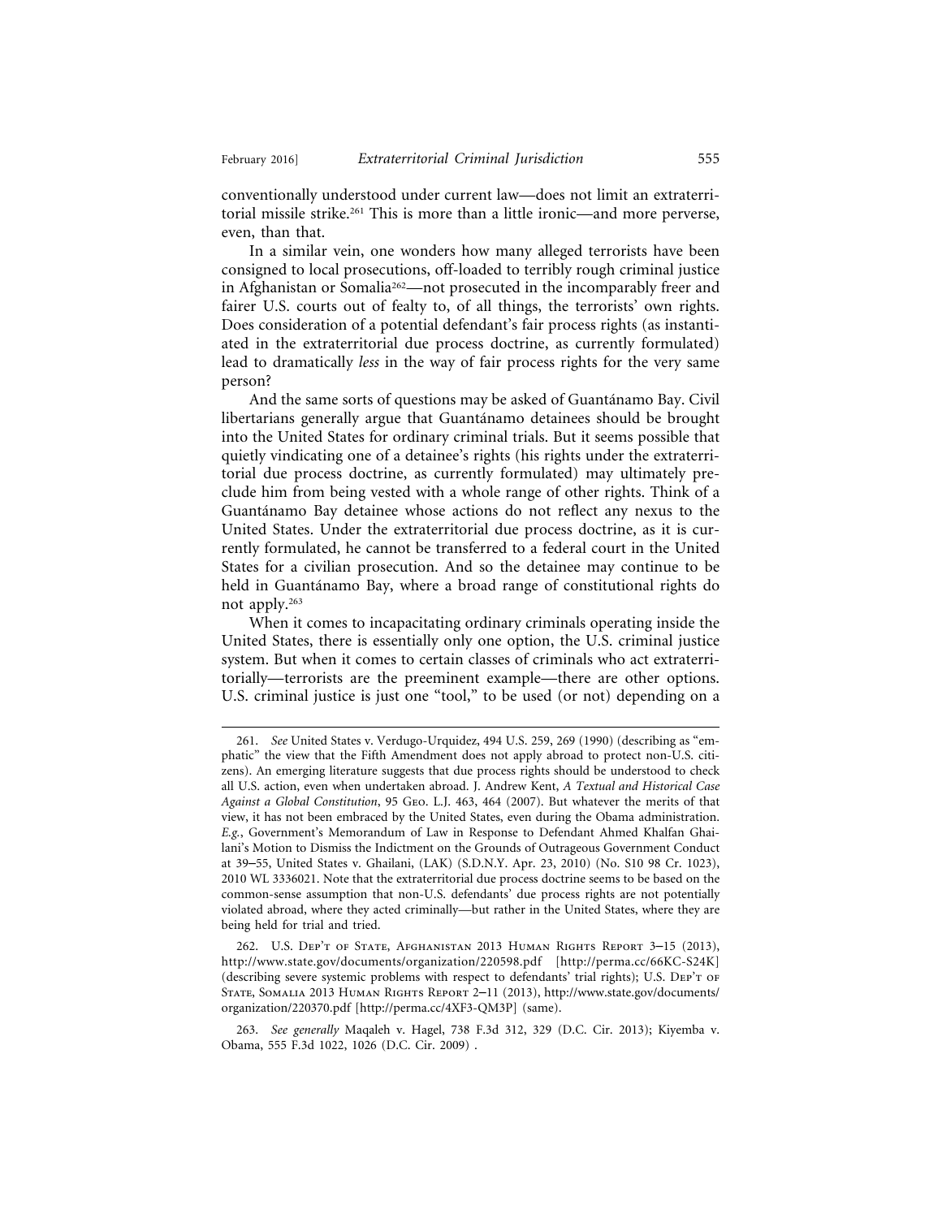conventionally understood under current law—does not limit an extraterritorial missile strike.[261] This is more than a little ironic—and more perverse, even, than that.

In a similar vein, one wonders how many alleged terrorists have been consigned to local prosecutions, off-loaded to terribly rough criminal justice in Afghanistan or Somalia[262]—not prosecuted in the incomparably freer and fairer U.S. courts out of fealty to, of all things, the terrorists' own rights. Does consideration of a potential defendant's fair process rights (as instantiated in the extraterritorial due process doctrine, as currently formulated) lead to dramatically *less* in the way of fair process rights for the very same person?

And the same sorts of questions may be asked of Guantánamo Bay. Civil libertarians generally argue that Guantánamo detainees should be brought into the United States for ordinary criminal trials. But it seems possible that quietly vindicating one of a detainee's rights (his rights under the extraterritorial due process doctrine, as currently formulated) may ultimately preclude him from being vested with a whole range of other rights. Think of a Guantánamo Bay detainee whose actions do not reflect any nexus to the United States. Under the extraterritorial due process doctrine, as it is currently formulated, he cannot be transferred to a federal court in the United States for a civilian prosecution. And so the detainee may continue to be held in Guantánamo Bay, where a broad range of constitutional rights do not apply.[263]

When it comes to incapacitating ordinary criminals operating inside the United States, there is essentially only one option, the U.S. criminal justice system. But when it comes to certain classes of criminals who act extraterritorially—terrorists are the preeminent example—there are other options. U.S. criminal justice is just one "tool," to be used (or not) depending on a

---

261. *See* United States v. Verdugo-Urquidez, 494 U.S. 259, 269 (1990) (describing as "emphatic" the view that the Fifth Amendment does not apply abroad to protect non-U.S. citizens). An emerging literature suggests that due process rights should be understood to check all U.S. action, even when undertaken abroad. J. Andrew Kent, *A Textual and Historical Case Against a Global Constitution*, 95 Geo. L.J. 463, 464 (2007). But whatever the merits of that view, it has not been embraced by the United States, even during the Obama administration. *E.g.*, Government's Memorandum of Law in Response to Defendant Ahmed Khalfan Ghailani's Motion to Dismiss the Indictment on the Grounds of Outrageous Government Conduct at 39–55, United States v. Ghailani, (LAK) (S.D.N.Y. Apr. 23, 2010) (No. S10 98 Cr. 1023), 2010 WL 3336021. Note that the extraterritorial due process doctrine seems to be based on the common-sense assumption that non-U.S. defendants' due process rights are not potentially violated abroad, where they acted criminally—but rather in the United States, where they are being held for trial and tried.

262. U.S. Dep't of State, Afghanistan 2013 Human Rights Report 3–15 (2013), http://www.state.gov/documents/organization/220598.pdf [http://perma.cc/66KC-S24K] (describing severe systemic problems with respect to defendants' trial rights); U.S. Dep't of State, Somalia 2013 Human Rights Report 2–11 (2013), http://www.state.gov/documents/organization/220370.pdf [http://perma.cc/4XF3-QM3P] (same).

263. *See generally* Maqaleh v. Hagel, 738 F.3d 312, 329 (D.C. Cir. 2013); Kiyemba v. Obama, 555 F.3d 1022, 1026 (D.C. Cir. 2009) .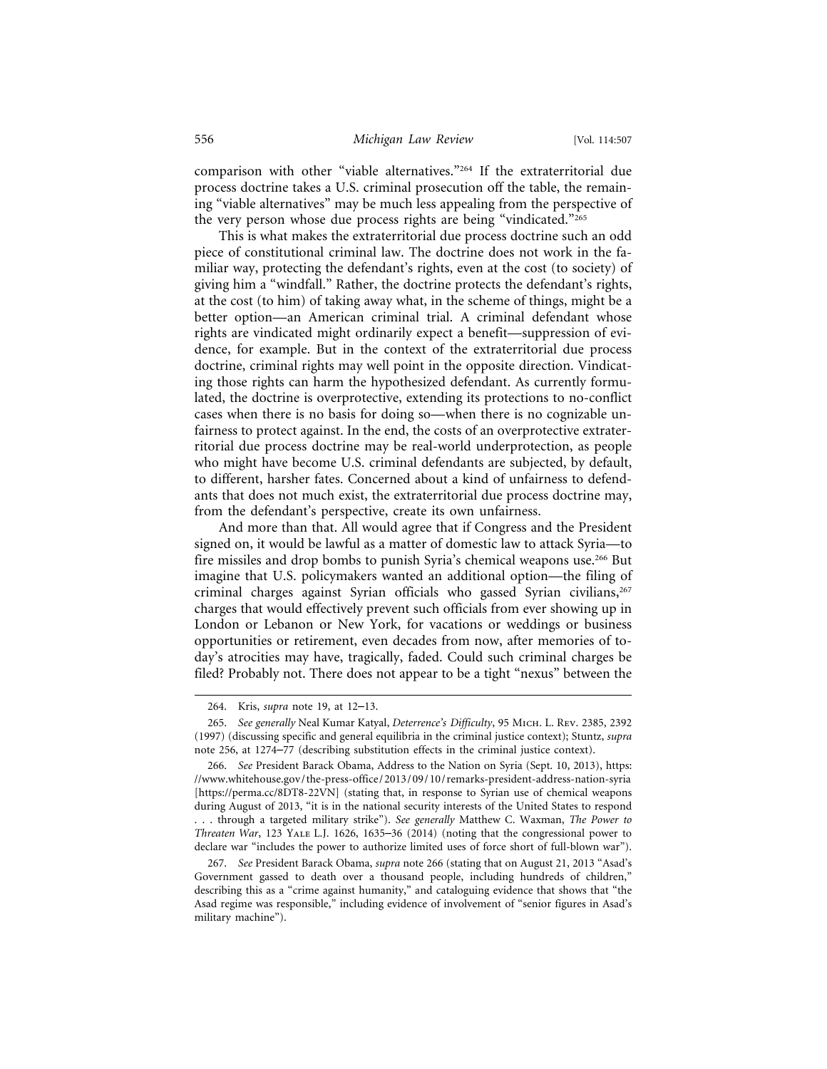comparison with other "viable alternatives."[264] If the extraterritorial due process doctrine takes a U.S. criminal prosecution off the table, the remaining "viable alternatives" may be much less appealing from the perspective of the very person whose due process rights are being "vindicated."[265]

This is what makes the extraterritorial due process doctrine such an odd piece of constitutional criminal law. The doctrine does not work in the familiar way, protecting the defendant's rights, even at the cost (to society) of giving him a "windfall." Rather, the doctrine protects the defendant's rights, at the cost (to him) of taking away what, in the scheme of things, might be a better option—an American criminal trial. A criminal defendant whose rights are vindicated might ordinarily expect a benefit—suppression of evidence, for example. But in the context of the extraterritorial due process doctrine, criminal rights may well point in the opposite direction. Vindicating those rights can harm the hypothesized defendant. As currently formulated, the doctrine is overprotective, extending its protections to no-conflict cases when there is no basis for doing so—when there is no cognizable unfairness to protect against. In the end, the costs of an overprotective extraterritorial due process doctrine may be real-world underprotection, as people who might have become U.S. criminal defendants are subjected, by default, to different, harsher fates. Concerned about a kind of unfairness to defendants that does not much exist, the extraterritorial due process doctrine may, from the defendant's perspective, create its own unfairness.

And more than that. All would agree that if Congress and the President signed on, it would be lawful as a matter of domestic law to attack Syria—to fire missiles and drop bombs to punish Syria's chemical weapons use.[266] But imagine that U.S. policymakers wanted an additional option—the filing of criminal charges against Syrian officials who gassed Syrian civilians,[267] charges that would effectively prevent such officials from ever showing up in London or Lebanon or New York, for vacations or weddings or business opportunities or retirement, even decades from now, after memories of today's atrocities may have, tragically, faded. Could such criminal charges be filed? Probably not. There does not appear to be a tight "nexus" between the

---

264. Kris, *supra* note 19, at 12–13.

265. *See generally* Neal Kumar Katyal, *Deterrence's Difficulty*, 95 Mich. L. Rev. 2385, 2392 (1997) (discussing specific and general equilibria in the criminal justice context); Stuntz, *supra* note 256, at 1274–77 (describing substitution effects in the criminal justice context).

266. *See* President Barack Obama, Address to the Nation on Syria (Sept. 10, 2013), https://www.whitehouse.gov/the-press-office/2013/09/10/remarks-president-address-nation-syria [https://perma.cc/8DT8-22VN] (stating that, in response to Syrian use of chemical weapons during August of 2013, "it is in the national security interests of the United States to respond . . . through a targeted military strike"). *See generally* Matthew C. Waxman, *The Power to Threaten War*, 123 Yale L.J. 1626, 1635–36 (2014) (noting that the congressional power to declare war "includes the power to authorize limited uses of force short of full-blown war").

267. *See* President Barack Obama, *supra* note 266 (stating that on August 21, 2013 "Asad's Government gassed to death over a thousand people, including hundreds of children," describing this as a "crime against humanity," and cataloguing evidence that shows that "the Asad regime was responsible," including evidence of involvement of "senior figures in Asad's military machine").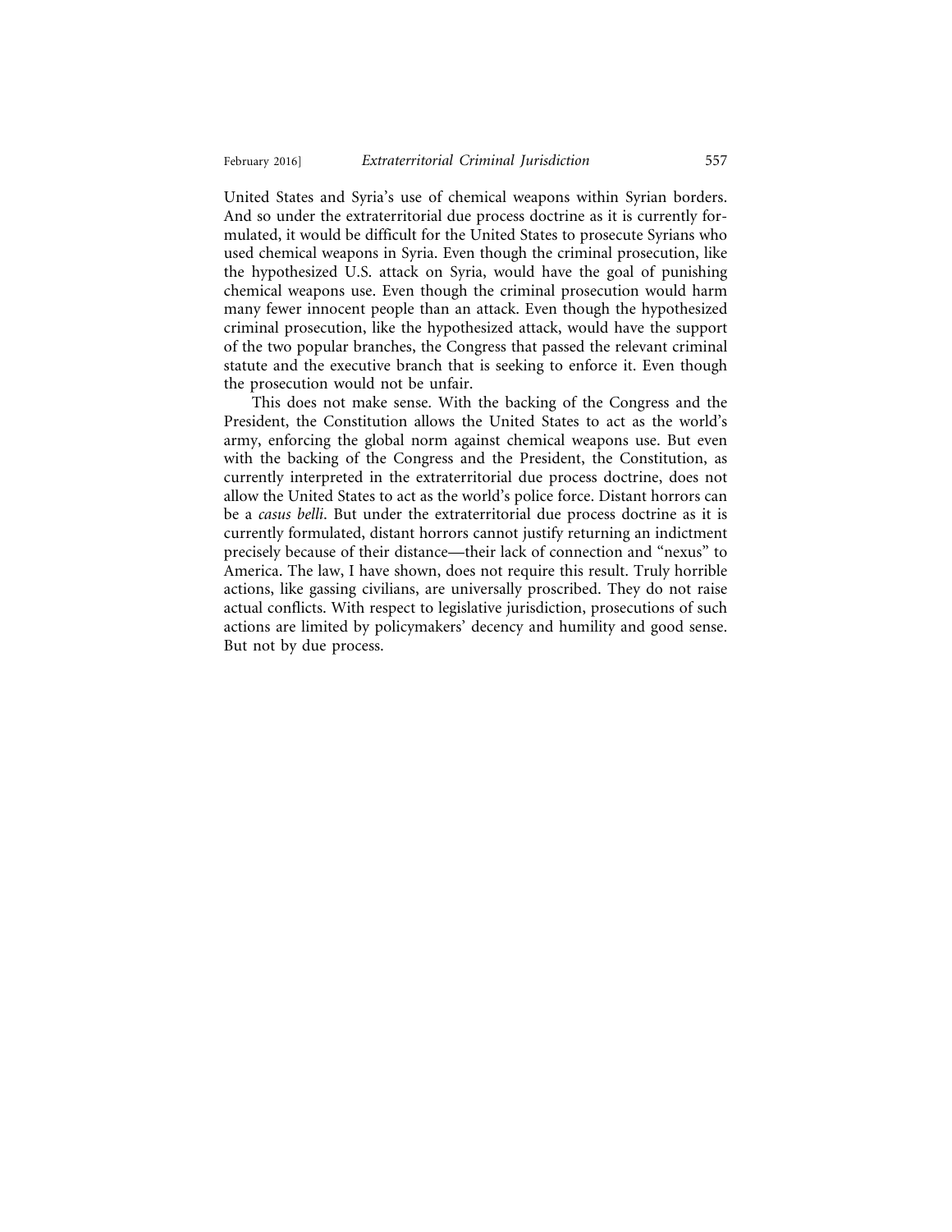United States and Syria's use of chemical weapons within Syrian borders. And so under the extraterritorial due process doctrine as it is currently formulated, it would be difficult for the United States to prosecute Syrians who used chemical weapons in Syria. Even though the criminal prosecution, like the hypothesized U.S. attack on Syria, would have the goal of punishing chemical weapons use. Even though the criminal prosecution would harm many fewer innocent people than an attack. Even though the hypothesized criminal prosecution, like the hypothesized attack, would have the support of the two popular branches, the Congress that passed the relevant criminal statute and the executive branch that is seeking to enforce it. Even though the prosecution would not be unfair.

This does not make sense. With the backing of the Congress and the President, the Constitution allows the United States to act as the world's army, enforcing the global norm against chemical weapons use. But even with the backing of the Congress and the President, the Constitution, as currently interpreted in the extraterritorial due process doctrine, does not allow the United States to act as the world's police force. Distant horrors can be a *casus belli*. But under the extraterritorial due process doctrine as it is currently formulated, distant horrors cannot justify returning an indictment precisely because of their distance—their lack of connection and "nexus" to America. The law, I have shown, does not require this result. Truly horrible actions, like gassing civilians, are universally proscribed. They do not raise actual conflicts. With respect to legislative jurisdiction, prosecutions of such actions are limited by policymakers' decency and humility and good sense. But not by due process.